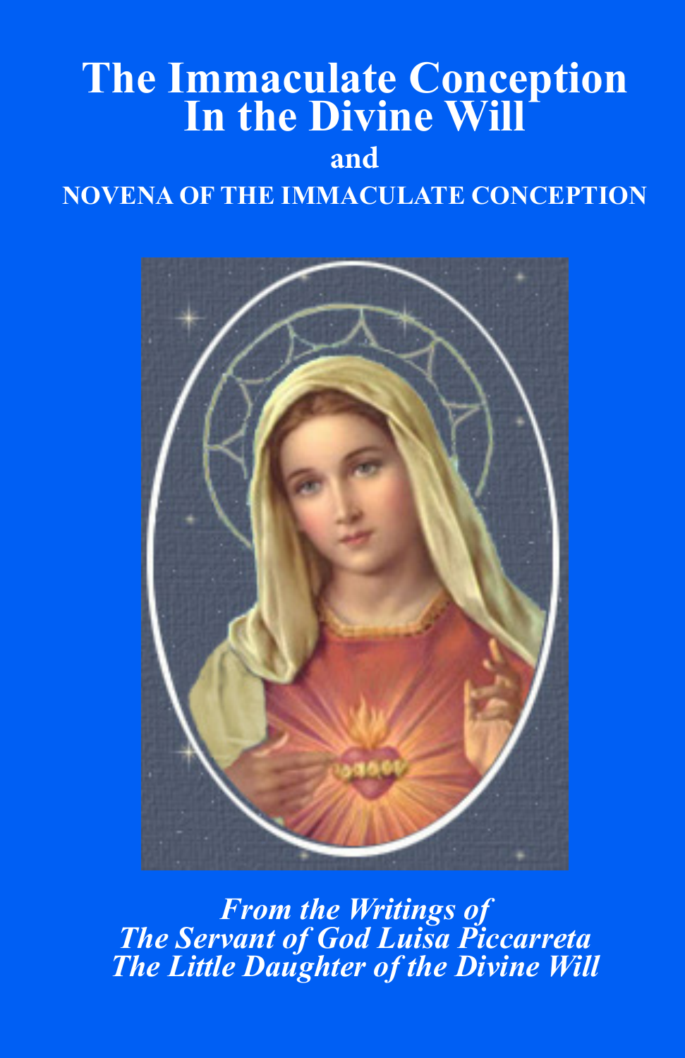# The Immaculate Conception In the Divine Will

**and**

## NOVENA OF THE IMMACULATE CONCEPTION

***From the Writings of The Servant of God Luisa Piccarreta The Little Daughter of the Divine Will***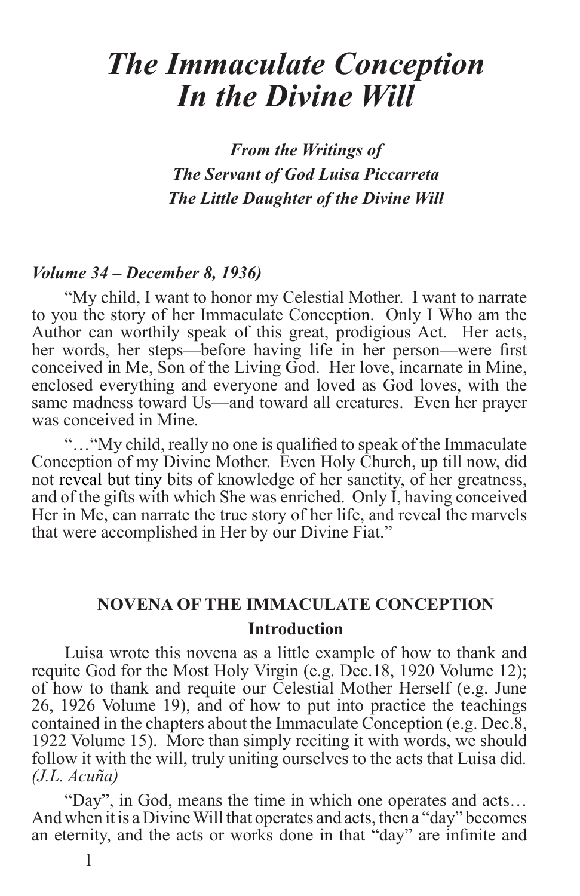# *The Immaculate Conception In the Divine Will*

***From the Writings of***
***The Servant of God Luisa Piccarreta***
***The Little Daughter of the Divine Will***

***Volume 34 – December 8, 1936)***

"My child, I want to honor my Celestial Mother. I want to narrate to you the story of her Immaculate Conception. Only I Who am the Author can worthily speak of this great, prodigious Act. Her acts, her words, her steps—before having life in her person—were first conceived in Me, Son of the Living God. Her love, incarnate in Mine, enclosed everything and everyone and loved as God loves, with the same madness toward Us—and toward all creatures. Even her prayer was conceived in Mine.

"…"My child, really no one is qualified to speak of the Immaculate Conception of my Divine Mother. Even Holy Church, up till now, did not reveal but tiny bits of knowledge of her sanctity, of her greatness, and of the gifts with which She was enriched. Only I, having conceived Her in Me, can narrate the true story of her life, and reveal the marvels that were accomplished in Her by our Divine Fiat."

## NOVENA OF THE IMMACULATE CONCEPTION

### Introduction

Luisa wrote this novena as a little example of how to thank and requite God for the Most Holy Virgin (e.g. Dec.18, 1920 Volume 12); of how to thank and requite our Celestial Mother Herself (e.g. June 26, 1926 Volume 19), and of how to put into practice the teachings contained in the chapters about the Immaculate Conception (e.g. Dec.8, 1922 Volume 15). More than simply reciting it with words, we should follow it with the will, truly uniting ourselves to the acts that Luisa did. *(J.L. Acuña)*

"Day", in God, means the time in which one operates and acts… And when it is a Divine Will that operates and acts, then a "day" becomes an eternity, and the acts or works done in that "day" are infinite and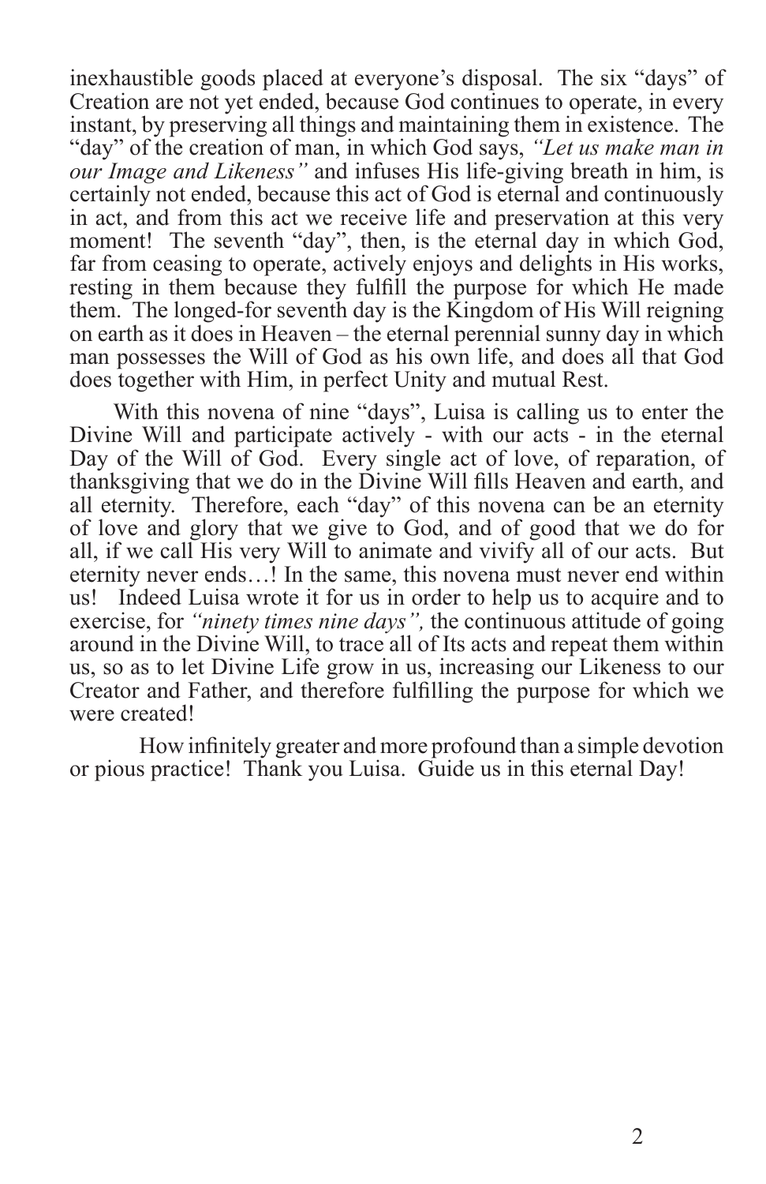inexhaustible goods placed at everyone's disposal. The six "days" of Creation are not yet ended, because God continues to operate, in every instant, by preserving all things and maintaining them in existence. The "day" of the creation of man, in which God says, *"Let us make man in our Image and Likeness"* and infuses His life-giving breath in him, is certainly not ended, because this act of God is eternal and continuously in act, and from this act we receive life and preservation at this very moment! The seventh "day", then, is the eternal day in which God, far from ceasing to operate, actively enjoys and delights in His works, resting in them because they fulfill the purpose for which He made them. The longed-for seventh day is the Kingdom of His Will reigning on earth as it does in Heaven – the eternal perennial sunny day in which man possesses the Will of God as his own life, and does all that God does together with Him, in perfect Unity and mutual Rest.

With this novena of nine "days", Luisa is calling us to enter the Divine Will and participate actively - with our acts - in the eternal Day of the Will of God. Every single act of love, of reparation, of thanksgiving that we do in the Divine Will fills Heaven and earth, and all eternity. Therefore, each "day" of this novena can be an eternity of love and glory that we give to God, and of good that we do for all, if we call His very Will to animate and vivify all of our acts. But eternity never ends…! In the same, this novena must never end within us! Indeed Luisa wrote it for us in order to help us to acquire and to exercise, for *"ninety times nine days",* the continuous attitude of going around in the Divine Will, to trace all of Its acts and repeat them within us, so as to let Divine Life grow in us, increasing our Likeness to our Creator and Father, and therefore fulfilling the purpose for which we were created!

How infinitely greater and more profound than a simple devotion or pious practice! Thank you Luisa. Guide us in this eternal Day!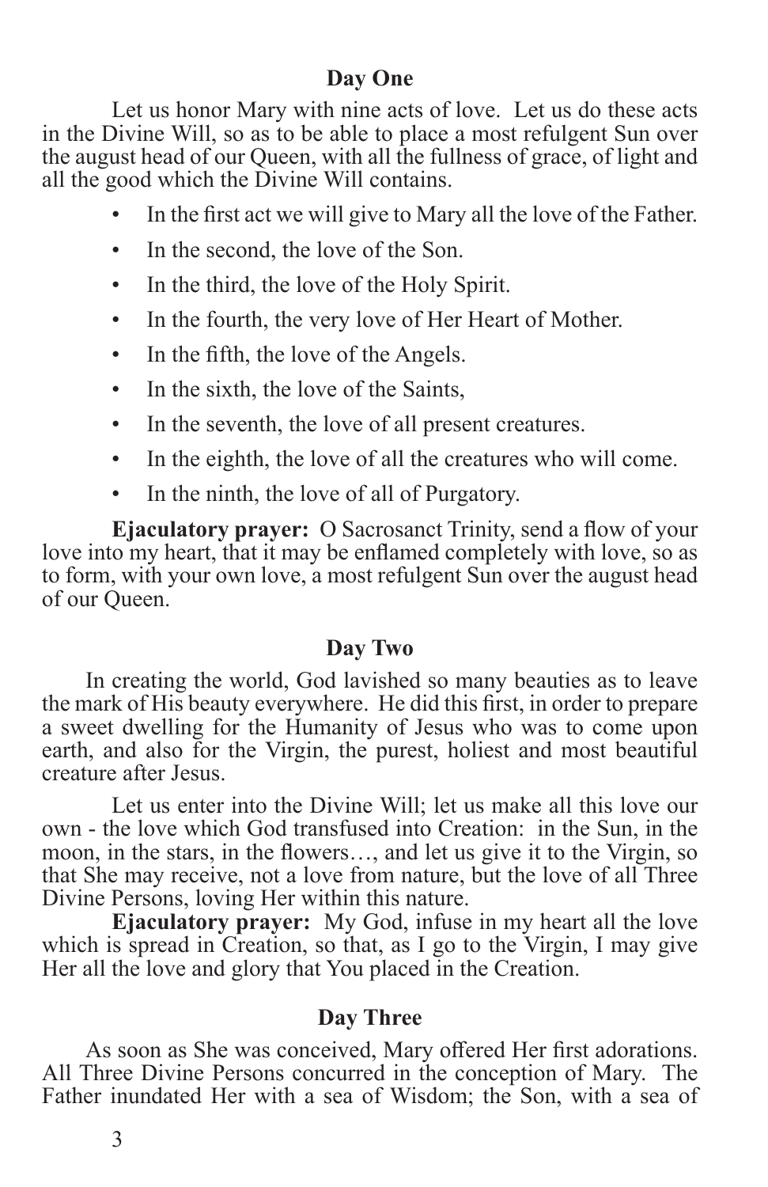## Day One

Let us honor Mary with nine acts of love. Let us do these acts in the Divine Will, so as to be able to place a most refulgent Sun over the august head of our Queen, with all the fullness of grace, of light and all the good which the Divine Will contains.

- In the first act we will give to Mary all the love of the Father.
- In the second, the love of the Son.
- In the third, the love of the Holy Spirit.
- In the fourth, the very love of Her Heart of Mother.
- In the fifth, the love of the Angels.
- In the sixth, the love of the Saints,
- In the seventh, the love of all present creatures.
- In the eighth, the love of all the creatures who will come.
- In the ninth, the love of all of Purgatory.

**Ejaculatory prayer:** O Sacrosanct Trinity, send a flow of your love into my heart, that it may be enflamed completely with love, so as to form, with your own love, a most refulgent Sun over the august head of our Queen.

## Day Two

In creating the world, God lavished so many beauties as to leave the mark of His beauty everywhere. He did this first, in order to prepare a sweet dwelling for the Humanity of Jesus who was to come upon earth, and also for the Virgin, the purest, holiest and most beautiful creature after Jesus.

Let us enter into the Divine Will; let us make all this love our own - the love which God transfused into Creation: in the Sun, in the moon, in the stars, in the flowers…, and let us give it to the Virgin, so that She may receive, not a love from nature, but the love of all Three Divine Persons, loving Her within this nature.

**Ejaculatory prayer:** My God, infuse in my heart all the love which is spread in Creation, so that, as I go to the Virgin, I may give Her all the love and glory that You placed in the Creation.

## Day Three

As soon as She was conceived, Mary offered Her first adorations. All Three Divine Persons concurred in the conception of Mary. The Father inundated Her with a sea of Wisdom; the Son, with a sea of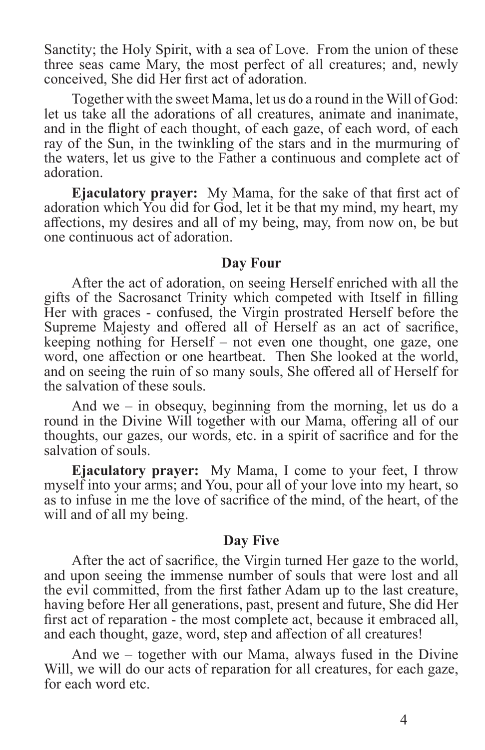Sanctity; the Holy Spirit, with a sea of Love. From the union of these three seas came Mary, the most perfect of all creatures; and, newly conceived, She did Her first act of adoration.

Together with the sweet Mama, let us do a round in the Will of God: let us take all the adorations of all creatures, animate and inanimate, and in the flight of each thought, of each gaze, of each word, of each ray of the Sun, in the twinkling of the stars and in the murmuring of the waters, let us give to the Father a continuous and complete act of adoration.

**Ejaculatory prayer:** My Mama, for the sake of that first act of adoration which You did for God, let it be that my mind, my heart, my affections, my desires and all of my being, may, from now on, be but one continuous act of adoration.

### Day Four

After the act of adoration, on seeing Herself enriched with all the gifts of the Sacrosanct Trinity which competed with Itself in filling Her with graces - confused, the Virgin prostrated Herself before the Supreme Majesty and offered all of Herself as an act of sacrifice, keeping nothing for Herself – not even one thought, one gaze, one word, one affection or one heartbeat. Then She looked at the world, and on seeing the ruin of so many souls, She offered all of Herself for the salvation of these souls.

And we – in obsequy, beginning from the morning, let us do a round in the Divine Will together with our Mama, offering all of our thoughts, our gazes, our words, etc. in a spirit of sacrifice and for the salvation of souls.

**Ejaculatory prayer:** My Mama, I come to your feet, I throw myself into your arms; and You, pour all of your love into my heart, so as to infuse in me the love of sacrifice of the mind, of the heart, of the will and of all my being.

### Day Five

After the act of sacrifice, the Virgin turned Her gaze to the world, and upon seeing the immense number of souls that were lost and all the evil committed, from the first father Adam up to the last creature, having before Her all generations, past, present and future, She did Her first act of reparation - the most complete act, because it embraced all, and each thought, gaze, word, step and affection of all creatures!

And we – together with our Mama, always fused in the Divine Will, we will do our acts of reparation for all creatures, for each gaze, for each word etc.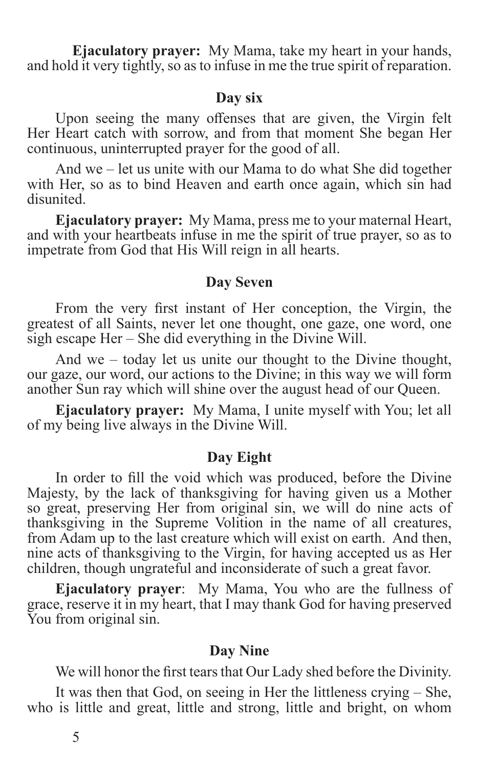**Ejaculatory prayer:** My Mama, take my heart in your hands, and hold it very tightly, so as to infuse in me the true spirit of reparation.

### Day six

Upon seeing the many offenses that are given, the Virgin felt Her Heart catch with sorrow, and from that moment She began Her continuous, uninterrupted prayer for the good of all.

And we – let us unite with our Mama to do what She did together with Her, so as to bind Heaven and earth once again, which sin had disunited.

**Ejaculatory prayer:** My Mama, press me to your maternal Heart, and with your heartbeats infuse in me the spirit of true prayer, so as to impetrate from God that His Will reign in all hearts.

### Day Seven

From the very first instant of Her conception, the Virgin, the greatest of all Saints, never let one thought, one gaze, one word, one sigh escape Her – She did everything in the Divine Will.

And we – today let us unite our thought to the Divine thought, our gaze, our word, our actions to the Divine; in this way we will form another Sun ray which will shine over the august head of our Queen.

**Ejaculatory prayer:** My Mama, I unite myself with You; let all of my being live always in the Divine Will.

### Day Eight

In order to fill the void which was produced, before the Divine Majesty, by the lack of thanksgiving for having given us a Mother so great, preserving Her from original sin, we will do nine acts of thanksgiving in the Supreme Volition in the name of all creatures, from Adam up to the last creature which will exist on earth. And then, nine acts of thanksgiving to the Virgin, for having accepted us as Her children, though ungrateful and inconsiderate of such a great favor.

**Ejaculatory prayer**: My Mama, You who are the fullness of grace, reserve it in my heart, that I may thank God for having preserved You from original sin.

### Day Nine

We will honor the first tears that Our Lady shed before the Divinity.

It was then that God, on seeing in Her the littleness crying – She, who is little and great, little and strong, little and bright, on whom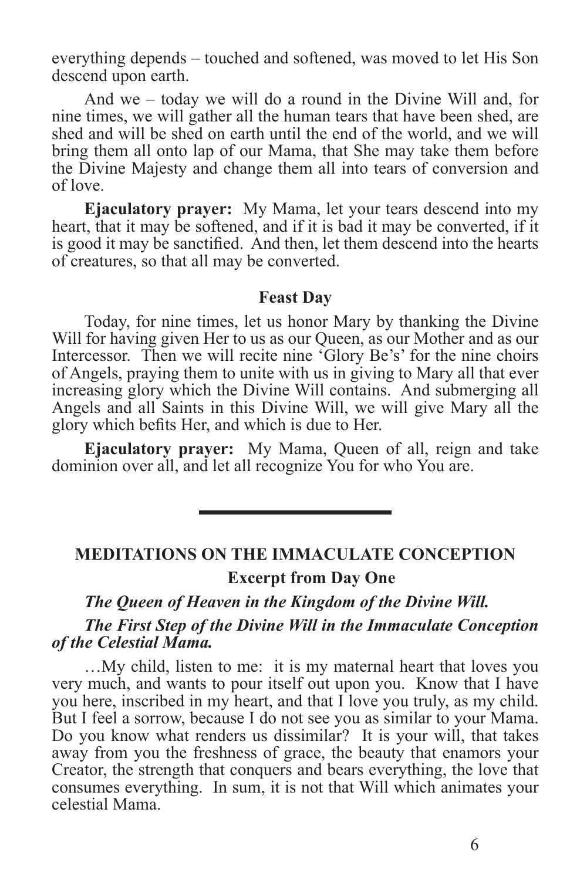everything depends – touched and softened, was moved to let His Son descend upon earth.

And we – today we will do a round in the Divine Will and, for nine times, we will gather all the human tears that have been shed, are shed and will be shed on earth until the end of the world, and we will bring them all onto lap of our Mama, that She may take them before the Divine Majesty and change them all into tears of conversion and of love.

**Ejaculatory prayer:** My Mama, let your tears descend into my heart, that it may be softened, and if it is bad it may be converted, if it is good it may be sanctified. And then, let them descend into the hearts of creatures, so that all may be converted.

### Feast Day

Today, for nine times, let us honor Mary by thanking the Divine Will for having given Her to us as our Queen, as our Mother and as our Intercessor. Then we will recite nine 'Glory Be's' for the nine choirs of Angels, praying them to unite with us in giving to Mary all that ever increasing glory which the Divine Will contains. And submerging all Angels and all Saints in this Divine Will, we will give Mary all the glory which befits Her, and which is due to Her.

**Ejaculatory prayer:** My Mama, Queen of all, reign and take dominion over all, and let all recognize You for who You are.

---

## MEDITATIONS ON THE IMMACULATE CONCEPTION

### Excerpt from Day One

***The Queen of Heaven in the Kingdom of the Divine Will.***

***The First Step of the Divine Will in the Immaculate Conception of the Celestial Mama.***

…My child, listen to me: it is my maternal heart that loves you very much, and wants to pour itself out upon you. Know that I have you here, inscribed in my heart, and that I love you truly, as my child. But I feel a sorrow, because I do not see you as similar to your Mama. Do you know what renders us dissimilar? It is your will, that takes away from you the freshness of grace, the beauty that enamors your Creator, the strength that conquers and bears everything, the love that consumes everything. In sum, it is not that Will which animates your celestial Mama.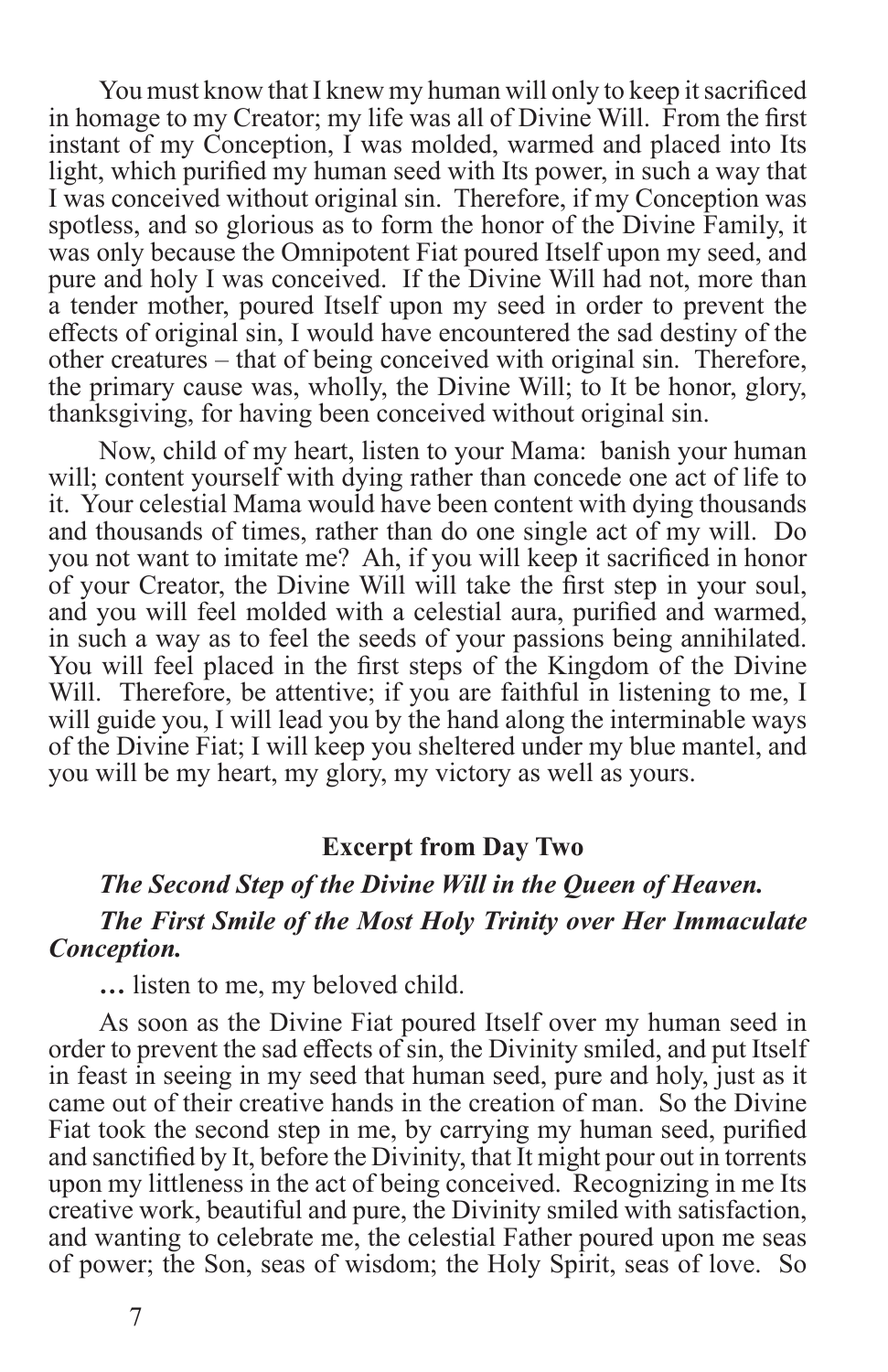You must know that I knew my human will only to keep it sacrificed in homage to my Creator; my life was all of Divine Will. From the first instant of my Conception, I was molded, warmed and placed into Its light, which purified my human seed with Its power, in such a way that I was conceived without original sin. Therefore, if my Conception was spotless, and so glorious as to form the honor of the Divine Family, it was only because the Omnipotent Fiat poured Itself upon my seed, and pure and holy I was conceived. If the Divine Will had not, more than a tender mother, poured Itself upon my seed in order to prevent the effects of original sin, I would have encountered the sad destiny of the other creatures – that of being conceived with original sin. Therefore, the primary cause was, wholly, the Divine Will; to It be honor, glory, thanksgiving, for having been conceived without original sin.

Now, child of my heart, listen to your Mama: banish your human will; content yourself with dying rather than concede one act of life to it. Your celestial Mama would have been content with dying thousands and thousands of times, rather than do one single act of my will. Do you not want to imitate me? Ah, if you will keep it sacrificed in honor of your Creator, the Divine Will will take the first step in your soul, and you will feel molded with a celestial aura, purified and warmed, in such a way as to feel the seeds of your passions being annihilated. You will feel placed in the first steps of the Kingdom of the Divine Will. Therefore, be attentive; if you are faithful in listening to me, I will guide you, I will lead you by the hand along the interminable ways of the Divine Fiat; I will keep you sheltered under my blue mantel, and you will be my heart, my glory, my victory as well as yours.

## Excerpt from Day Two

### *The Second Step of the Divine Will in the Queen of Heaven. The First Smile of the Most Holy Trinity over Her Immaculate Conception.*

**…** listen to me, my beloved child.

As soon as the Divine Fiat poured Itself over my human seed in order to prevent the sad effects of sin, the Divinity smiled, and put Itself in feast in seeing in my seed that human seed, pure and holy, just as it came out of their creative hands in the creation of man. So the Divine Fiat took the second step in me, by carrying my human seed, purified and sanctified by It, before the Divinity, that It might pour out in torrents upon my littleness in the act of being conceived. Recognizing in me Its creative work, beautiful and pure, the Divinity smiled with satisfaction, and wanting to celebrate me, the celestial Father poured upon me seas of power; the Son, seas of wisdom; the Holy Spirit, seas of love. So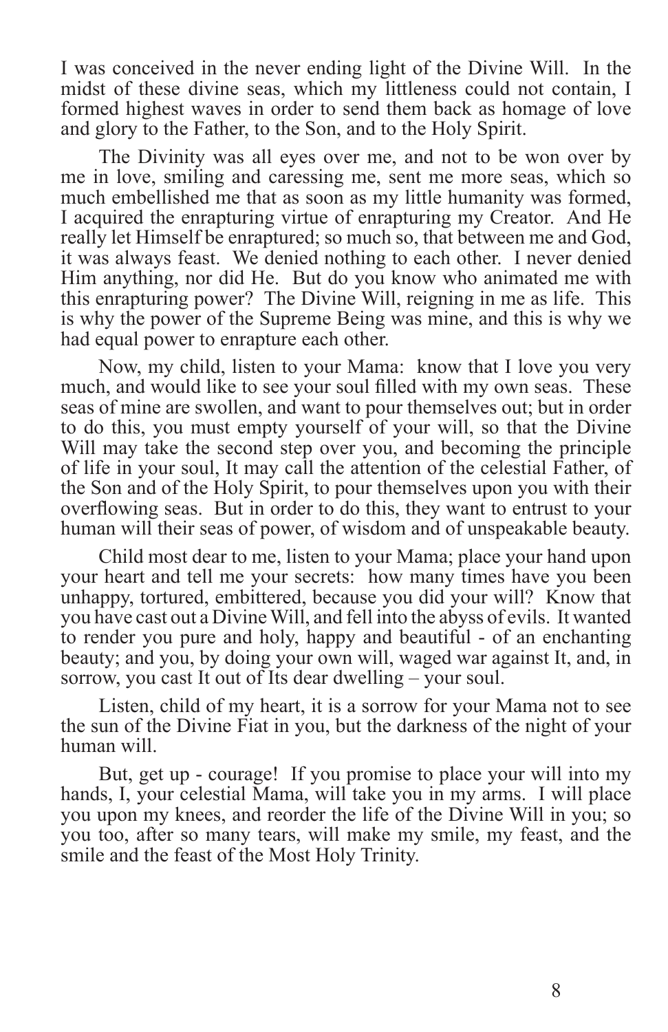I was conceived in the never ending light of the Divine Will. In the midst of these divine seas, which my littleness could not contain, I formed highest waves in order to send them back as homage of love and glory to the Father, to the Son, and to the Holy Spirit.

The Divinity was all eyes over me, and not to be won over by me in love, smiling and caressing me, sent me more seas, which so much embellished me that as soon as my little humanity was formed, I acquired the enrapturing virtue of enrapturing my Creator. And He really let Himself be enraptured; so much so, that between me and God, it was always feast. We denied nothing to each other. I never denied Him anything, nor did He. But do you know who animated me with this enrapturing power? The Divine Will, reigning in me as life. This is why the power of the Supreme Being was mine, and this is why we had equal power to enrapture each other.

Now, my child, listen to your Mama: know that I love you very much, and would like to see your soul filled with my own seas. These seas of mine are swollen, and want to pour themselves out; but in order to do this, you must empty yourself of your will, so that the Divine Will may take the second step over you, and becoming the principle of life in your soul, It may call the attention of the celestial Father, of the Son and of the Holy Spirit, to pour themselves upon you with their overflowing seas. But in order to do this, they want to entrust to your human will their seas of power, of wisdom and of unspeakable beauty.

Child most dear to me, listen to your Mama; place your hand upon your heart and tell me your secrets: how many times have you been unhappy, tortured, embittered, because you did your will? Know that you have cast out a Divine Will, and fell into the abyss of evils. It wanted to render you pure and holy, happy and beautiful - of an enchanting beauty; and you, by doing your own will, waged war against It, and, in sorrow, you cast It out of Its dear dwelling – your soul.

Listen, child of my heart, it is a sorrow for your Mama not to see the sun of the Divine Fiat in you, but the darkness of the night of your human will.

But, get up - courage! If you promise to place your will into my hands, I, your celestial Mama, will take you in my arms. I will place you upon my knees, and reorder the life of the Divine Will in you; so you too, after so many tears, will make my smile, my feast, and the smile and the feast of the Most Holy Trinity.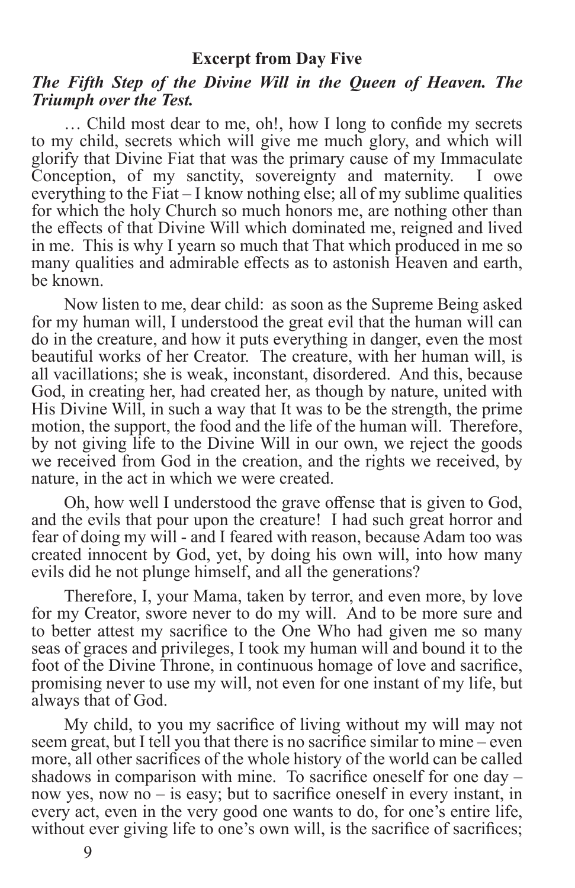## Excerpt from Day Five

### *The Fifth Step of the Divine Will in the Queen of Heaven. The Triumph over the Test.*

… Child most dear to me, oh!, how I long to confide my secrets to my child, secrets which will give me much glory, and which will glorify that Divine Fiat that was the primary cause of my Immaculate Conception, of my sanctity, sovereignty and maternity. I owe everything to the Fiat – I know nothing else; all of my sublime qualities for which the holy Church so much honors me, are nothing other than the effects of that Divine Will which dominated me, reigned and lived in me. This is why I yearn so much that That which produced in me so many qualities and admirable effects as to astonish Heaven and earth, be known.

Now listen to me, dear child: as soon as the Supreme Being asked for my human will, I understood the great evil that the human will can do in the creature, and how it puts everything in danger, even the most beautiful works of her Creator. The creature, with her human will, is all vacillations; she is weak, inconstant, disordered. And this, because God, in creating her, had created her, as though by nature, united with His Divine Will, in such a way that It was to be the strength, the prime motion, the support, the food and the life of the human will. Therefore, by not giving life to the Divine Will in our own, we reject the goods we received from God in the creation, and the rights we received, by nature, in the act in which we were created.

Oh, how well I understood the grave offense that is given to God, and the evils that pour upon the creature! I had such great horror and fear of doing my will - and I feared with reason, because Adam too was created innocent by God, yet, by doing his own will, into how many evils did he not plunge himself, and all the generations?

Therefore, I, your Mama, taken by terror, and even more, by love for my Creator, swore never to do my will. And to be more sure and to better attest my sacrifice to the One Who had given me so many seas of graces and privileges, I took my human will and bound it to the foot of the Divine Throne, in continuous homage of love and sacrifice, promising never to use my will, not even for one instant of my life, but always that of God.

My child, to you my sacrifice of living without my will may not seem great, but I tell you that there is no sacrifice similar to mine – even more, all other sacrifices of the whole history of the world can be called shadows in comparison with mine. To sacrifice oneself for one day – now yes, now no – is easy; but to sacrifice oneself in every instant, in every act, even in the very good one wants to do, for one's entire life, without ever giving life to one's own will, is the sacrifice of sacrifices;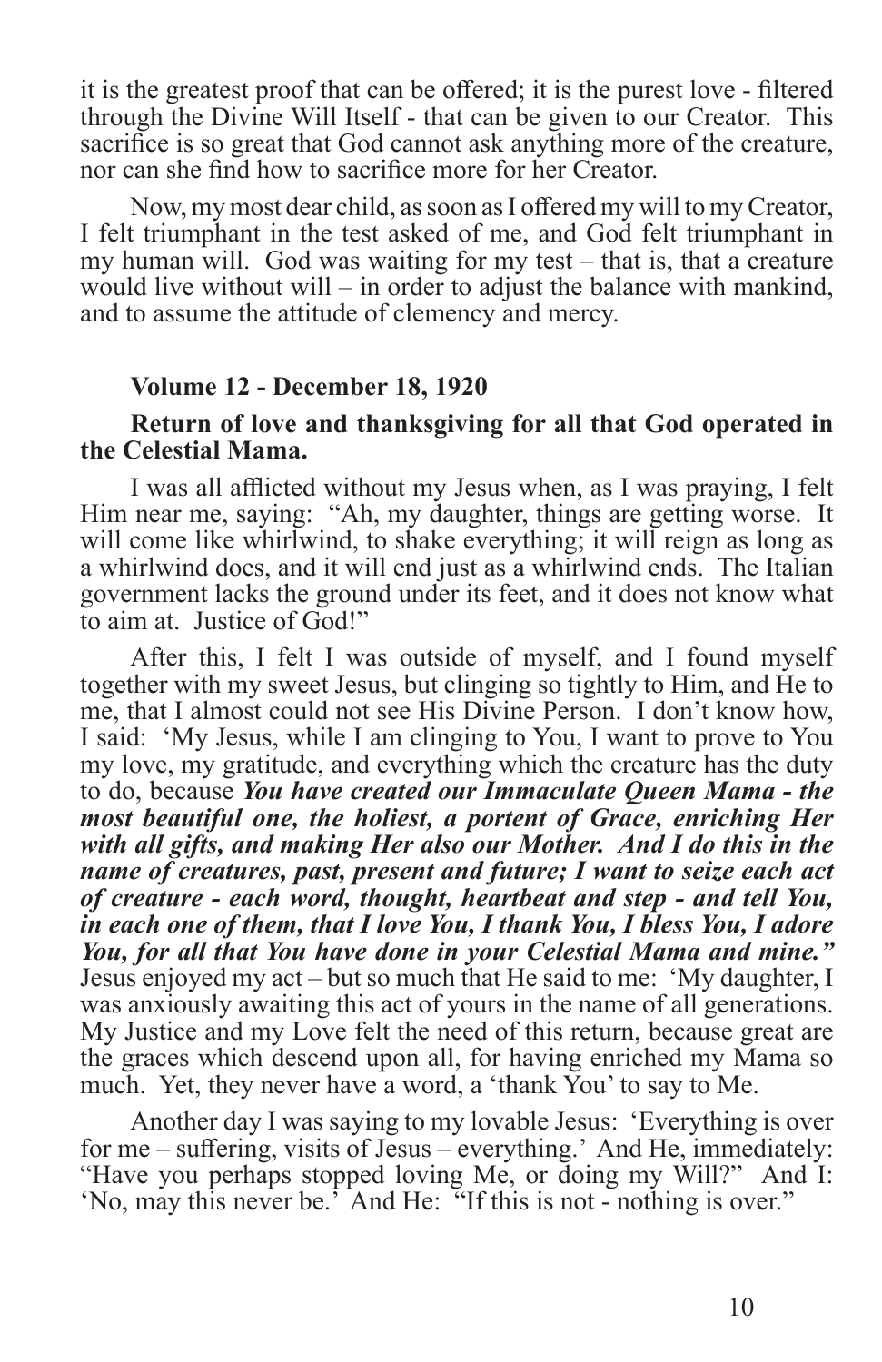it is the greatest proof that can be offered; it is the purest love - filtered through the Divine Will Itself - that can be given to our Creator. This sacrifice is so great that God cannot ask anything more of the creature, nor can she find how to sacrifice more for her Creator.

Now, my most dear child, as soon as I offered my will to my Creator, I felt triumphant in the test asked of me, and God felt triumphant in my human will. God was waiting for my test – that is, that a creature would live without will – in order to adjust the balance with mankind, and to assume the attitude of clemency and mercy.

**Volume 12 - December 18, 1920**

**Return of love and thanksgiving for all that God operated in the Celestial Mama.**

I was all afflicted without my Jesus when, as I was praying, I felt Him near me, saying: "Ah, my daughter, things are getting worse. It will come like whirlwind, to shake everything; it will reign as long as a whirlwind does, and it will end just as a whirlwind ends. The Italian government lacks the ground under its feet, and it does not know what to aim at. Justice of God!"

After this, I felt I was outside of myself, and I found myself together with my sweet Jesus, but clinging so tightly to Him, and He to me, that I almost could not see His Divine Person. I don't know how, I said: 'My Jesus, while I am clinging to You, I want to prove to You my love, my gratitude, and everything which the creature has the duty to do, because ***You have created our Immaculate Queen Mama - the most beautiful one, the holiest, a portent of Grace, enriching Her with all gifts, and making Her also our Mother. And I do this in the name of creatures, past, present and future; I want to seize each act of creature - each word, thought, heartbeat and step - and tell You, in each one of them, that I love You, I thank You, I bless You, I adore You, for all that You have done in your Celestial Mama and mine."*** Jesus enjoyed my act – but so much that He said to me: 'My daughter, I was anxiously awaiting this act of yours in the name of all generations. My Justice and my Love felt the need of this return, because great are the graces which descend upon all, for having enriched my Mama so much. Yet, they never have a word, a 'thank You' to say to Me.

Another day I was saying to my lovable Jesus: 'Everything is over for me – suffering, visits of Jesus – everything.' And He, immediately: "Have you perhaps stopped loving Me, or doing my Will?" And I: 'No, may this never be.' And He: "If this is not - nothing is over."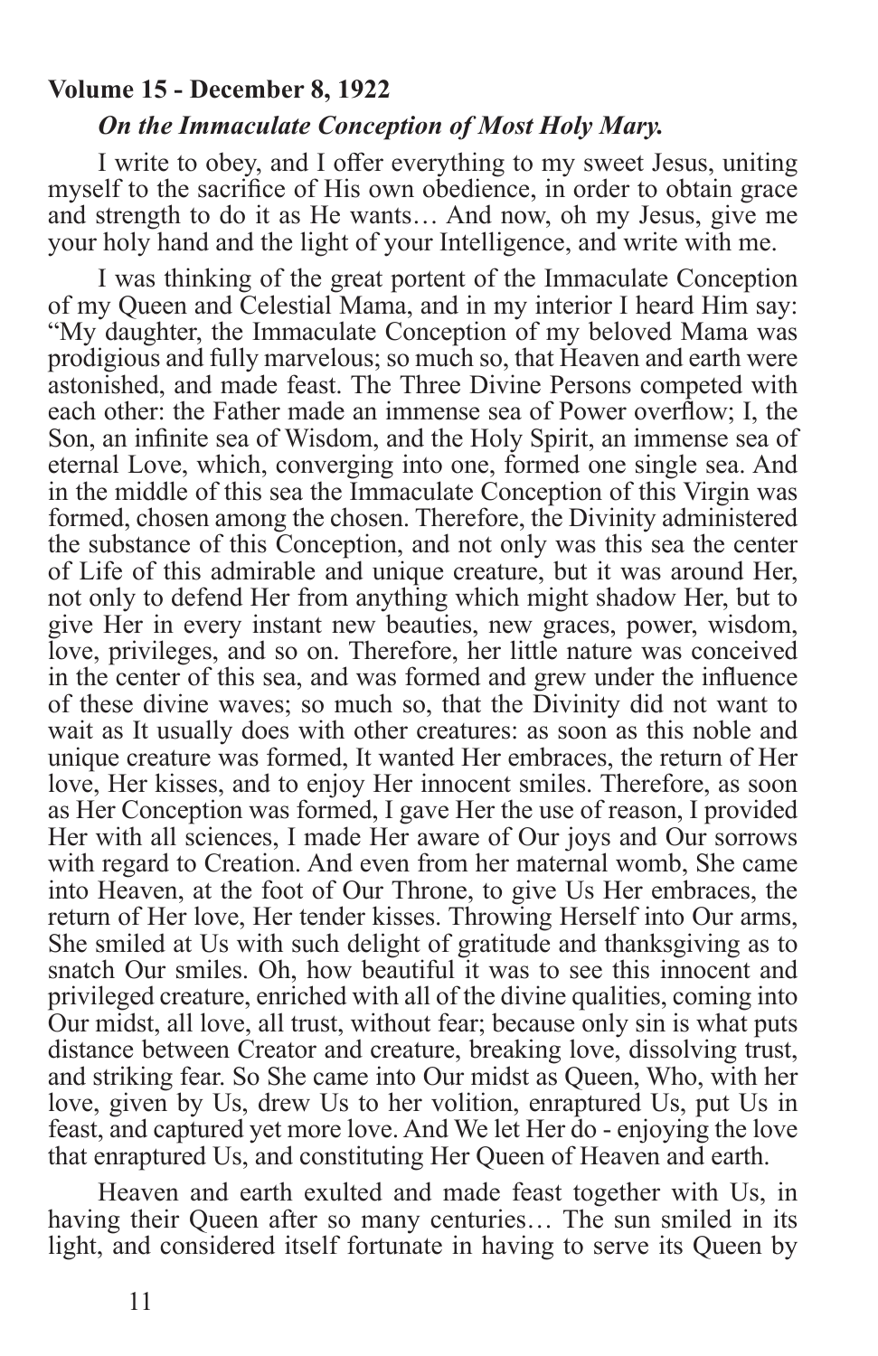**Volume 15 - December 8, 1922**

***On the Immaculate Conception of Most Holy Mary.***

I write to obey, and I offer everything to my sweet Jesus, uniting myself to the sacrifice of His own obedience, in order to obtain grace and strength to do it as He wants… And now, oh my Jesus, give me your holy hand and the light of your Intelligence, and write with me.

I was thinking of the great portent of the Immaculate Conception of my Queen and Celestial Mama, and in my interior I heard Him say: "My daughter, the Immaculate Conception of my beloved Mama was prodigious and fully marvelous; so much so, that Heaven and earth were astonished, and made feast. The Three Divine Persons competed with each other: the Father made an immense sea of Power overflow; I, the Son, an infinite sea of Wisdom, and the Holy Spirit, an immense sea of eternal Love, which, converging into one, formed one single sea. And in the middle of this sea the Immaculate Conception of this Virgin was formed, chosen among the chosen. Therefore, the Divinity administered the substance of this Conception, and not only was this sea the center of Life of this admirable and unique creature, but it was around Her, not only to defend Her from anything which might shadow Her, but to give Her in every instant new beauties, new graces, power, wisdom, love, privileges, and so on. Therefore, her little nature was conceived in the center of this sea, and was formed and grew under the influence of these divine waves; so much so, that the Divinity did not want to wait as It usually does with other creatures: as soon as this noble and unique creature was formed, It wanted Her embraces, the return of Her love, Her kisses, and to enjoy Her innocent smiles. Therefore, as soon as Her Conception was formed, I gave Her the use of reason, I provided Her with all sciences, I made Her aware of Our joys and Our sorrows with regard to Creation. And even from her maternal womb, She came into Heaven, at the foot of Our Throne, to give Us Her embraces, the return of Her love, Her tender kisses. Throwing Herself into Our arms, She smiled at Us with such delight of gratitude and thanksgiving as to snatch Our smiles. Oh, how beautiful it was to see this innocent and privileged creature, enriched with all of the divine qualities, coming into Our midst, all love, all trust, without fear; because only sin is what puts distance between Creator and creature, breaking love, dissolving trust, and striking fear. So She came into Our midst as Queen, Who, with her love, given by Us, drew Us to her volition, enraptured Us, put Us in feast, and captured yet more love. And We let Her do - enjoying the love that enraptured Us, and constituting Her Queen of Heaven and earth.

Heaven and earth exulted and made feast together with Us, in having their Queen after so many centuries… The sun smiled in its light, and considered itself fortunate in having to serve its Queen by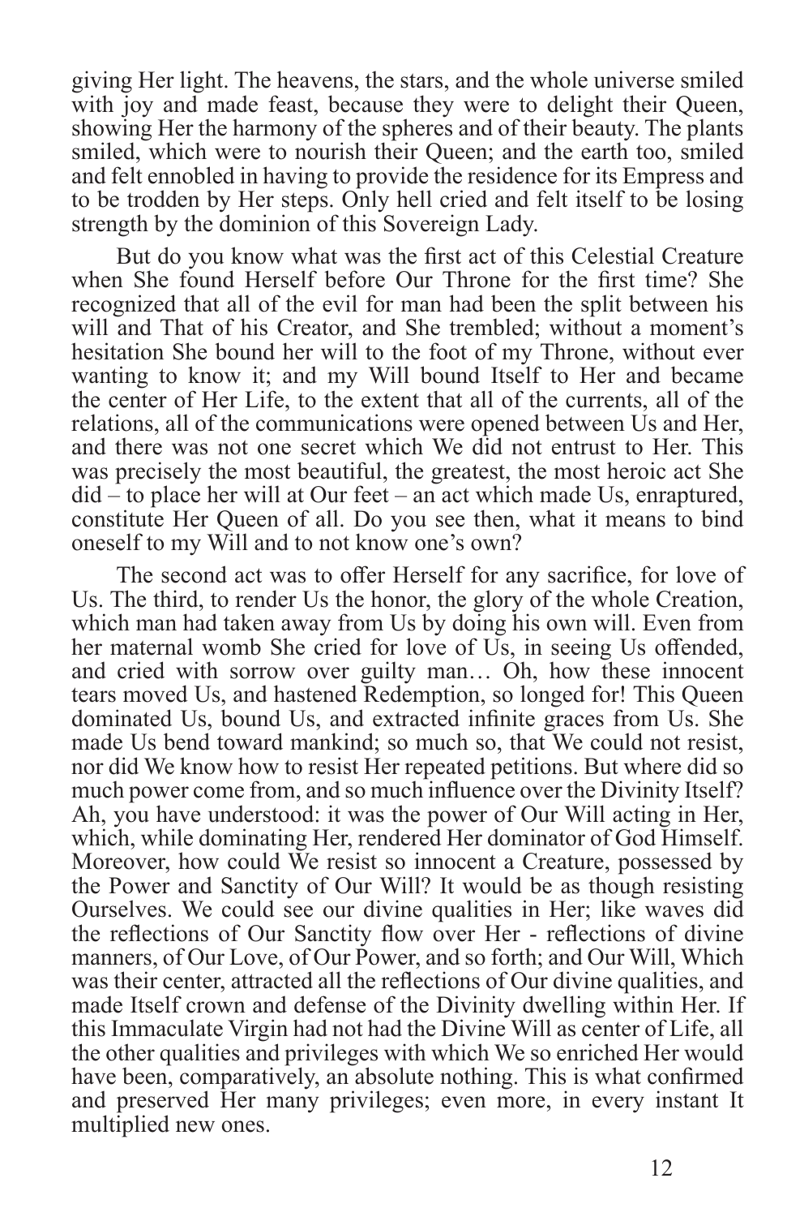giving Her light. The heavens, the stars, and the whole universe smiled with joy and made feast, because they were to delight their Queen, showing Her the harmony of the spheres and of their beauty. The plants smiled, which were to nourish their Queen; and the earth too, smiled and felt ennobled in having to provide the residence for its Empress and to be trodden by Her steps. Only hell cried and felt itself to be losing strength by the dominion of this Sovereign Lady.

But do you know what was the first act of this Celestial Creature when She found Herself before Our Throne for the first time? She recognized that all of the evil for man had been the split between his will and That of his Creator, and She trembled; without a moment's hesitation She bound her will to the foot of my Throne, without ever wanting to know it; and my Will bound Itself to Her and became the center of Her Life, to the extent that all of the currents, all of the relations, all of the communications were opened between Us and Her, and there was not one secret which We did not entrust to Her. This was precisely the most beautiful, the greatest, the most heroic act She did – to place her will at Our feet – an act which made Us, enraptured, constitute Her Queen of all. Do you see then, what it means to bind oneself to my Will and to not know one's own?

The second act was to offer Herself for any sacrifice, for love of Us. The third, to render Us the honor, the glory of the whole Creation, which man had taken away from Us by doing his own will. Even from her maternal womb She cried for love of Us, in seeing Us offended, and cried with sorrow over guilty man… Oh, how these innocent tears moved Us, and hastened Redemption, so longed for! This Queen dominated Us, bound Us, and extracted infinite graces from Us. She made Us bend toward mankind; so much so, that We could not resist, nor did We know how to resist Her repeated petitions. But where did so much power come from, and so much influence over the Divinity Itself? Ah, you have understood: it was the power of Our Will acting in Her, which, while dominating Her, rendered Her dominator of God Himself. Moreover, how could We resist so innocent a Creature, possessed by the Power and Sanctity of Our Will? It would be as though resisting Ourselves. We could see our divine qualities in Her; like waves did the reflections of Our Sanctity flow over Her - reflections of divine manners, of Our Love, of Our Power, and so forth; and Our Will, Which was their center, attracted all the reflections of Our divine qualities, and made Itself crown and defense of the Divinity dwelling within Her. If this Immaculate Virgin had not had the Divine Will as center of Life, all the other qualities and privileges with which We so enriched Her would have been, comparatively, an absolute nothing. This is what confirmed and preserved Her many privileges; even more, in every instant It multiplied new ones.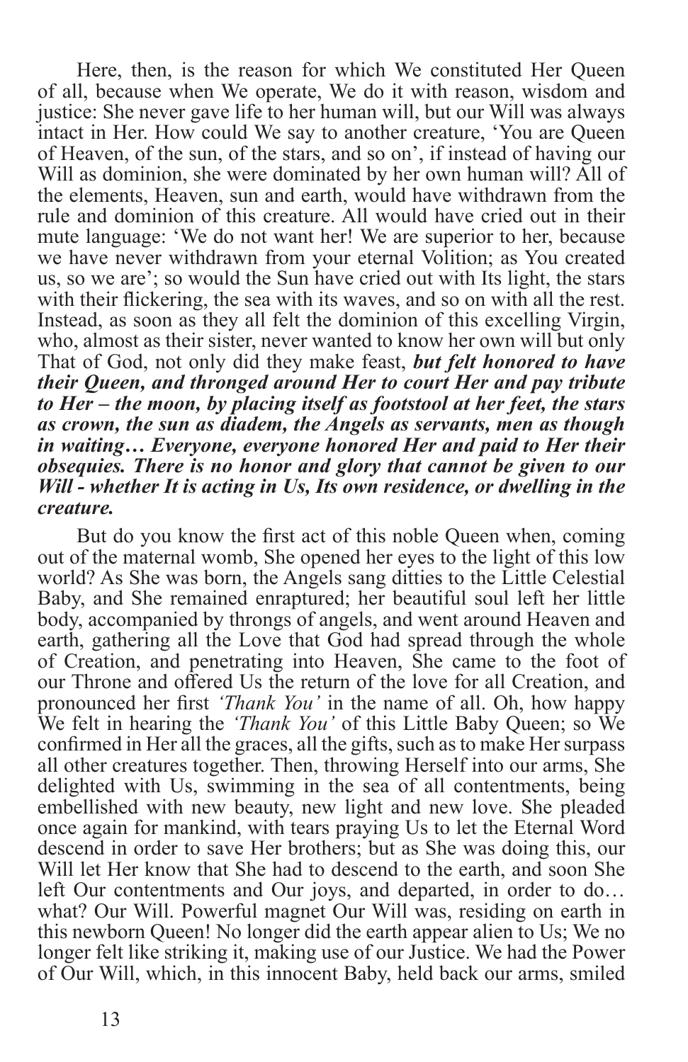Here, then, is the reason for which We constituted Her Queen of all, because when We operate, We do it with reason, wisdom and justice: She never gave life to her human will, but our Will was always intact in Her. How could We say to another creature, 'You are Queen of Heaven, of the sun, of the stars, and so on', if instead of having our Will as dominion, she were dominated by her own human will? All of the elements, Heaven, sun and earth, would have withdrawn from the rule and dominion of this creature. All would have cried out in their mute language: 'We do not want her! We are superior to her, because we have never withdrawn from your eternal Volition; as You created us, so we are'; so would the Sun have cried out with Its light, the stars with their flickering, the sea with its waves, and so on with all the rest. Instead, as soon as they all felt the dominion of this excelling Virgin, who, almost as their sister, never wanted to know her own will but only That of God, not only did they make feast, ***but felt honored to have their Queen, and thronged around Her to court Her and pay tribute to Her – the moon, by placing itself as footstool at her feet, the stars as crown, the sun as diadem, the Angels as servants, men as though in waiting… Everyone, everyone honored Her and paid to Her their obsequies. There is no honor and glory that cannot be given to our Will - whether It is acting in Us, Its own residence, or dwelling in the creature.***

But do you know the first act of this noble Queen when, coming out of the maternal womb, She opened her eyes to the light of this low world? As She was born, the Angels sang ditties to the Little Celestial Baby, and She remained enraptured; her beautiful soul left her little body, accompanied by throngs of angels, and went around Heaven and earth, gathering all the Love that God had spread through the whole of Creation, and penetrating into Heaven, She came to the foot of our Throne and offered Us the return of the love for all Creation, and pronounced her first *'Thank You'* in the name of all. Oh, how happy We felt in hearing the *'Thank You'* of this Little Baby Queen; so We confirmed in Her all the graces, all the gifts, such as to make Her surpass all other creatures together. Then, throwing Herself into our arms, She delighted with Us, swimming in the sea of all contentments, being embellished with new beauty, new light and new love. She pleaded once again for mankind, with tears praying Us to let the Eternal Word descend in order to save Her brothers; but as She was doing this, our Will let Her know that She had to descend to the earth, and soon She left Our contentments and Our joys, and departed, in order to do… what? Our Will. Powerful magnet Our Will was, residing on earth in this newborn Queen! No longer did the earth appear alien to Us; We no longer felt like striking it, making use of our Justice. We had the Power of Our Will, which, in this innocent Baby, held back our arms, smiled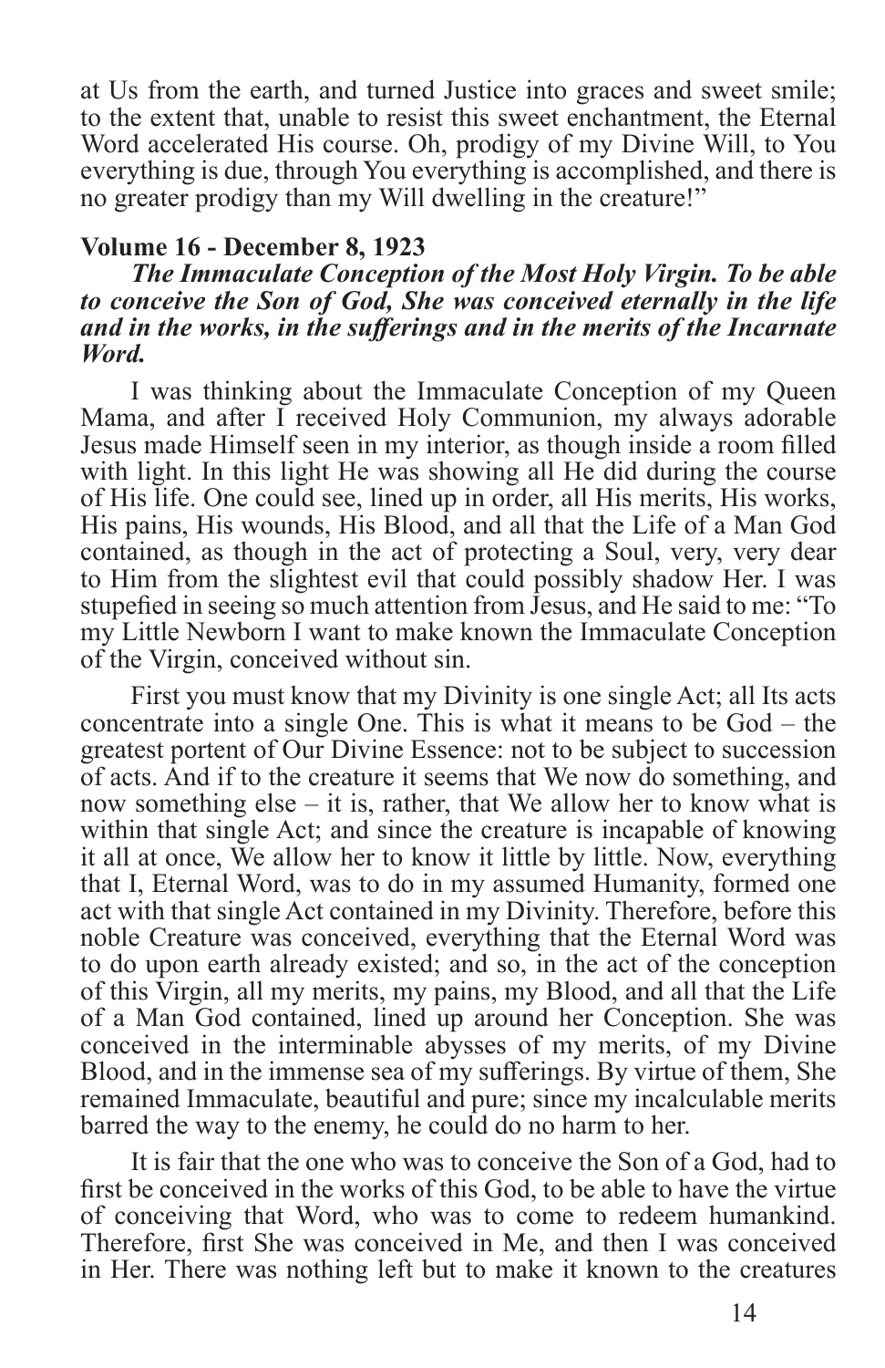at Us from the earth, and turned Justice into graces and sweet smile; to the extent that, unable to resist this sweet enchantment, the Eternal Word accelerated His course. Oh, prodigy of my Divine Will, to You everything is due, through You everything is accomplished, and there is no greater prodigy than my Will dwelling in the creature!"

**Volume 16 - December 8, 1923**

***The Immaculate Conception of the Most Holy Virgin. To be able to conceive the Son of God, She was conceived eternally in the life and in the works, in the sufferings and in the merits of the Incarnate Word.***

I was thinking about the Immaculate Conception of my Queen Mama, and after I received Holy Communion, my always adorable Jesus made Himself seen in my interior, as though inside a room filled with light. In this light He was showing all He did during the course of His life. One could see, lined up in order, all His merits, His works, His pains, His wounds, His Blood, and all that the Life of a Man God contained, as though in the act of protecting a Soul, very, very dear to Him from the slightest evil that could possibly shadow Her. I was stupefied in seeing so much attention from Jesus, and He said to me: "To my Little Newborn I want to make known the Immaculate Conception of the Virgin, conceived without sin.

First you must know that my Divinity is one single Act; all Its acts concentrate into a single One. This is what it means to be God – the greatest portent of Our Divine Essence: not to be subject to succession of acts. And if to the creature it seems that We now do something, and now something else – it is, rather, that We allow her to know what is within that single Act; and since the creature is incapable of knowing it all at once, We allow her to know it little by little. Now, everything that I, Eternal Word, was to do in my assumed Humanity, formed one act with that single Act contained in my Divinity. Therefore, before this noble Creature was conceived, everything that the Eternal Word was to do upon earth already existed; and so, in the act of the conception of this Virgin, all my merits, my pains, my Blood, and all that the Life of a Man God contained, lined up around her Conception. She was conceived in the interminable abysses of my merits, of my Divine Blood, and in the immense sea of my sufferings. By virtue of them, She remained Immaculate, beautiful and pure; since my incalculable merits barred the way to the enemy, he could do no harm to her.

It is fair that the one who was to conceive the Son of a God, had to first be conceived in the works of this God, to be able to have the virtue of conceiving that Word, who was to come to redeem humankind. Therefore, first She was conceived in Me, and then I was conceived in Her. There was nothing left but to make it known to the creatures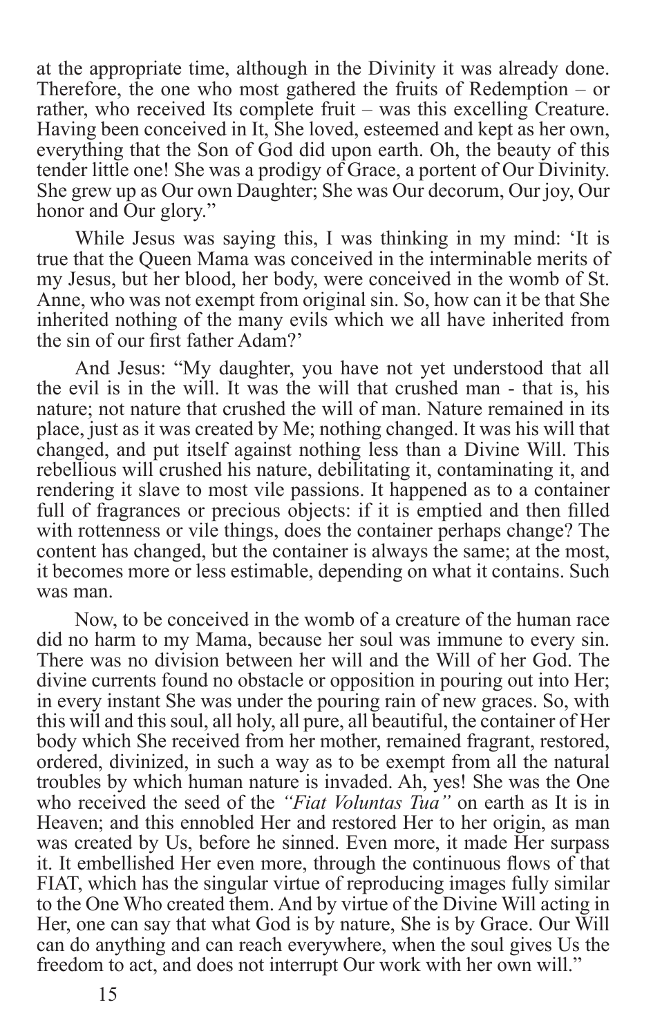at the appropriate time, although in the Divinity it was already done. Therefore, the one who most gathered the fruits of Redemption – or rather, who received Its complete fruit – was this excelling Creature. Having been conceived in It, She loved, esteemed and kept as her own, everything that the Son of God did upon earth. Oh, the beauty of this tender little one! She was a prodigy of Grace, a portent of Our Divinity. She grew up as Our own Daughter; She was Our decorum, Our joy, Our honor and Our glory."

While Jesus was saying this, I was thinking in my mind: 'It is true that the Queen Mama was conceived in the interminable merits of my Jesus, but her blood, her body, were conceived in the womb of St. Anne, who was not exempt from original sin. So, how can it be that She inherited nothing of the many evils which we all have inherited from the sin of our first father Adam?'

And Jesus: "My daughter, you have not yet understood that all the evil is in the will. It was the will that crushed man - that is, his nature; not nature that crushed the will of man. Nature remained in its place, just as it was created by Me; nothing changed. It was his will that changed, and put itself against nothing less than a Divine Will. This rebellious will crushed his nature, debilitating it, contaminating it, and rendering it slave to most vile passions. It happened as to a container full of fragrances or precious objects: if it is emptied and then filled with rottenness or vile things, does the container perhaps change? The content has changed, but the container is always the same; at the most, it becomes more or less estimable, depending on what it contains. Such was man.

Now, to be conceived in the womb of a creature of the human race did no harm to my Mama, because her soul was immune to every sin. There was no division between her will and the Will of her God. The divine currents found no obstacle or opposition in pouring out into Her; in every instant She was under the pouring rain of new graces. So, with this will and this soul, all holy, all pure, all beautiful, the container of Her body which She received from her mother, remained fragrant, restored, ordered, divinized, in such a way as to be exempt from all the natural troubles by which human nature is invaded. Ah, yes! She was the One who received the seed of the *"Fiat Voluntas Tua"* on earth as It is in Heaven; and this ennobled Her and restored Her to her origin, as man was created by Us, before he sinned. Even more, it made Her surpass it. It embellished Her even more, through the continuous flows of that FIAT, which has the singular virtue of reproducing images fully similar to the One Who created them. And by virtue of the Divine Will acting in Her, one can say that what God is by nature, She is by Grace. Our Will can do anything and can reach everywhere, when the soul gives Us the freedom to act, and does not interrupt Our work with her own will."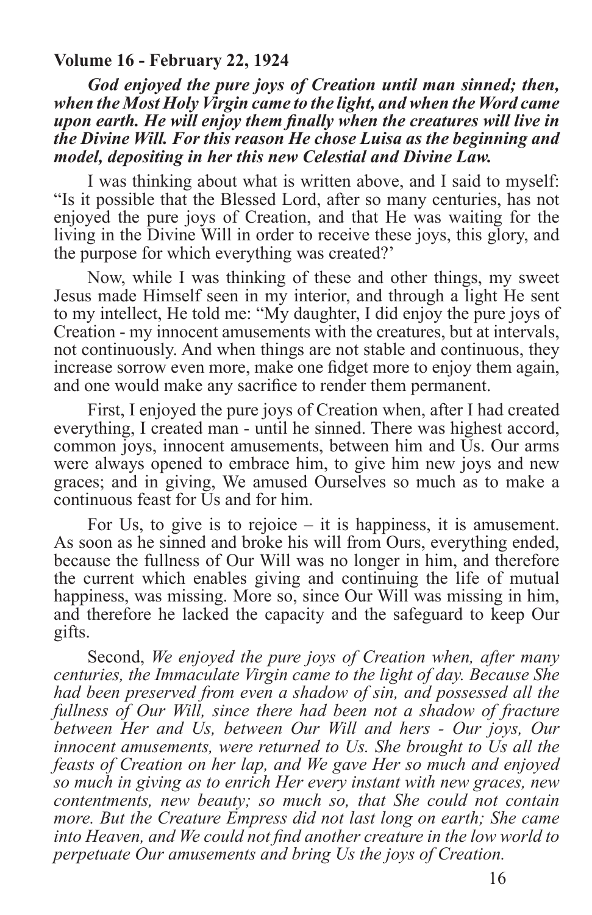**Volume 16 - February 22, 1924**

***God enjoyed the pure joys of Creation until man sinned; then, when the Most Holy Virgin came to the light, and when the Word came upon earth. He will enjoy them finally when the creatures will live in the Divine Will. For this reason He chose Luisa as the beginning and model, depositing in her this new Celestial and Divine Law.***

I was thinking about what is written above, and I said to myself: "Is it possible that the Blessed Lord, after so many centuries, has not enjoyed the pure joys of Creation, and that He was waiting for the living in the Divine Will in order to receive these joys, this glory, and the purpose for which everything was created?'

Now, while I was thinking of these and other things, my sweet Jesus made Himself seen in my interior, and through a light He sent to my intellect, He told me: "My daughter, I did enjoy the pure joys of Creation - my innocent amusements with the creatures, but at intervals, not continuously. And when things are not stable and continuous, they increase sorrow even more, make one fidget more to enjoy them again, and one would make any sacrifice to render them permanent.

First, I enjoyed the pure joys of Creation when, after I had created everything, I created man - until he sinned. There was highest accord, common joys, innocent amusements, between him and Us. Our arms were always opened to embrace him, to give him new joys and new graces; and in giving, We amused Ourselves so much as to make a continuous feast for Us and for him.

For Us, to give is to rejoice – it is happiness, it is amusement. As soon as he sinned and broke his will from Ours, everything ended, because the fullness of Our Will was no longer in him, and therefore the current which enables giving and continuing the life of mutual happiness, was missing. More so, since Our Will was missing in him, and therefore he lacked the capacity and the safeguard to keep Our gifts.

Second, *We enjoyed the pure joys of Creation when, after many centuries, the Immaculate Virgin came to the light of day. Because She had been preserved from even a shadow of sin, and possessed all the fullness of Our Will, since there had been not a shadow of fracture between Her and Us, between Our Will and hers - Our joys, Our innocent amusements, were returned to Us. She brought to Us all the feasts of Creation on her lap, and We gave Her so much and enjoyed so much in giving as to enrich Her every instant with new graces, new contentments, new beauty; so much so, that She could not contain more. But the Creature Empress did not last long on earth; She came into Heaven, and We could not find another creature in the low world to perpetuate Our amusements and bring Us the joys of Creation.*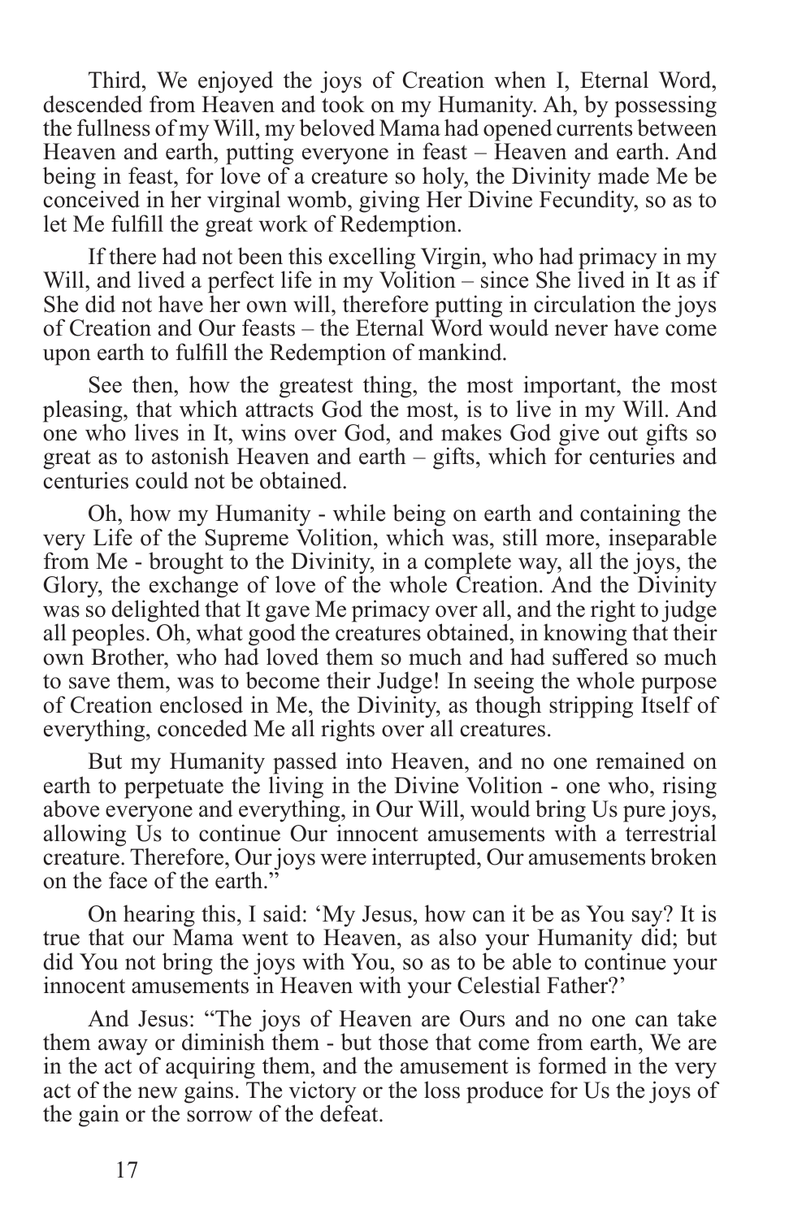Third, We enjoyed the joys of Creation when I, Eternal Word, descended from Heaven and took on my Humanity. Ah, by possessing the fullness of my Will, my beloved Mama had opened currents between Heaven and earth, putting everyone in feast – Heaven and earth. And being in feast, for love of a creature so holy, the Divinity made Me be conceived in her virginal womb, giving Her Divine Fecundity, so as to let Me fulfill the great work of Redemption.

If there had not been this excelling Virgin, who had primacy in my Will, and lived a perfect life in my Volition – since She lived in It as if She did not have her own will, therefore putting in circulation the joys of Creation and Our feasts – the Eternal Word would never have come upon earth to fulfill the Redemption of mankind.

See then, how the greatest thing, the most important, the most pleasing, that which attracts God the most, is to live in my Will. And one who lives in It, wins over God, and makes God give out gifts so great as to astonish Heaven and earth – gifts, which for centuries and centuries could not be obtained.

Oh, how my Humanity - while being on earth and containing the very Life of the Supreme Volition, which was, still more, inseparable from Me - brought to the Divinity, in a complete way, all the joys, the Glory, the exchange of love of the whole Creation. And the Divinity was so delighted that It gave Me primacy over all, and the right to judge all peoples. Oh, what good the creatures obtained, in knowing that their own Brother, who had loved them so much and had suffered so much to save them, was to become their Judge! In seeing the whole purpose of Creation enclosed in Me, the Divinity, as though stripping Itself of everything, conceded Me all rights over all creatures.

But my Humanity passed into Heaven, and no one remained on earth to perpetuate the living in the Divine Volition - one who, rising above everyone and everything, in Our Will, would bring Us pure joys, allowing Us to continue Our innocent amusements with a terrestrial creature. Therefore, Our joys were interrupted, Our amusements broken on the face of the earth."

On hearing this, I said: 'My Jesus, how can it be as You say? It is true that our Mama went to Heaven, as also your Humanity did; but did You not bring the joys with You, so as to be able to continue your innocent amusements in Heaven with your Celestial Father?'

And Jesus: "The joys of Heaven are Ours and no one can take them away or diminish them - but those that come from earth, We are in the act of acquiring them, and the amusement is formed in the very act of the new gains. The victory or the loss produce for Us the joys of the gain or the sorrow of the defeat.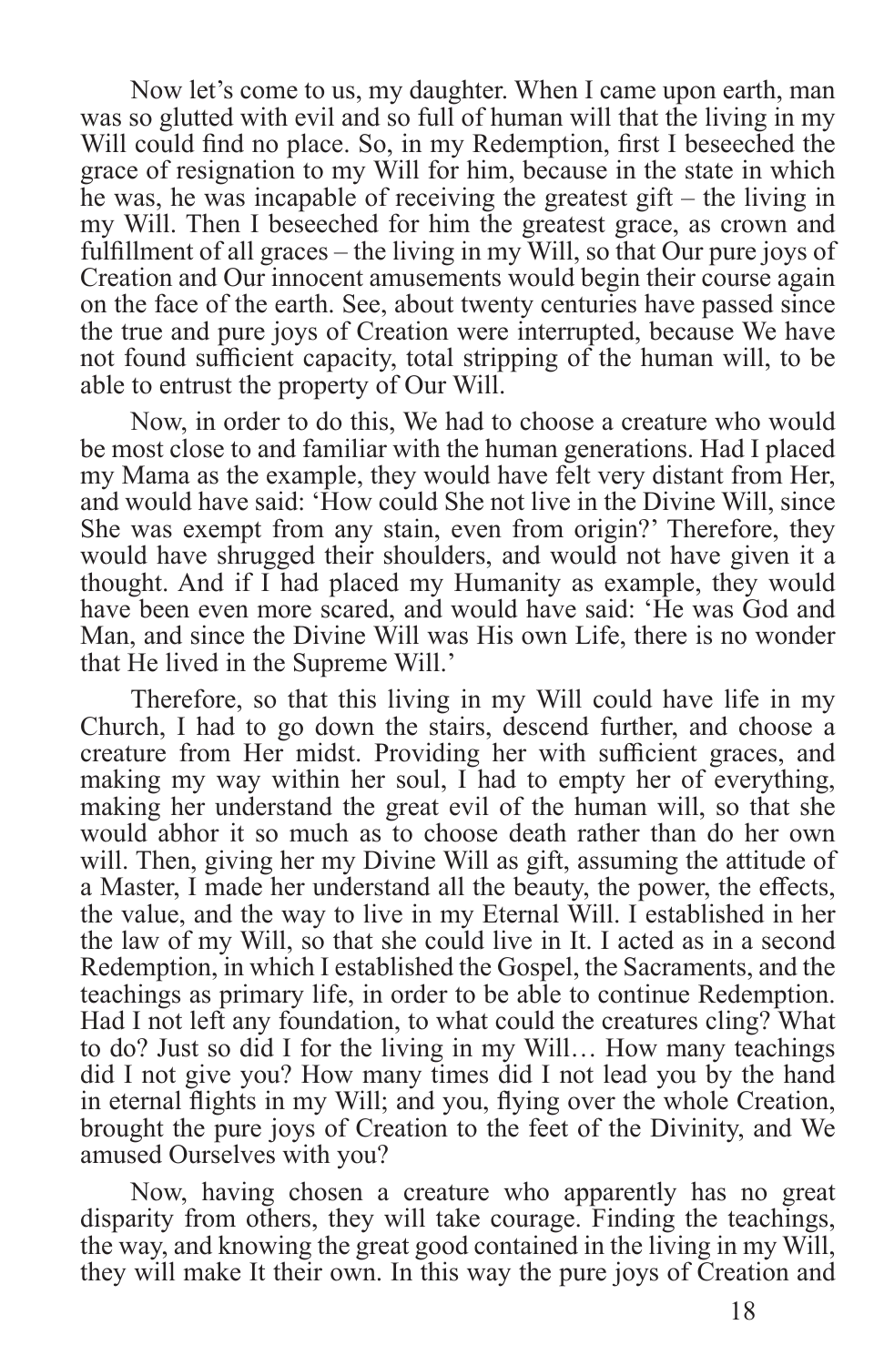Now let's come to us, my daughter. When I came upon earth, man was so glutted with evil and so full of human will that the living in my Will could find no place. So, in my Redemption, first I beseeched the grace of resignation to my Will for him, because in the state in which he was, he was incapable of receiving the greatest gift – the living in my Will. Then I beseeched for him the greatest grace, as crown and fulfillment of all graces – the living in my Will, so that Our pure joys of Creation and Our innocent amusements would begin their course again on the face of the earth. See, about twenty centuries have passed since the true and pure joys of Creation were interrupted, because We have not found sufficient capacity, total stripping of the human will, to be able to entrust the property of Our Will.

Now, in order to do this, We had to choose a creature who would be most close to and familiar with the human generations. Had I placed my Mama as the example, they would have felt very distant from Her, and would have said: 'How could She not live in the Divine Will, since She was exempt from any stain, even from origin?' Therefore, they would have shrugged their shoulders, and would not have given it a thought. And if I had placed my Humanity as example, they would have been even more scared, and would have said: 'He was God and Man, and since the Divine Will was His own Life, there is no wonder that He lived in the Supreme Will.'

Therefore, so that this living in my Will could have life in my Church, I had to go down the stairs, descend further, and choose a creature from Her midst. Providing her with sufficient graces, and making my way within her soul, I had to empty her of everything, making her understand the great evil of the human will, so that she would abhor it so much as to choose death rather than do her own will. Then, giving her my Divine Will as gift, assuming the attitude of a Master, I made her understand all the beauty, the power, the effects, the value, and the way to live in my Eternal Will. I established in her the law of my Will, so that she could live in It. I acted as in a second Redemption, in which I established the Gospel, the Sacraments, and the teachings as primary life, in order to be able to continue Redemption. Had I not left any foundation, to what could the creatures cling? What to do? Just so did I for the living in my Will… How many teachings did I not give you? How many times did I not lead you by the hand in eternal flights in my Will; and you, flying over the whole Creation, brought the pure joys of Creation to the feet of the Divinity, and We amused Ourselves with you?

Now, having chosen a creature who apparently has no great disparity from others, they will take courage. Finding the teachings, the way, and knowing the great good contained in the living in my Will, they will make It their own. In this way the pure joys of Creation and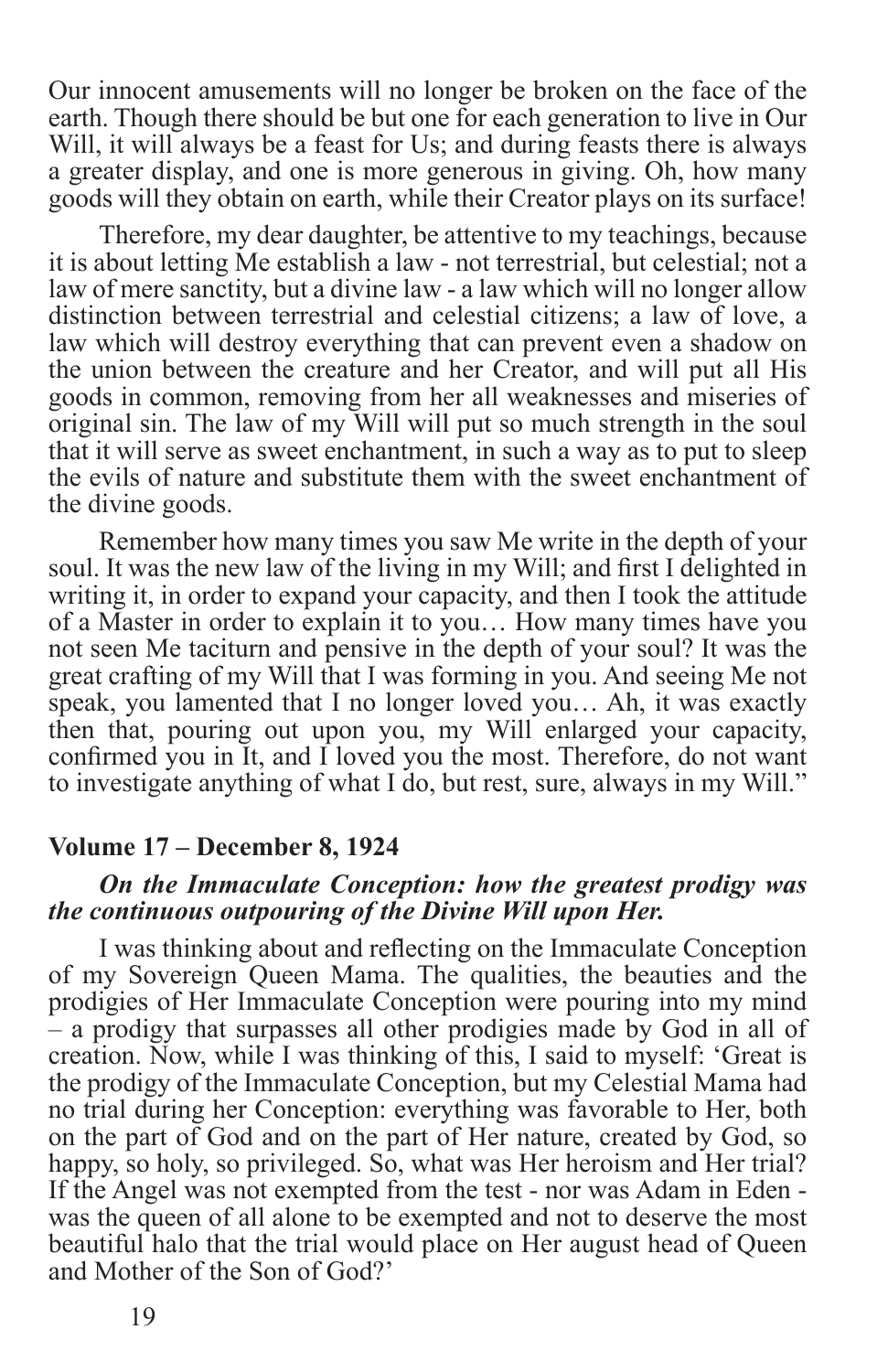Our innocent amusements will no longer be broken on the face of the earth. Though there should be but one for each generation to live in Our Will, it will always be a feast for Us; and during feasts there is always a greater display, and one is more generous in giving. Oh, how many goods will they obtain on earth, while their Creator plays on its surface!

Therefore, my dear daughter, be attentive to my teachings, because it is about letting Me establish a law - not terrestrial, but celestial; not a law of mere sanctity, but a divine law - a law which will no longer allow distinction between terrestrial and celestial citizens; a law of love, a law which will destroy everything that can prevent even a shadow on the union between the creature and her Creator, and will put all His goods in common, removing from her all weaknesses and miseries of original sin. The law of my Will will put so much strength in the soul that it will serve as sweet enchantment, in such a way as to put to sleep the evils of nature and substitute them with the sweet enchantment of the divine goods.

Remember how many times you saw Me write in the depth of your soul. It was the new law of the living in my Will; and first I delighted in writing it, in order to expand your capacity, and then I took the attitude of a Master in order to explain it to you… How many times have you not seen Me taciturn and pensive in the depth of your soul? It was the great crafting of my Will that I was forming in you. And seeing Me not speak, you lamented that I no longer loved you… Ah, it was exactly then that, pouring out upon you, my Will enlarged your capacity, confirmed you in It, and I loved you the most. Therefore, do not want to investigate anything of what I do, but rest, sure, always in my Will."

### Volume 17 – December 8, 1924

***On the Immaculate Conception: how the greatest prodigy was the continuous outpouring of the Divine Will upon Her.***

I was thinking about and reflecting on the Immaculate Conception of my Sovereign Queen Mama. The qualities, the beauties and the prodigies of Her Immaculate Conception were pouring into my mind – a prodigy that surpasses all other prodigies made by God in all of creation. Now, while I was thinking of this, I said to myself: 'Great is the prodigy of the Immaculate Conception, but my Celestial Mama had no trial during her Conception: everything was favorable to Her, both on the part of God and on the part of Her nature, created by God, so happy, so holy, so privileged. So, what was Her heroism and Her trial? If the Angel was not exempted from the test - nor was Adam in Eden - was the queen of all alone to be exempted and not to deserve the most beautiful halo that the trial would place on Her august head of Queen and Mother of the Son of God?'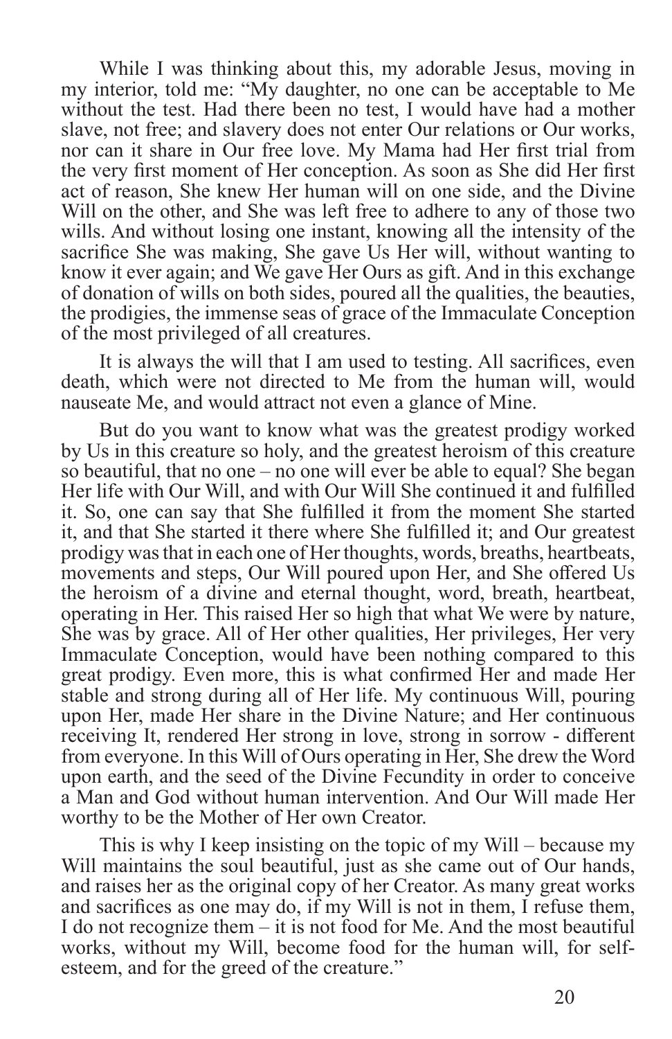While I was thinking about this, my adorable Jesus, moving in my interior, told me: "My daughter, no one can be acceptable to Me without the test. Had there been no test, I would have had a mother slave, not free; and slavery does not enter Our relations or Our works, nor can it share in Our free love. My Mama had Her first trial from the very first moment of Her conception. As soon as She did Her first act of reason, She knew Her human will on one side, and the Divine Will on the other, and She was left free to adhere to any of those two wills. And without losing one instant, knowing all the intensity of the sacrifice She was making, She gave Us Her will, without wanting to know it ever again; and We gave Her Ours as gift. And in this exchange of donation of wills on both sides, poured all the qualities, the beauties, the prodigies, the immense seas of grace of the Immaculate Conception of the most privileged of all creatures.

It is always the will that I am used to testing. All sacrifices, even death, which were not directed to Me from the human will, would nauseate Me, and would attract not even a glance of Mine.

But do you want to know what was the greatest prodigy worked by Us in this creature so holy, and the greatest heroism of this creature so beautiful, that no one – no one will ever be able to equal? She began Her life with Our Will, and with Our Will She continued it and fulfilled it. So, one can say that She fulfilled it from the moment She started it, and that She started it there where She fulfilled it; and Our greatest prodigy was that in each one of Her thoughts, words, breaths, heartbeats, movements and steps, Our Will poured upon Her, and She offered Us the heroism of a divine and eternal thought, word, breath, heartbeat, operating in Her. This raised Her so high that what We were by nature, She was by grace. All of Her other qualities, Her privileges, Her very Immaculate Conception, would have been nothing compared to this great prodigy. Even more, this is what confirmed Her and made Her stable and strong during all of Her life. My continuous Will, pouring upon Her, made Her share in the Divine Nature; and Her continuous receiving It, rendered Her strong in love, strong in sorrow - different from everyone. In this Will of Ours operating in Her, She drew the Word upon earth, and the seed of the Divine Fecundity in order to conceive a Man and God without human intervention. And Our Will made Her worthy to be the Mother of Her own Creator.

This is why I keep insisting on the topic of my Will – because my Will maintains the soul beautiful, just as she came out of Our hands, and raises her as the original copy of her Creator. As many great works and sacrifices as one may do, if my Will is not in them, I refuse them, I do not recognize them – it is not food for Me. And the most beautiful works, without my Will, become food for the human will, for self-esteem, and for the greed of the creature."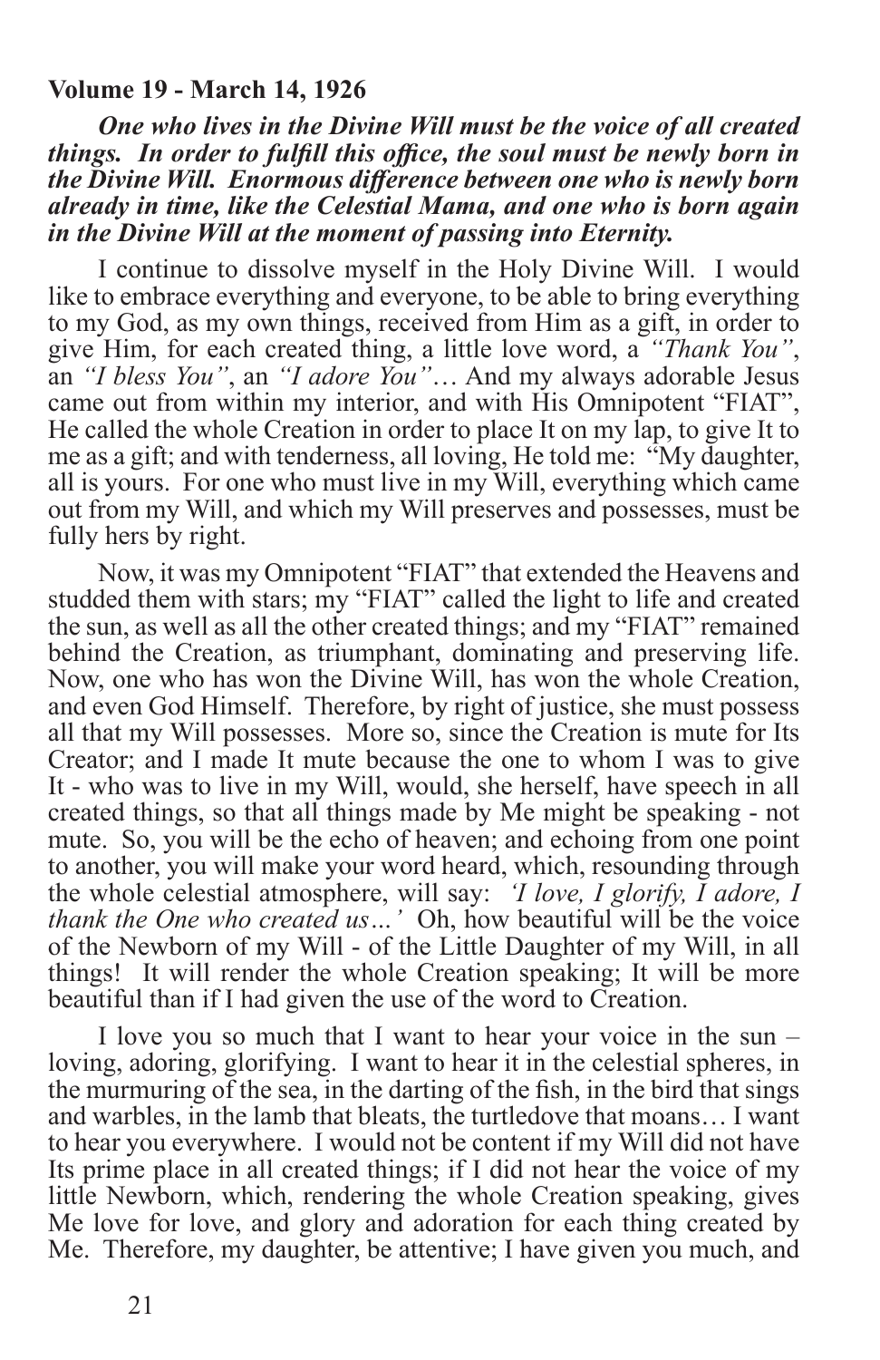**Volume 19 - March 14, 1926**

***One who lives in the Divine Will must be the voice of all created things. In order to fulfill this office, the soul must be newly born in the Divine Will. Enormous difference between one who is newly born already in time, like the Celestial Mama, and one who is born again in the Divine Will at the moment of passing into Eternity.***

I continue to dissolve myself in the Holy Divine Will. I would like to embrace everything and everyone, to be able to bring everything to my God, as my own things, received from Him as a gift, in order to give Him, for each created thing, a little love word, a *"Thank You"*, an *"I bless You"*, an *"I adore You"*… And my always adorable Jesus came out from within my interior, and with His Omnipotent "FIAT", He called the whole Creation in order to place It on my lap, to give It to me as a gift; and with tenderness, all loving, He told me: "My daughter, all is yours. For one who must live in my Will, everything which came out from my Will, and which my Will preserves and possesses, must be fully hers by right.

Now, it was my Omnipotent "FIAT" that extended the Heavens and studded them with stars; my "FIAT" called the light to life and created the sun, as well as all the other created things; and my "FIAT" remained behind the Creation, as triumphant, dominating and preserving life. Now, one who has won the Divine Will, has won the whole Creation, and even God Himself. Therefore, by right of justice, she must possess all that my Will possesses. More so, since the Creation is mute for Its Creator; and I made It mute because the one to whom I was to give It - who was to live in my Will, would, she herself, have speech in all created things, so that all things made by Me might be speaking - not mute. So, you will be the echo of heaven; and echoing from one point to another, you will make your word heard, which, resounding through the whole celestial atmosphere, will say: *'I love, I glorify, I adore, I thank the One who created us…'* Oh, how beautiful will be the voice of the Newborn of my Will - of the Little Daughter of my Will, in all things! It will render the whole Creation speaking; It will be more beautiful than if I had given the use of the word to Creation.

I love you so much that I want to hear your voice in the sun – loving, adoring, glorifying. I want to hear it in the celestial spheres, in the murmuring of the sea, in the darting of the fish, in the bird that sings and warbles, in the lamb that bleats, the turtledove that moans… I want to hear you everywhere. I would not be content if my Will did not have Its prime place in all created things; if I did not hear the voice of my little Newborn, which, rendering the whole Creation speaking, gives Me love for love, and glory and adoration for each thing created by Me. Therefore, my daughter, be attentive; I have given you much, and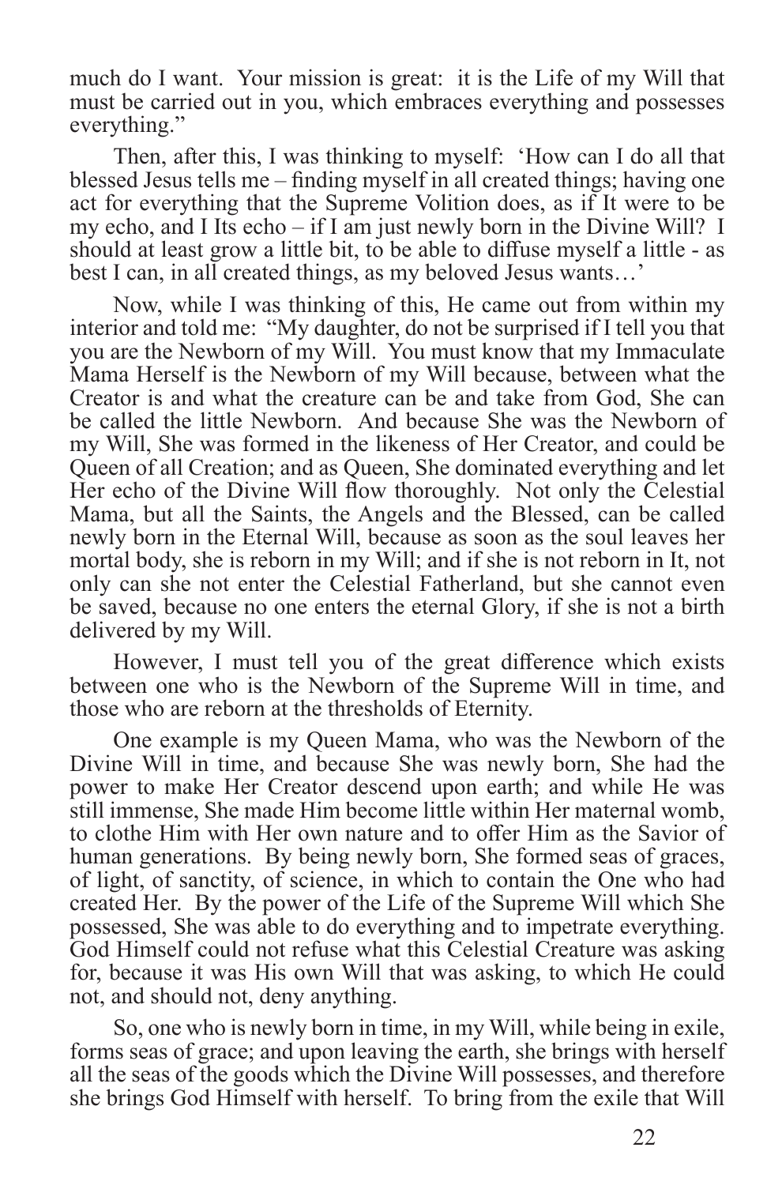much do I want. Your mission is great: it is the Life of my Will that must be carried out in you, which embraces everything and possesses everything."

Then, after this, I was thinking to myself: 'How can I do all that blessed Jesus tells me – finding myself in all created things; having one act for everything that the Supreme Volition does, as if It were to be my echo, and I Its echo – if I am just newly born in the Divine Will? I should at least grow a little bit, to be able to diffuse myself a little - as best I can, in all created things, as my beloved Jesus wants…'

Now, while I was thinking of this, He came out from within my interior and told me: "My daughter, do not be surprised if I tell you that you are the Newborn of my Will. You must know that my Immaculate Mama Herself is the Newborn of my Will because, between what the Creator is and what the creature can be and take from God, She can be called the little Newborn. And because She was the Newborn of my Will, She was formed in the likeness of Her Creator, and could be Queen of all Creation; and as Queen, She dominated everything and let Her echo of the Divine Will flow thoroughly. Not only the Celestial Mama, but all the Saints, the Angels and the Blessed, can be called newly born in the Eternal Will, because as soon as the soul leaves her mortal body, she is reborn in my Will; and if she is not reborn in It, not only can she not enter the Celestial Fatherland, but she cannot even be saved, because no one enters the eternal Glory, if she is not a birth delivered by my Will.

However, I must tell you of the great difference which exists between one who is the Newborn of the Supreme Will in time, and those who are reborn at the thresholds of Eternity.

One example is my Queen Mama, who was the Newborn of the Divine Will in time, and because She was newly born, She had the power to make Her Creator descend upon earth; and while He was still immense, She made Him become little within Her maternal womb, to clothe Him with Her own nature and to offer Him as the Savior of human generations. By being newly born, She formed seas of graces, of light, of sanctity, of science, in which to contain the One who had created Her. By the power of the Life of the Supreme Will which She possessed, She was able to do everything and to impetrate everything. God Himself could not refuse what this Celestial Creature was asking for, because it was His own Will that was asking, to which He could not, and should not, deny anything.

So, one who is newly born in time, in my Will, while being in exile, forms seas of grace; and upon leaving the earth, she brings with herself all the seas of the goods which the Divine Will possesses, and therefore she brings God Himself with herself. To bring from the exile that Will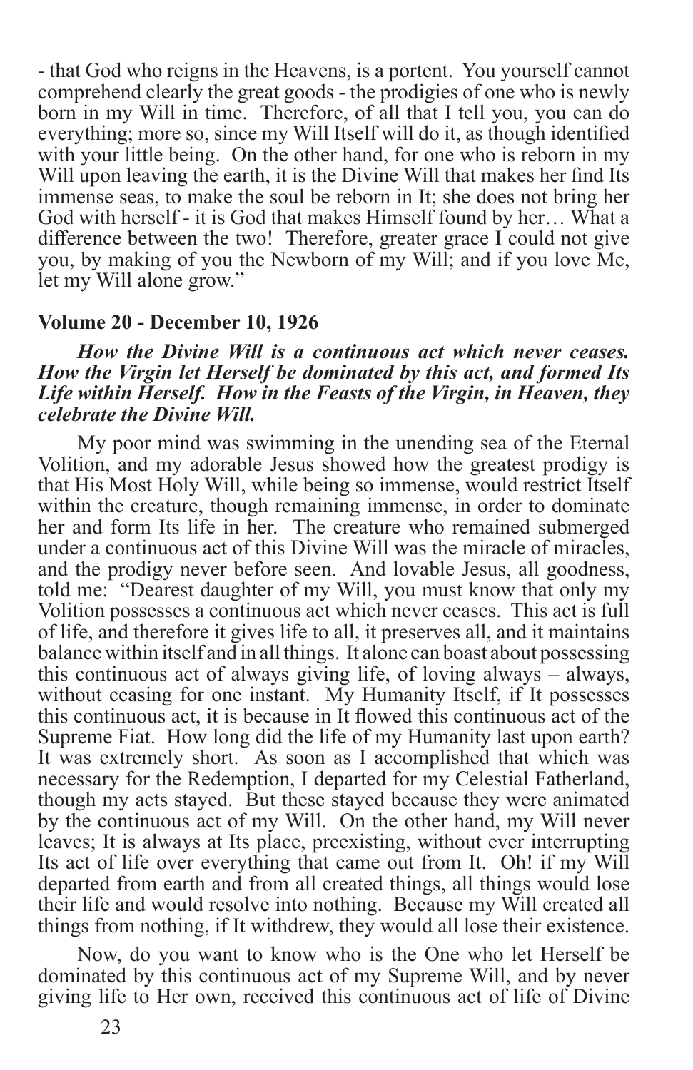- that God who reigns in the Heavens, is a portent. You yourself cannot comprehend clearly the great goods - the prodigies of one who is newly born in my Will in time. Therefore, of all that I tell you, you can do everything; more so, since my Will Itself will do it, as though identified with your little being. On the other hand, for one who is reborn in my Will upon leaving the earth, it is the Divine Will that makes her find Its immense seas, to make the soul be reborn in It; she does not bring her God with herself - it is God that makes Himself found by her… What a difference between the two! Therefore, greater grace I could not give you, by making of you the Newborn of my Will; and if you love Me, let my Will alone grow."

### Volume 20 - December 10, 1926

***How the Divine Will is a continuous act which never ceases. How the Virgin let Herself be dominated by this act, and formed Its Life within Herself. How in the Feasts of the Virgin, in Heaven, they celebrate the Divine Will.***

My poor mind was swimming in the unending sea of the Eternal Volition, and my adorable Jesus showed how the greatest prodigy is that His Most Holy Will, while being so immense, would restrict Itself within the creature, though remaining immense, in order to dominate her and form Its life in her. The creature who remained submerged under a continuous act of this Divine Will was the miracle of miracles, and the prodigy never before seen. And lovable Jesus, all goodness, told me: "Dearest daughter of my Will, you must know that only my Volition possesses a continuous act which never ceases. This act is full of life, and therefore it gives life to all, it preserves all, and it maintains balance within itself and in all things. It alone can boast about possessing this continuous act of always giving life, of loving always – always, without ceasing for one instant. My Humanity Itself, if It possesses this continuous act, it is because in It flowed this continuous act of the Supreme Fiat. How long did the life of my Humanity last upon earth? It was extremely short. As soon as I accomplished that which was necessary for the Redemption, I departed for my Celestial Fatherland, though my acts stayed. But these stayed because they were animated by the continuous act of my Will. On the other hand, my Will never leaves; It is always at Its place, preexisting, without ever interrupting Its act of life over everything that came out from It. Oh! if my Will departed from earth and from all created things, all things would lose their life and would resolve into nothing. Because my Will created all things from nothing, if It withdrew, they would all lose their existence.

Now, do you want to know who is the One who let Herself be dominated by this continuous act of my Supreme Will, and by never giving life to Her own, received this continuous act of life of Divine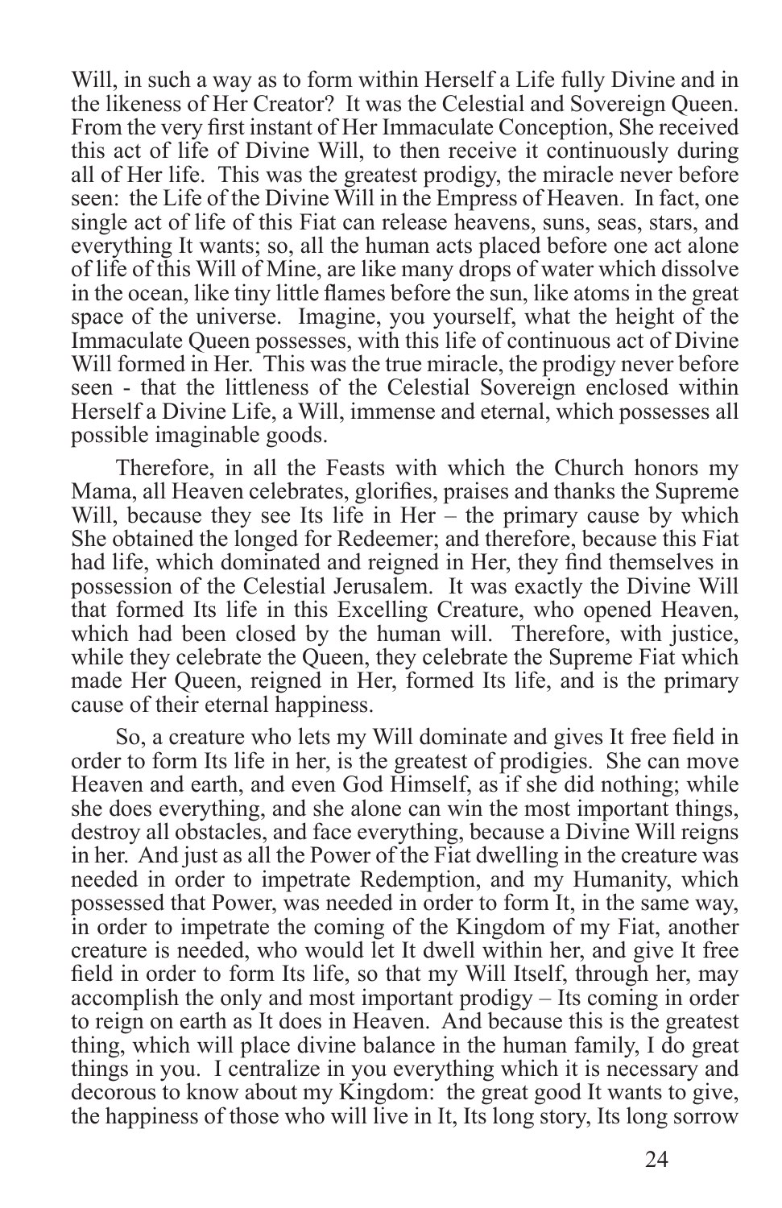Will, in such a way as to form within Herself a Life fully Divine and in the likeness of Her Creator? It was the Celestial and Sovereign Queen. From the very first instant of Her Immaculate Conception, She received this act of life of Divine Will, to then receive it continuously during all of Her life. This was the greatest prodigy, the miracle never before seen: the Life of the Divine Will in the Empress of Heaven. In fact, one single act of life of this Fiat can release heavens, suns, seas, stars, and everything It wants; so, all the human acts placed before one act alone of life of this Will of Mine, are like many drops of water which dissolve in the ocean, like tiny little flames before the sun, like atoms in the great space of the universe. Imagine, you yourself, what the height of the Immaculate Queen possesses, with this life of continuous act of Divine Will formed in Her. This was the true miracle, the prodigy never before seen - that the littleness of the Celestial Sovereign enclosed within Herself a Divine Life, a Will, immense and eternal, which possesses all possible imaginable goods.

Therefore, in all the Feasts with which the Church honors my Mama, all Heaven celebrates, glorifies, praises and thanks the Supreme Will, because they see Its life in Her – the primary cause by which She obtained the longed for Redeemer; and therefore, because this Fiat had life, which dominated and reigned in Her, they find themselves in possession of the Celestial Jerusalem. It was exactly the Divine Will that formed Its life in this Excelling Creature, who opened Heaven, which had been closed by the human will. Therefore, with justice, while they celebrate the Queen, they celebrate the Supreme Fiat which made Her Queen, reigned in Her, formed Its life, and is the primary cause of their eternal happiness.

So, a creature who lets my Will dominate and gives It free field in order to form Its life in her, is the greatest of prodigies. She can move Heaven and earth, and even God Himself, as if she did nothing; while she does everything, and she alone can win the most important things, destroy all obstacles, and face everything, because a Divine Will reigns in her. And just as all the Power of the Fiat dwelling in the creature was needed in order to impetrate Redemption, and my Humanity, which possessed that Power, was needed in order to form It, in the same way, in order to impetrate the coming of the Kingdom of my Fiat, another creature is needed, who would let It dwell within her, and give It free field in order to form Its life, so that my Will Itself, through her, may accomplish the only and most important prodigy – Its coming in order to reign on earth as It does in Heaven. And because this is the greatest thing, which will place divine balance in the human family, I do great things in you. I centralize in you everything which it is necessary and decorous to know about my Kingdom: the great good It wants to give, the happiness of those who will live in It, Its long story, Its long sorrow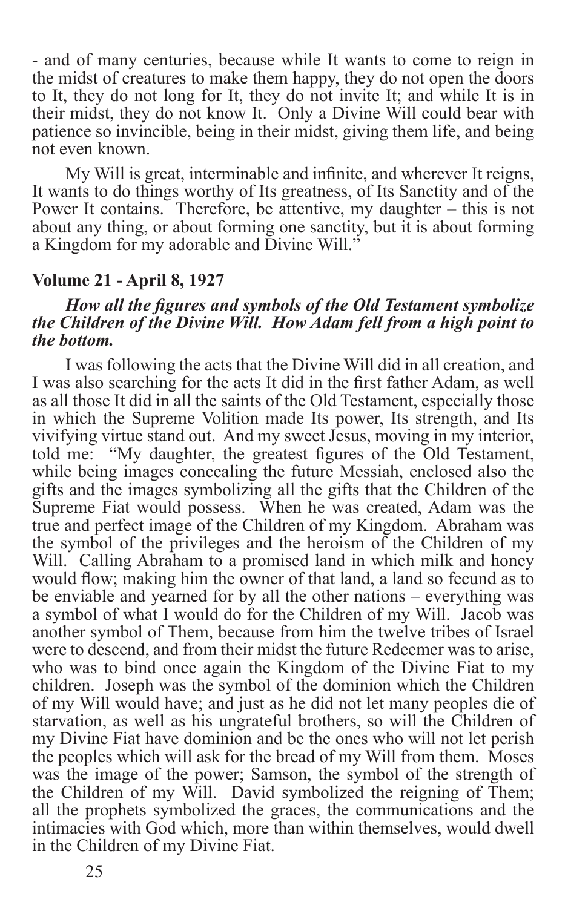- and of many centuries, because while It wants to come to reign in the midst of creatures to make them happy, they do not open the doors to It, they do not long for It, they do not invite It; and while It is in their midst, they do not know It. Only a Divine Will could bear with patience so invincible, being in their midst, giving them life, and being not even known.

My Will is great, interminable and infinite, and wherever It reigns, It wants to do things worthy of Its greatness, of Its Sanctity and of the Power It contains. Therefore, be attentive, my daughter – this is not about any thing, or about forming one sanctity, but it is about forming a Kingdom for my adorable and Divine Will."

### Volume 21 - April 8, 1927

***How all the figures and symbols of the Old Testament symbolize the Children of the Divine Will. How Adam fell from a high point to the bottom.***

I was following the acts that the Divine Will did in all creation, and I was also searching for the acts It did in the first father Adam, as well as all those It did in all the saints of the Old Testament, especially those in which the Supreme Volition made Its power, Its strength, and Its vivifying virtue stand out. And my sweet Jesus, moving in my interior, told me: "My daughter, the greatest figures of the Old Testament, while being images concealing the future Messiah, enclosed also the gifts and the images symbolizing all the gifts that the Children of the Supreme Fiat would possess. When he was created, Adam was the true and perfect image of the Children of my Kingdom. Abraham was the symbol of the privileges and the heroism of the Children of my Will. Calling Abraham to a promised land in which milk and honey would flow; making him the owner of that land, a land so fecund as to be enviable and yearned for by all the other nations – everything was a symbol of what I would do for the Children of my Will. Jacob was another symbol of Them, because from him the twelve tribes of Israel were to descend, and from their midst the future Redeemer was to arise, who was to bind once again the Kingdom of the Divine Fiat to my children. Joseph was the symbol of the dominion which the Children of my Will would have; and just as he did not let many peoples die of starvation, as well as his ungrateful brothers, so will the Children of my Divine Fiat have dominion and be the ones who will not let perish the peoples which will ask for the bread of my Will from them. Moses was the image of the power; Samson, the symbol of the strength of the Children of my Will. David symbolized the reigning of Them; all the prophets symbolized the graces, the communications and the intimacies with God which, more than within themselves, would dwell in the Children of my Divine Fiat.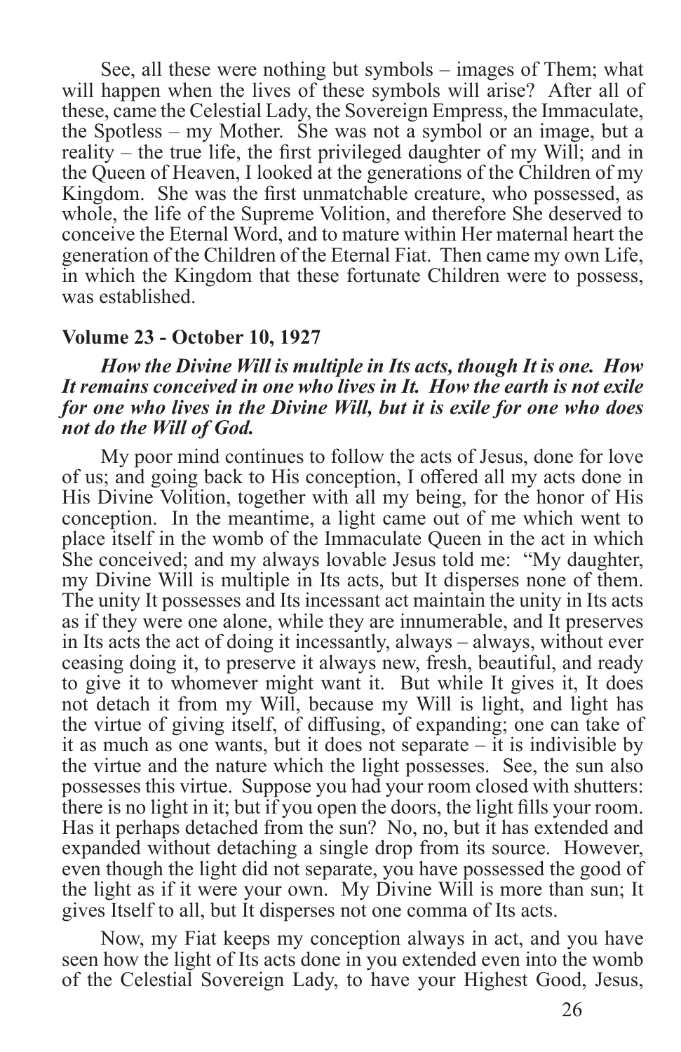See, all these were nothing but symbols – images of Them; what will happen when the lives of these symbols will arise? After all of these, came the Celestial Lady, the Sovereign Empress, the Immaculate, the Spotless – my Mother. She was not a symbol or an image, but a reality – the true life, the first privileged daughter of my Will; and in the Queen of Heaven, I looked at the generations of the Children of my Kingdom. She was the first unmatchable creature, who possessed, as whole, the life of the Supreme Volition, and therefore She deserved to conceive the Eternal Word, and to mature within Her maternal heart the generation of the Children of the Eternal Fiat. Then came my own Life, in which the Kingdom that these fortunate Children were to possess, was established.

### Volume 23 - October 10, 1927

***How the Divine Will is multiple in Its acts, though It is one. How It remains conceived in one who lives in It. How the earth is not exile for one who lives in the Divine Will, but it is exile for one who does not do the Will of God.***

My poor mind continues to follow the acts of Jesus, done for love of us; and going back to His conception, I offered all my acts done in His Divine Volition, together with all my being, for the honor of His conception. In the meantime, a light came out of me which went to place itself in the womb of the Immaculate Queen in the act in which She conceived; and my always lovable Jesus told me: "My daughter, my Divine Will is multiple in Its acts, but It disperses none of them. The unity It possesses and Its incessant act maintain the unity in Its acts as if they were one alone, while they are innumerable, and It preserves in Its acts the act of doing it incessantly, always – always, without ever ceasing doing it, to preserve it always new, fresh, beautiful, and ready to give it to whomever might want it. But while It gives it, It does not detach it from my Will, because my Will is light, and light has the virtue of giving itself, of diffusing, of expanding; one can take of it as much as one wants, but it does not separate – it is indivisible by the virtue and the nature which the light possesses. See, the sun also possesses this virtue. Suppose you had your room closed with shutters: there is no light in it; but if you open the doors, the light fills your room. Has it perhaps detached from the sun? No, no, but it has extended and expanded without detaching a single drop from its source. However, even though the light did not separate, you have possessed the good of the light as if it were your own. My Divine Will is more than sun; It gives Itself to all, but It disperses not one comma of Its acts.

Now, my Fiat keeps my conception always in act, and you have seen how the light of Its acts done in you extended even into the womb of the Celestial Sovereign Lady, to have your Highest Good, Jesus,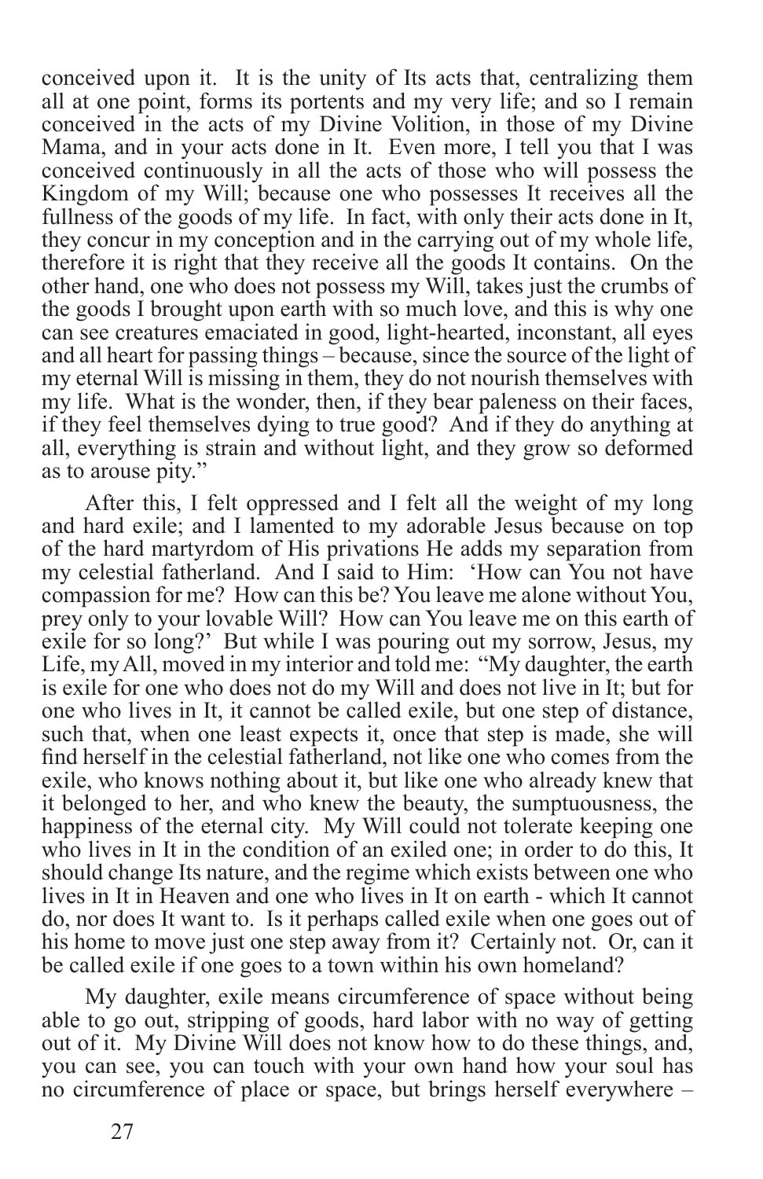conceived upon it. It is the unity of Its acts that, centralizing them all at one point, forms its portents and my very life; and so I remain conceived in the acts of my Divine Volition, in those of my Divine Mama, and in your acts done in It. Even more, I tell you that I was conceived continuously in all the acts of those who will possess the Kingdom of my Will; because one who possesses It receives all the fullness of the goods of my life. In fact, with only their acts done in It, they concur in my conception and in the carrying out of my whole life, therefore it is right that they receive all the goods It contains. On the other hand, one who does not possess my Will, takes just the crumbs of the goods I brought upon earth with so much love, and this is why one can see creatures emaciated in good, light-hearted, inconstant, all eyes and all heart for passing things – because, since the source of the light of my eternal Will is missing in them, they do not nourish themselves with my life. What is the wonder, then, if they bear paleness on their faces, if they feel themselves dying to true good? And if they do anything at all, everything is strain and without light, and they grow so deformed as to arouse pity."

After this, I felt oppressed and I felt all the weight of my long and hard exile; and I lamented to my adorable Jesus because on top of the hard martyrdom of His privations He adds my separation from my celestial fatherland. And I said to Him: 'How can You not have compassion for me? How can this be? You leave me alone without You, prey only to your lovable Will? How can You leave me on this earth of exile for so long?' But while I was pouring out my sorrow, Jesus, my Life, my All, moved in my interior and told me: "My daughter, the earth is exile for one who does not do my Will and does not live in It; but for one who lives in It, it cannot be called exile, but one step of distance, such that, when one least expects it, once that step is made, she will find herself in the celestial fatherland, not like one who comes from the exile, who knows nothing about it, but like one who already knew that it belonged to her, and who knew the beauty, the sumptuousness, the happiness of the eternal city. My Will could not tolerate keeping one who lives in It in the condition of an exiled one; in order to do this, It should change Its nature, and the regime which exists between one who lives in It in Heaven and one who lives in It on earth - which It cannot do, nor does It want to. Is it perhaps called exile when one goes out of his home to move just one step away from it? Certainly not. Or, can it be called exile if one goes to a town within his own homeland?

My daughter, exile means circumference of space without being able to go out, stripping of goods, hard labor with no way of getting out of it. My Divine Will does not know how to do these things, and, you can see, you can touch with your own hand how your soul has no circumference of place or space, but brings herself everywhere –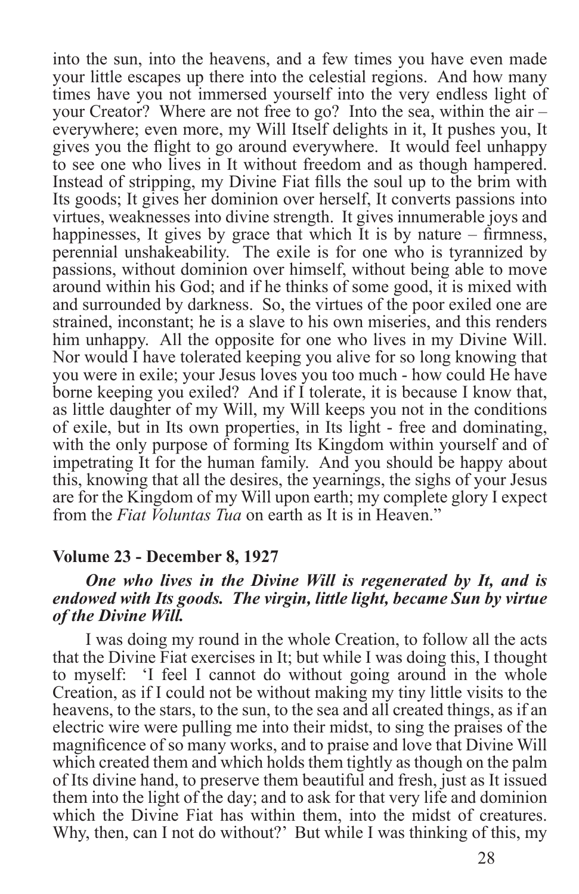into the sun, into the heavens, and a few times you have even made your little escapes up there into the celestial regions. And how many times have you not immersed yourself into the very endless light of your Creator? Where are not free to go? Into the sea, within the air – everywhere; even more, my Will Itself delights in it, It pushes you, It gives you the flight to go around everywhere. It would feel unhappy to see one who lives in It without freedom and as though hampered. Instead of stripping, my Divine Fiat fills the soul up to the brim with Its goods; It gives her dominion over herself, It converts passions into virtues, weaknesses into divine strength. It gives innumerable joys and happinesses, It gives by grace that which It is by nature – firmness, perennial unshakeability. The exile is for one who is tyrannized by passions, without dominion over himself, without being able to move around within his God; and if he thinks of some good, it is mixed with and surrounded by darkness. So, the virtues of the poor exiled one are strained, inconstant; he is a slave to his own miseries, and this renders him unhappy. All the opposite for one who lives in my Divine Will. Nor would I have tolerated keeping you alive for so long knowing that you were in exile; your Jesus loves you too much - how could He have borne keeping you exiled? And if I tolerate, it is because I know that, as little daughter of my Will, my Will keeps you not in the conditions of exile, but in Its own properties, in Its light - free and dominating, with the only purpose of forming Its Kingdom within yourself and of impetrating It for the human family. And you should be happy about this, knowing that all the desires, the yearnings, the sighs of your Jesus are for the Kingdom of my Will upon earth; my complete glory I expect from the *Fiat Voluntas Tua* on earth as It is in Heaven."

### Volume 23 - December 8, 1927

***One who lives in the Divine Will is regenerated by It, and is endowed with Its goods. The virgin, little light, became Sun by virtue of the Divine Will.***

I was doing my round in the whole Creation, to follow all the acts that the Divine Fiat exercises in It; but while I was doing this, I thought to myself: 'I feel I cannot do without going around in the whole Creation, as if I could not be without making my tiny little visits to the heavens, to the stars, to the sun, to the sea and all created things, as if an electric wire were pulling me into their midst, to sing the praises of the magnificence of so many works, and to praise and love that Divine Will which created them and which holds them tightly as though on the palm of Its divine hand, to preserve them beautiful and fresh, just as It issued them into the light of the day; and to ask for that very life and dominion which the Divine Fiat has within them, into the midst of creatures. Why, then, can I not do without?' But while I was thinking of this, my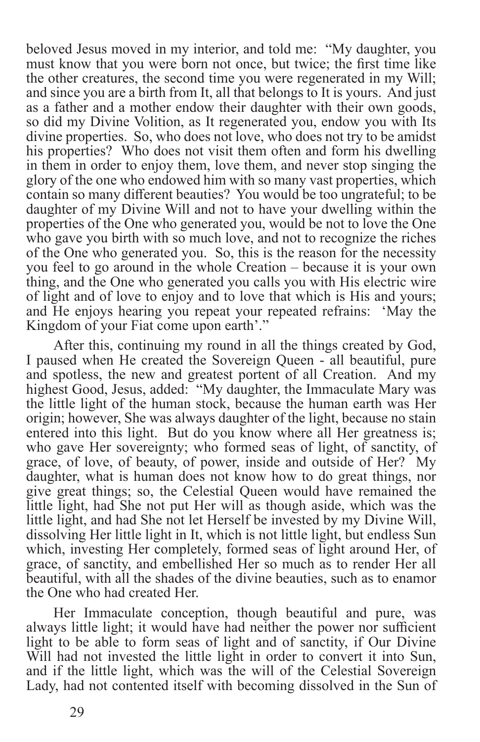beloved Jesus moved in my interior, and told me: "My daughter, you must know that you were born not once, but twice; the first time like the other creatures, the second time you were regenerated in my Will; and since you are a birth from It, all that belongs to It is yours. And just as a father and a mother endow their daughter with their own goods, so did my Divine Volition, as It regenerated you, endow you with Its divine properties. So, who does not love, who does not try to be amidst his properties? Who does not visit them often and form his dwelling in them in order to enjoy them, love them, and never stop singing the glory of the one who endowed him with so many vast properties, which contain so many different beauties? You would be too ungrateful; to be daughter of my Divine Will and not to have your dwelling within the properties of the One who generated you, would be not to love the One who gave you birth with so much love, and not to recognize the riches of the One who generated you. So, this is the reason for the necessity you feel to go around in the whole Creation – because it is your own thing, and the One who generated you calls you with His electric wire of light and of love to enjoy and to love that which is His and yours; and He enjoys hearing you repeat your repeated refrains: 'May the Kingdom of your Fiat come upon earth'."

After this, continuing my round in all the things created by God, I paused when He created the Sovereign Queen - all beautiful, pure and spotless, the new and greatest portent of all Creation. And my highest Good, Jesus, added: "My daughter, the Immaculate Mary was the little light of the human stock, because the human earth was Her origin; however, She was always daughter of the light, because no stain entered into this light. But do you know where all Her greatness is; who gave Her sovereignty; who formed seas of light, of sanctity, of grace, of love, of beauty, of power, inside and outside of Her? My daughter, what is human does not know how to do great things, nor give great things; so, the Celestial Queen would have remained the little light, had She not put Her will as though aside, which was the little light, and had She not let Herself be invested by my Divine Will, dissolving Her little light in It, which is not little light, but endless Sun which, investing Her completely, formed seas of light around Her, of grace, of sanctity, and embellished Her so much as to render Her all beautiful, with all the shades of the divine beauties, such as to enamor the One who had created Her.

Her Immaculate conception, though beautiful and pure, was always little light; it would have had neither the power nor sufficient light to be able to form seas of light and of sanctity, if Our Divine Will had not invested the little light in order to convert it into Sun, and if the little light, which was the will of the Celestial Sovereign Lady, had not contented itself with becoming dissolved in the Sun of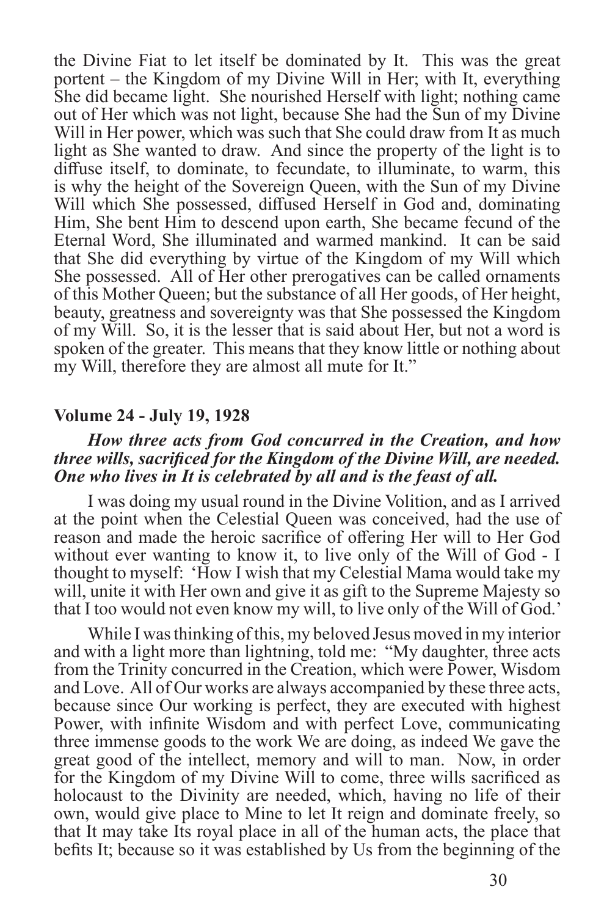the Divine Fiat to let itself be dominated by It. This was the great portent – the Kingdom of my Divine Will in Her; with It, everything She did became light. She nourished Herself with light; nothing came out of Her which was not light, because She had the Sun of my Divine Will in Her power, which was such that She could draw from It as much light as She wanted to draw. And since the property of the light is to diffuse itself, to dominate, to fecundate, to illuminate, to warm, this is why the height of the Sovereign Queen, with the Sun of my Divine Will which She possessed, diffused Herself in God and, dominating Him, She bent Him to descend upon earth, She became fecund of the Eternal Word, She illuminated and warmed mankind. It can be said that She did everything by virtue of the Kingdom of my Will which She possessed. All of Her other prerogatives can be called ornaments of this Mother Queen; but the substance of all Her goods, of Her height, beauty, greatness and sovereignty was that She possessed the Kingdom of my Will. So, it is the lesser that is said about Her, but not a word is spoken of the greater. This means that they know little or nothing about my Will, therefore they are almost all mute for It."

### Volume 24 - July 19, 1928

***How three acts from God concurred in the Creation, and how three wills, sacrificed for the Kingdom of the Divine Will, are needed. One who lives in It is celebrated by all and is the feast of all.***

I was doing my usual round in the Divine Volition, and as I arrived at the point when the Celestial Queen was conceived, had the use of reason and made the heroic sacrifice of offering Her will to Her God without ever wanting to know it, to live only of the Will of God - I thought to myself: 'How I wish that my Celestial Mama would take my will, unite it with Her own and give it as gift to the Supreme Majesty so that I too would not even know my will, to live only of the Will of God.'

While I was thinking of this, my beloved Jesus moved in my interior and with a light more than lightning, told me: "My daughter, three acts from the Trinity concurred in the Creation, which were Power, Wisdom and Love. All of Our works are always accompanied by these three acts, because since Our working is perfect, they are executed with highest Power, with infinite Wisdom and with perfect Love, communicating three immense goods to the work We are doing, as indeed We gave the great good of the intellect, memory and will to man. Now, in order for the Kingdom of my Divine Will to come, three wills sacrificed as holocaust to the Divinity are needed, which, having no life of their own, would give place to Mine to let It reign and dominate freely, so that It may take Its royal place in all of the human acts, the place that befits It; because so it was established by Us from the beginning of the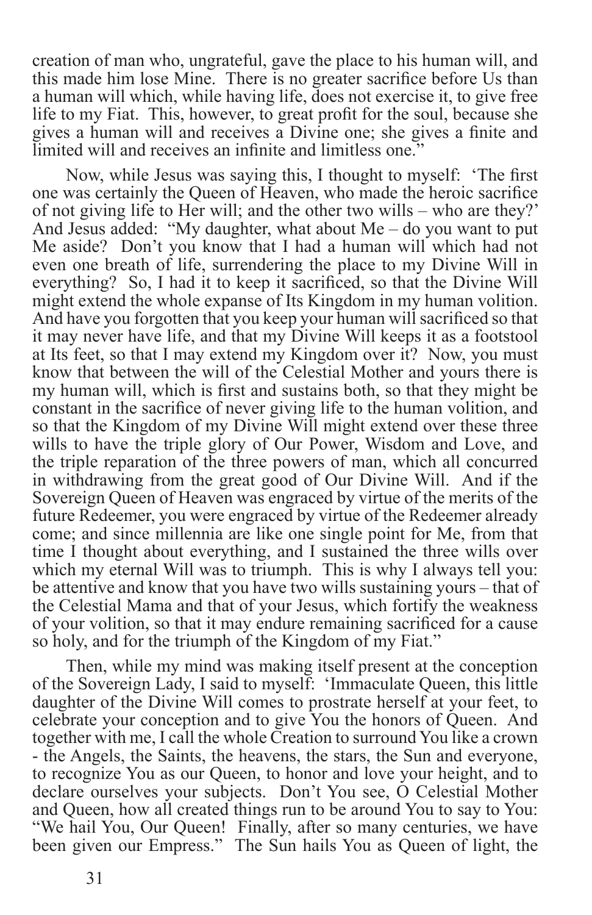creation of man who, ungrateful, gave the place to his human will, and this made him lose Mine. There is no greater sacrifice before Us than a human will which, while having life, does not exercise it, to give free life to my Fiat. This, however, to great profit for the soul, because she gives a human will and receives a Divine one; she gives a finite and limited will and receives an infinite and limitless one."

Now, while Jesus was saying this, I thought to myself: 'The first one was certainly the Queen of Heaven, who made the heroic sacrifice of not giving life to Her will; and the other two wills – who are they?' And Jesus added: "My daughter, what about Me – do you want to put Me aside? Don't you know that I had a human will which had not even one breath of life, surrendering the place to my Divine Will in everything? So, I had it to keep it sacrificed, so that the Divine Will might extend the whole expanse of Its Kingdom in my human volition. And have you forgotten that you keep your human will sacrificed so that it may never have life, and that my Divine Will keeps it as a footstool at Its feet, so that I may extend my Kingdom over it? Now, you must know that between the will of the Celestial Mother and yours there is my human will, which is first and sustains both, so that they might be constant in the sacrifice of never giving life to the human volition, and so that the Kingdom of my Divine Will might extend over these three wills to have the triple glory of Our Power, Wisdom and Love, and the triple reparation of the three powers of man, which all concurred in withdrawing from the great good of Our Divine Will. And if the Sovereign Queen of Heaven was engraced by virtue of the merits of the future Redeemer, you were engraced by virtue of the Redeemer already come; and since millennia are like one single point for Me, from that time I thought about everything, and I sustained the three wills over which my eternal Will was to triumph. This is why I always tell you: be attentive and know that you have two wills sustaining yours – that of the Celestial Mama and that of your Jesus, which fortify the weakness of your volition, so that it may endure remaining sacrificed for a cause so holy, and for the triumph of the Kingdom of my Fiat."

Then, while my mind was making itself present at the conception of the Sovereign Lady, I said to myself: 'Immaculate Queen, this little daughter of the Divine Will comes to prostrate herself at your feet, to celebrate your conception and to give You the honors of Queen. And together with me, I call the whole Creation to surround You like a crown - the Angels, the Saints, the heavens, the stars, the Sun and everyone, to recognize You as our Queen, to honor and love your height, and to declare ourselves your subjects. Don't You see, O Celestial Mother and Queen, how all created things run to be around You to say to You: "We hail You, Our Queen! Finally, after so many centuries, we have been given our Empress." The Sun hails You as Queen of light, the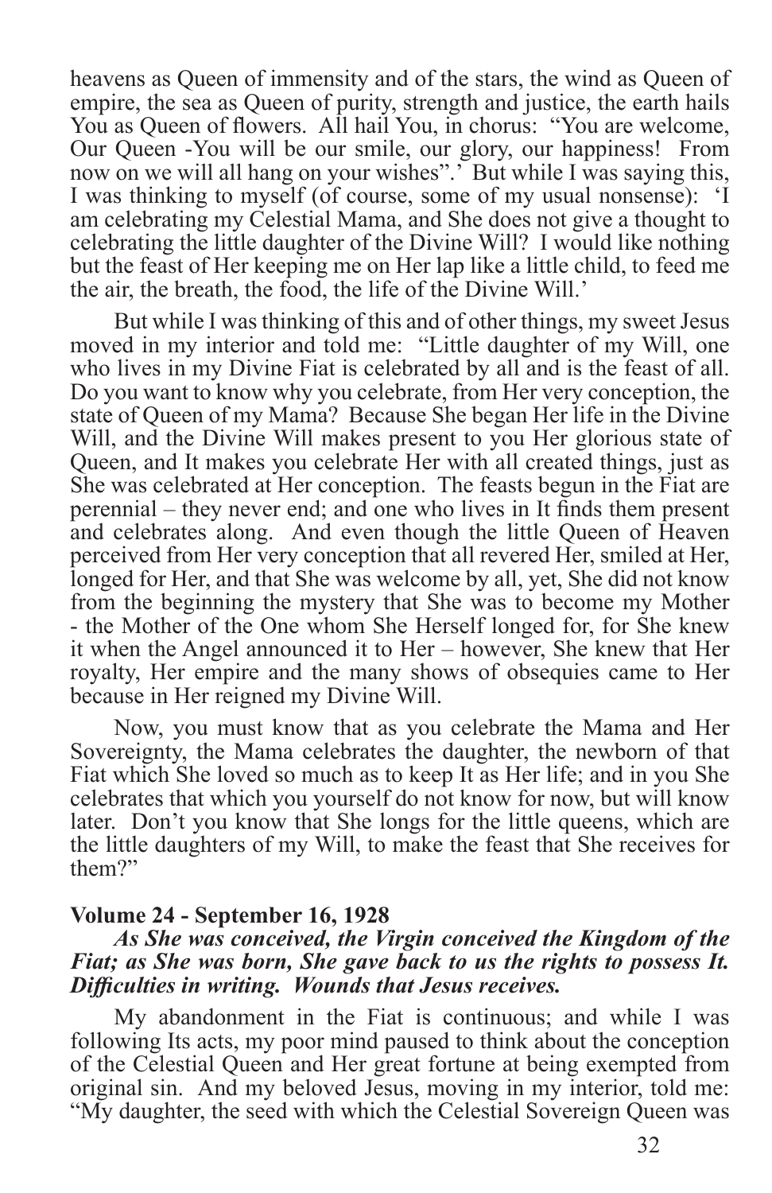heavens as Queen of immensity and of the stars, the wind as Queen of empire, the sea as Queen of purity, strength and justice, the earth hails You as Queen of flowers. All hail You, in chorus: "You are welcome, Our Queen -You will be our smile, our glory, our happiness! From now on we will all hang on your wishes".' But while I was saying this, I was thinking to myself (of course, some of my usual nonsense): 'I am celebrating my Celestial Mama, and She does not give a thought to celebrating the little daughter of the Divine Will? I would like nothing but the feast of Her keeping me on Her lap like a little child, to feed me the air, the breath, the food, the life of the Divine Will.'

But while I was thinking of this and of other things, my sweet Jesus moved in my interior and told me: "Little daughter of my Will, one who lives in my Divine Fiat is celebrated by all and is the feast of all. Do you want to know why you celebrate, from Her very conception, the state of Queen of my Mama? Because She began Her life in the Divine Will, and the Divine Will makes present to you Her glorious state of Queen, and It makes you celebrate Her with all created things, just as She was celebrated at Her conception. The feasts begun in the Fiat are perennial – they never end; and one who lives in It finds them present and celebrates along. And even though the little Queen of Heaven perceived from Her very conception that all revered Her, smiled at Her, longed for Her, and that She was welcome by all, yet, She did not know from the beginning the mystery that She was to become my Mother - the Mother of the One whom She Herself longed for, for She knew it when the Angel announced it to Her – however, She knew that Her royalty, Her empire and the many shows of obsequies came to Her because in Her reigned my Divine Will.

Now, you must know that as you celebrate the Mama and Her Sovereignty, the Mama celebrates the daughter, the newborn of that Fiat which She loved so much as to keep It as Her life; and in you She celebrates that which you yourself do not know for now, but will know later. Don't you know that She longs for the little queens, which are the little daughters of my Will, to make the feast that She receives for them?"

**Volume 24 - September 16, 1928**

***As She was conceived, the Virgin conceived the Kingdom of the Fiat; as She was born, She gave back to us the rights to possess It. Difficulties in writing. Wounds that Jesus receives.***

My abandonment in the Fiat is continuous; and while I was following Its acts, my poor mind paused to think about the conception of the Celestial Queen and Her great fortune at being exempted from original sin. And my beloved Jesus, moving in my interior, told me: "My daughter, the seed with which the Celestial Sovereign Queen was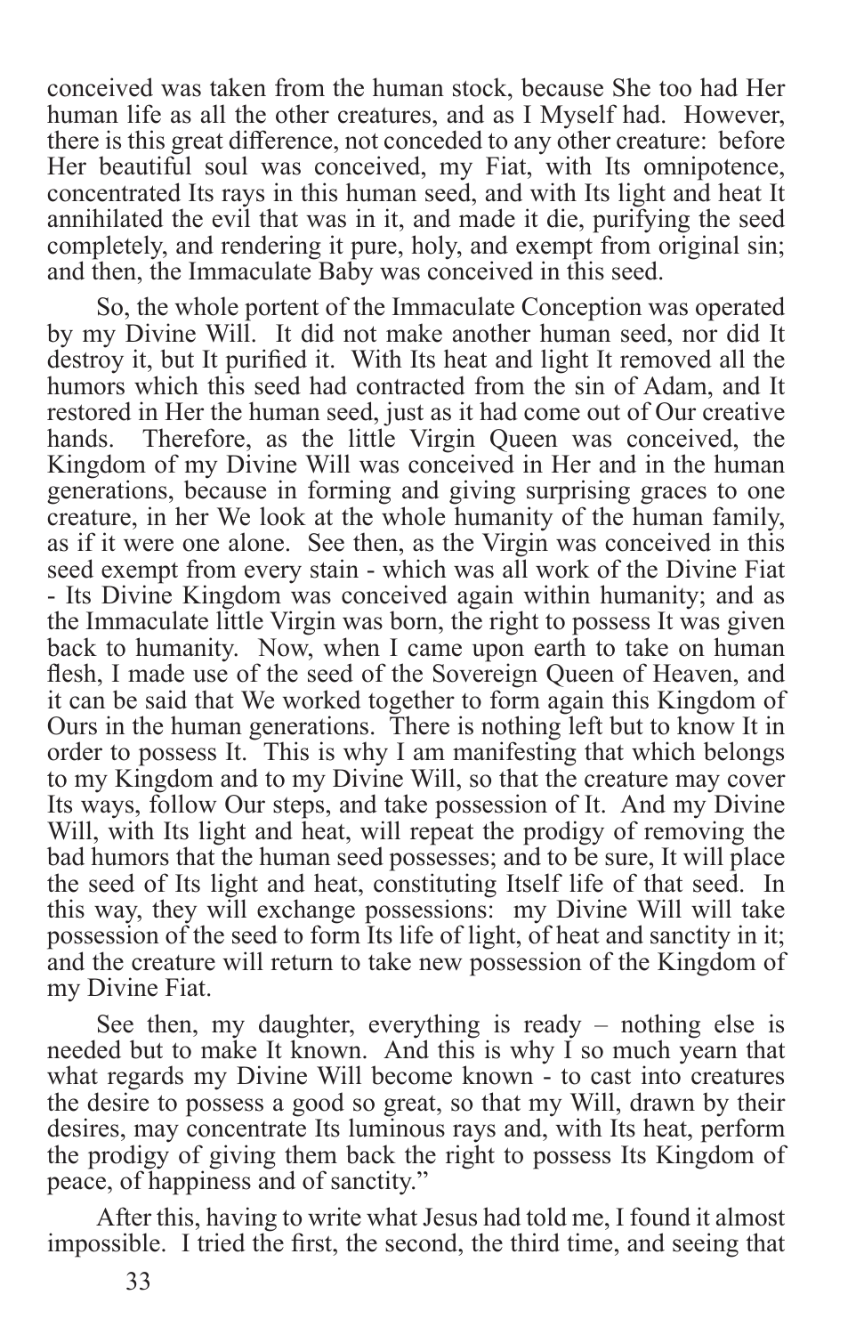conceived was taken from the human stock, because She too had Her human life as all the other creatures, and as I Myself had. However, there is this great difference, not conceded to any other creature: before Her beautiful soul was conceived, my Fiat, with Its omnipotence, concentrated Its rays in this human seed, and with Its light and heat It annihilated the evil that was in it, and made it die, purifying the seed completely, and rendering it pure, holy, and exempt from original sin; and then, the Immaculate Baby was conceived in this seed.

So, the whole portent of the Immaculate Conception was operated by my Divine Will. It did not make another human seed, nor did It destroy it, but It purified it. With Its heat and light It removed all the humors which this seed had contracted from the sin of Adam, and It restored in Her the human seed, just as it had come out of Our creative hands. Therefore, as the little Virgin Queen was conceived, the Kingdom of my Divine Will was conceived in Her and in the human generations, because in forming and giving surprising graces to one creature, in her We look at the whole humanity of the human family, as if it were one alone. See then, as the Virgin was conceived in this seed exempt from every stain - which was all work of the Divine Fiat - Its Divine Kingdom was conceived again within humanity; and as the Immaculate little Virgin was born, the right to possess It was given back to humanity. Now, when I came upon earth to take on human flesh, I made use of the seed of the Sovereign Queen of Heaven, and it can be said that We worked together to form again this Kingdom of Ours in the human generations. There is nothing left but to know It in order to possess It. This is why I am manifesting that which belongs to my Kingdom and to my Divine Will, so that the creature may cover Its ways, follow Our steps, and take possession of It. And my Divine Will, with Its light and heat, will repeat the prodigy of removing the bad humors that the human seed possesses; and to be sure, It will place the seed of Its light and heat, constituting Itself life of that seed. In this way, they will exchange possessions: my Divine Will will take possession of the seed to form Its life of light, of heat and sanctity in it; and the creature will return to take new possession of the Kingdom of my Divine Fiat.

See then, my daughter, everything is ready – nothing else is needed but to make It known. And this is why I so much yearn that what regards my Divine Will become known - to cast into creatures the desire to possess a good so great, so that my Will, drawn by their desires, may concentrate Its luminous rays and, with Its heat, perform the prodigy of giving them back the right to possess Its Kingdom of peace, of happiness and of sanctity."

After this, having to write what Jesus had told me, I found it almost impossible. I tried the first, the second, the third time, and seeing that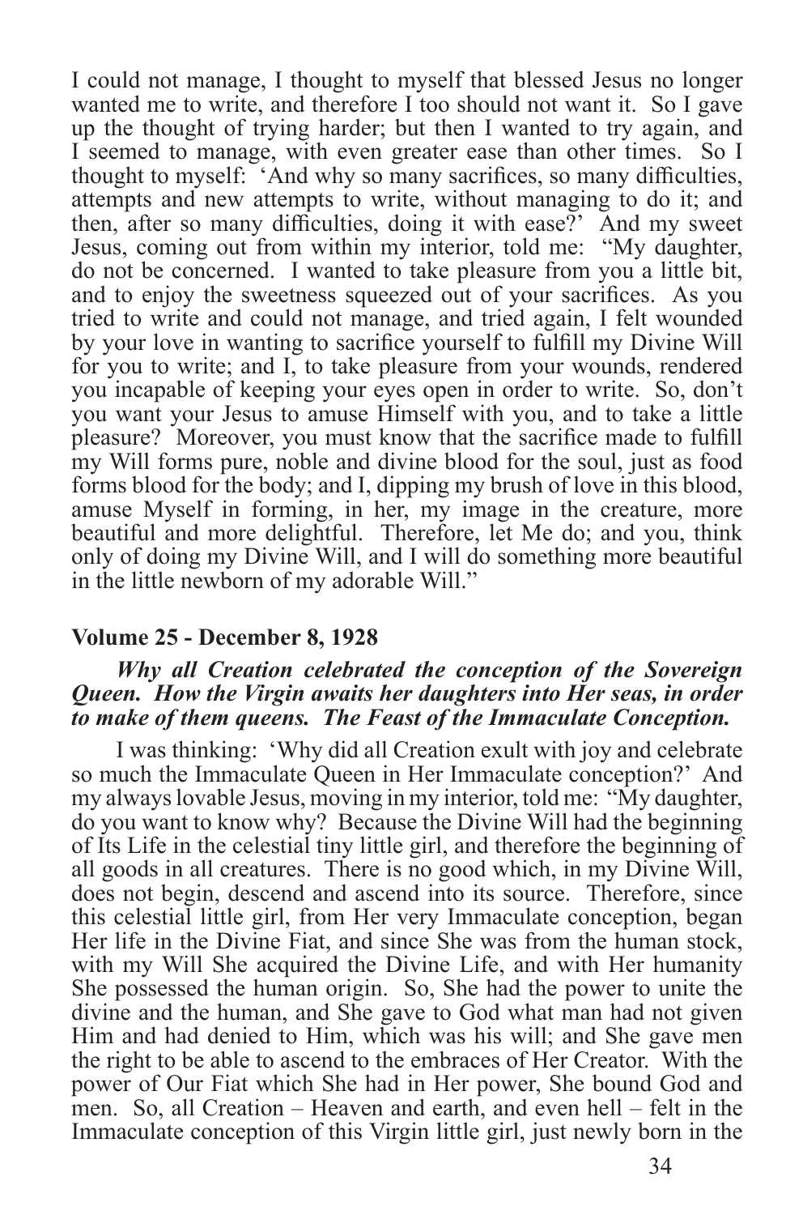I could not manage, I thought to myself that blessed Jesus no longer wanted me to write, and therefore I too should not want it. So I gave up the thought of trying harder; but then I wanted to try again, and I seemed to manage, with even greater ease than other times. So I thought to myself: 'And why so many sacrifices, so many difficulties, attempts and new attempts to write, without managing to do it; and then, after so many difficulties, doing it with ease?' And my sweet Jesus, coming out from within my interior, told me: "My daughter, do not be concerned. I wanted to take pleasure from you a little bit, and to enjoy the sweetness squeezed out of your sacrifices. As you tried to write and could not manage, and tried again, I felt wounded by your love in wanting to sacrifice yourself to fulfill my Divine Will for you to write; and I, to take pleasure from your wounds, rendered you incapable of keeping your eyes open in order to write. So, don't you want your Jesus to amuse Himself with you, and to take a little pleasure? Moreover, you must know that the sacrifice made to fulfill my Will forms pure, noble and divine blood for the soul, just as food forms blood for the body; and I, dipping my brush of love in this blood, amuse Myself in forming, in her, my image in the creature, more beautiful and more delightful. Therefore, let Me do; and you, think only of doing my Divine Will, and I will do something more beautiful in the little newborn of my adorable Will."

### Volume 25 - December 8, 1928

***Why all Creation celebrated the conception of the Sovereign Queen. How the Virgin awaits her daughters into Her seas, in order to make of them queens. The Feast of the Immaculate Conception.***

I was thinking: 'Why did all Creation exult with joy and celebrate so much the Immaculate Queen in Her Immaculate conception?' And my always lovable Jesus, moving in my interior, told me: "My daughter, do you want to know why? Because the Divine Will had the beginning of Its Life in the celestial tiny little girl, and therefore the beginning of all goods in all creatures. There is no good which, in my Divine Will, does not begin, descend and ascend into its source. Therefore, since this celestial little girl, from Her very Immaculate conception, began Her life in the Divine Fiat, and since She was from the human stock, with my Will She acquired the Divine Life, and with Her humanity She possessed the human origin. So, She had the power to unite the divine and the human, and She gave to God what man had not given Him and had denied to Him, which was his will; and She gave men the right to be able to ascend to the embraces of Her Creator. With the power of Our Fiat which She had in Her power, She bound God and men. So, all Creation – Heaven and earth, and even hell – felt in the Immaculate conception of this Virgin little girl, just newly born in the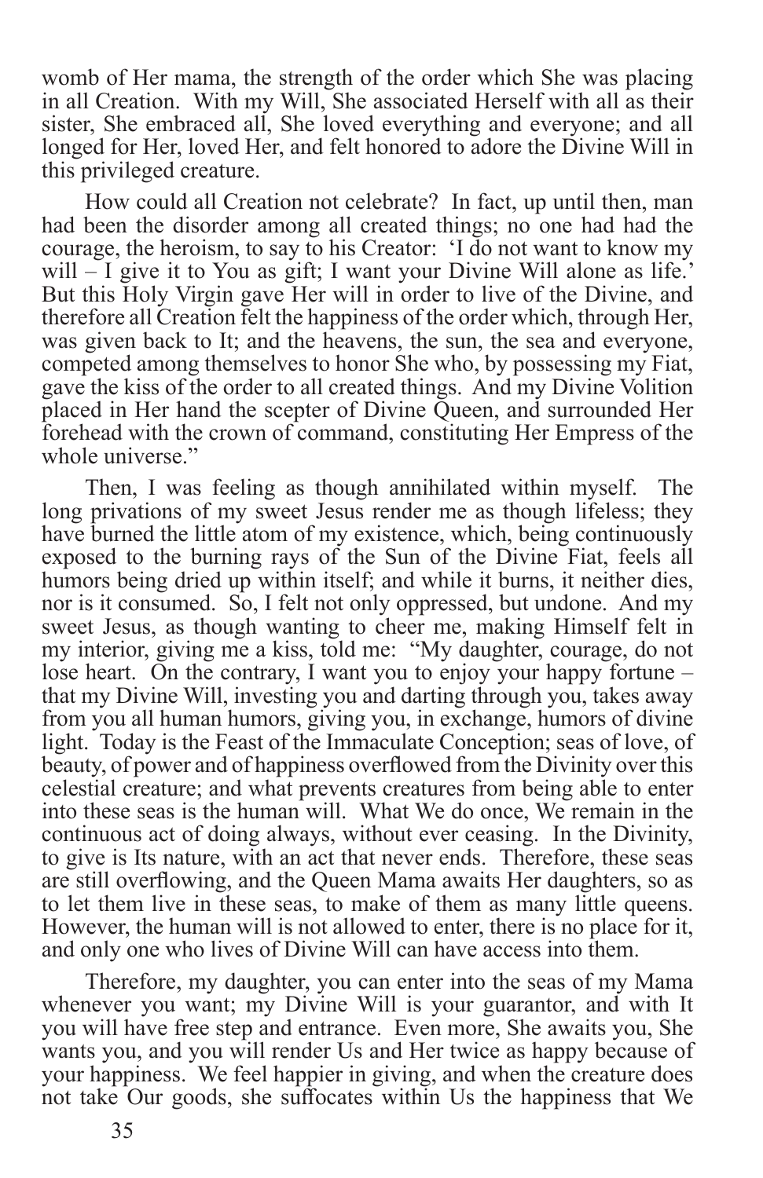womb of Her mama, the strength of the order which She was placing in all Creation. With my Will, She associated Herself with all as their sister, She embraced all, She loved everything and everyone; and all longed for Her, loved Her, and felt honored to adore the Divine Will in this privileged creature.

How could all Creation not celebrate? In fact, up until then, man had been the disorder among all created things; no one had had the courage, the heroism, to say to his Creator: 'I do not want to know my will – I give it to You as gift; I want your Divine Will alone as life.' But this Holy Virgin gave Her will in order to live of the Divine, and therefore all Creation felt the happiness of the order which, through Her, was given back to It; and the heavens, the sun, the sea and everyone, competed among themselves to honor She who, by possessing my Fiat, gave the kiss of the order to all created things. And my Divine Volition placed in Her hand the scepter of Divine Queen, and surrounded Her forehead with the crown of command, constituting Her Empress of the whole universe."

Then, I was feeling as though annihilated within myself. The long privations of my sweet Jesus render me as though lifeless; they have burned the little atom of my existence, which, being continuously exposed to the burning rays of the Sun of the Divine Fiat, feels all humors being dried up within itself; and while it burns, it neither dies, nor is it consumed. So, I felt not only oppressed, but undone. And my sweet Jesus, as though wanting to cheer me, making Himself felt in my interior, giving me a kiss, told me: "My daughter, courage, do not lose heart. On the contrary, I want you to enjoy your happy fortune – that my Divine Will, investing you and darting through you, takes away from you all human humors, giving you, in exchange, humors of divine light. Today is the Feast of the Immaculate Conception; seas of love, of beauty, of power and of happiness overflowed from the Divinity over this celestial creature; and what prevents creatures from being able to enter into these seas is the human will. What We do once, We remain in the continuous act of doing always, without ever ceasing. In the Divinity, to give is Its nature, with an act that never ends. Therefore, these seas are still overflowing, and the Queen Mama awaits Her daughters, so as to let them live in these seas, to make of them as many little queens. However, the human will is not allowed to enter, there is no place for it, and only one who lives of Divine Will can have access into them.

Therefore, my daughter, you can enter into the seas of my Mama whenever you want; my Divine Will is your guarantor, and with It you will have free step and entrance. Even more, She awaits you, She wants you, and you will render Us and Her twice as happy because of your happiness. We feel happier in giving, and when the creature does not take Our goods, she suffocates within Us the happiness that We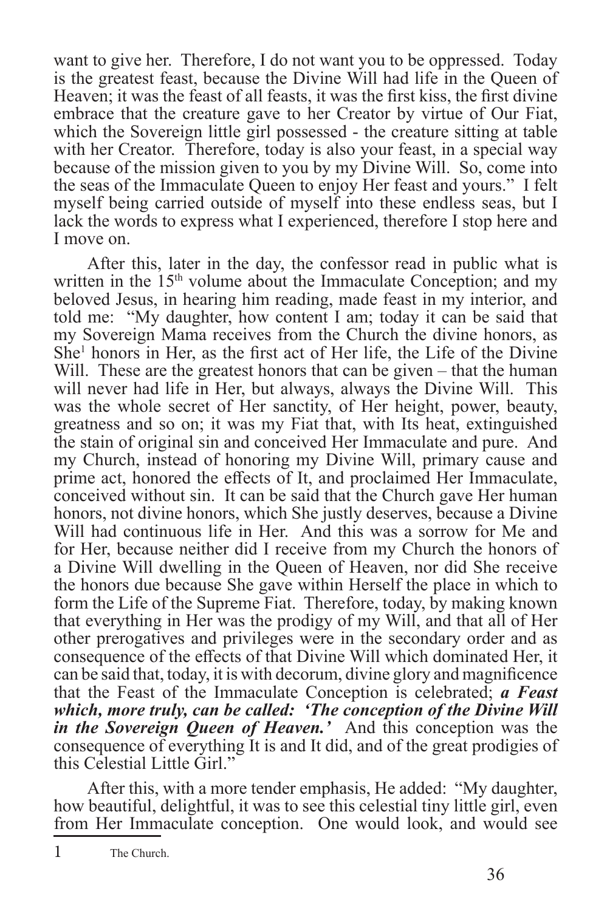want to give her. Therefore, I do not want you to be oppressed. Today is the greatest feast, because the Divine Will had life in the Queen of Heaven; it was the feast of all feasts, it was the first kiss, the first divine embrace that the creature gave to her Creator by virtue of Our Fiat, which the Sovereign little girl possessed - the creature sitting at table with her Creator. Therefore, today is also your feast, in a special way because of the mission given to you by my Divine Will. So, come into the seas of the Immaculate Queen to enjoy Her feast and yours." I felt myself being carried outside of myself into these endless seas, but I lack the words to express what I experienced, therefore I stop here and I move on.

After this, later in the day, the confessor read in public what is written in the 15th volume about the Immaculate Conception; and my beloved Jesus, in hearing him reading, made feast in my interior, and told me: "My daughter, how content I am; today it can be said that my Sovereign Mama receives from the Church the divine honors, as She[1] honors in Her, as the first act of Her life, the Life of the Divine Will. These are the greatest honors that can be given – that the human will never had life in Her, but always, always the Divine Will. This was the whole secret of Her sanctity, of Her height, power, beauty, greatness and so on; it was my Fiat that, with Its heat, extinguished the stain of original sin and conceived Her Immaculate and pure. And my Church, instead of honoring my Divine Will, primary cause and prime act, honored the effects of It, and proclaimed Her Immaculate, conceived without sin. It can be said that the Church gave Her human honors, not divine honors, which She justly deserves, because a Divine Will had continuous life in Her. And this was a sorrow for Me and for Her, because neither did I receive from my Church the honors of a Divine Will dwelling in the Queen of Heaven, nor did She receive the honors due because She gave within Herself the place in which to form the Life of the Supreme Fiat. Therefore, today, by making known that everything in Her was the prodigy of my Will, and that all of Her other prerogatives and privileges were in the secondary order and as consequence of the effects of that Divine Will which dominated Her, it can be said that, today, it is with decorum, divine glory and magnificence that the Feast of the Immaculate Conception is celebrated; ***a Feast which, more truly, can be called: 'The conception of the Divine Will in the Sovereign Queen of Heaven.'*** And this conception was the consequence of everything It is and It did, and of the great prodigies of this Celestial Little Girl."

After this, with a more tender emphasis, He added: "My daughter, how beautiful, delightful, it was to see this celestial tiny little girl, even from Her Immaculate conception. One would look, and would see

[1] The Church.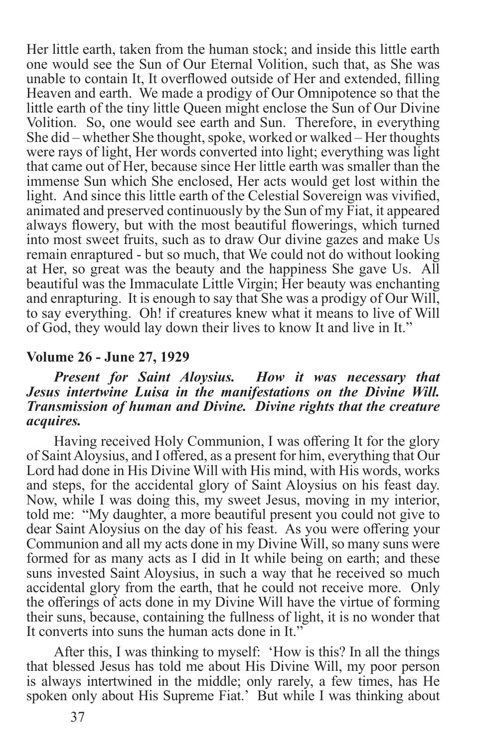Her little earth, taken from the human stock; and inside this little earth one would see the Sun of Our Eternal Volition, such that, as She was unable to contain It, It overflowed outside of Her and extended, filling Heaven and earth. We made a prodigy of Our Omnipotence so that the little earth of the tiny little Queen might enclose the Sun of Our Divine Volition. So, one would see earth and Sun. Therefore, in everything She did – whether She thought, spoke, worked or walked – Her thoughts were rays of light, Her words converted into light; everything was light that came out of Her, because since Her little earth was smaller than the immense Sun which She enclosed, Her acts would get lost within the light. And since this little earth of the Celestial Sovereign was vivified, animated and preserved continuously by the Sun of my Fiat, it appeared always flowery, but with the most beautiful flowerings, which turned into most sweet fruits, such as to draw Our divine gazes and make Us remain enraptured - but so much, that We could not do without looking at Her, so great was the beauty and the happiness She gave Us. All beautiful was the Immaculate Little Virgin; Her beauty was enchanting and enrapturing. It is enough to say that She was a prodigy of Our Will, to say everything. Oh! if creatures knew what it means to live of Will of God, they would lay down their lives to know It and live in It."

### Volume 26 - June 27, 1929

***Present for Saint Aloysius. How it was necessary that Jesus intertwine Luisa in the manifestations on the Divine Will. Transmission of human and Divine. Divine rights that the creature acquires.***

Having received Holy Communion, I was offering It for the glory of Saint Aloysius, and I offered, as a present for him, everything that Our Lord had done in His Divine Will with His mind, with His words, works and steps, for the accidental glory of Saint Aloysius on his feast day. Now, while I was doing this, my sweet Jesus, moving in my interior, told me: "My daughter, a more beautiful present you could not give to dear Saint Aloysius on the day of his feast. As you were offering your Communion and all my acts done in my Divine Will, so many suns were formed for as many acts as I did in It while being on earth; and these suns invested Saint Aloysius, in such a way that he received so much accidental glory from the earth, that he could not receive more. Only the offerings of acts done in my Divine Will have the virtue of forming their suns, because, containing the fullness of light, it is no wonder that It converts into suns the human acts done in It."

After this, I was thinking to myself: 'How is this? In all the things that blessed Jesus has told me about His Divine Will, my poor person is always intertwined in the middle; only rarely, a few times, has He spoken only about His Supreme Fiat.' But while I was thinking about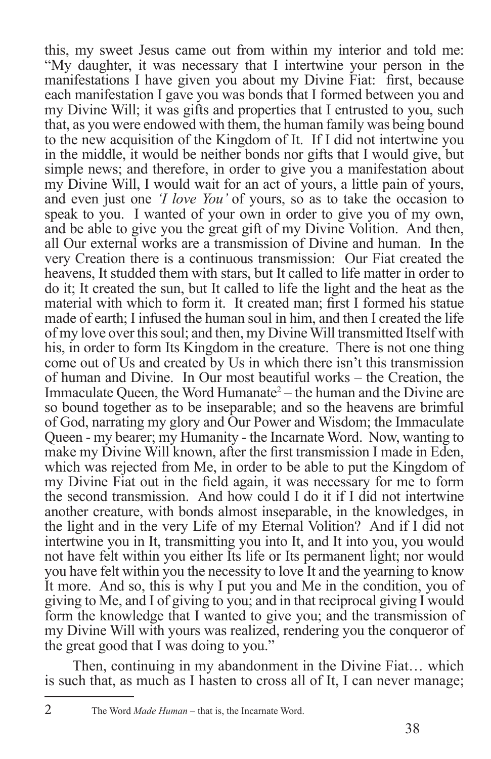this, my sweet Jesus came out from within my interior and told me: "My daughter, it was necessary that I intertwine your person in the manifestations I have given you about my Divine Fiat: first, because each manifestation I gave you was bonds that I formed between you and my Divine Will; it was gifts and properties that I entrusted to you, such that, as you were endowed with them, the human family was being bound to the new acquisition of the Kingdom of It. If I did not intertwine you in the middle, it would be neither bonds nor gifts that I would give, but simple news; and therefore, in order to give you a manifestation about my Divine Will, I would wait for an act of yours, a little pain of yours, and even just one *'I love You'* of yours, so as to take the occasion to speak to you. I wanted of your own in order to give you of my own, and be able to give you the great gift of my Divine Volition. And then, all Our external works are a transmission of Divine and human. In the very Creation there is a continuous transmission: Our Fiat created the heavens, It studded them with stars, but It called to life matter in order to do it; It created the sun, but It called to life the light and the heat as the material with which to form it. It created man; first I formed his statue made of earth; I infused the human soul in him, and then I created the life of my love over this soul; and then, my Divine Will transmitted Itself with his, in order to form Its Kingdom in the creature. There is not one thing come out of Us and created by Us in which there isn't this transmission of human and Divine. In Our most beautiful works – the Creation, the Immaculate Queen, the Word Humanate[2] – the human and the Divine are so bound together as to be inseparable; and so the heavens are brimful of God, narrating my glory and Our Power and Wisdom; the Immaculate Queen - my bearer; my Humanity - the Incarnate Word. Now, wanting to make my Divine Will known, after the first transmission I made in Eden, which was rejected from Me, in order to be able to put the Kingdom of my Divine Fiat out in the field again, it was necessary for me to form the second transmission. And how could I do it if I did not intertwine another creature, with bonds almost inseparable, in the knowledges, in the light and in the very Life of my Eternal Volition? And if I did not intertwine you in It, transmitting you into It, and It into you, you would not have felt within you either Its life or Its permanent light; nor would you have felt within you the necessity to love It and the yearning to know It more. And so, this is why I put you and Me in the condition, you of giving to Me, and I of giving to you; and in that reciprocal giving I would form the knowledge that I wanted to give you; and the transmission of my Divine Will with yours was realized, rendering you the conqueror of the great good that I was doing to you."

Then, continuing in my abandonment in the Divine Fiat… which is such that, as much as I hasten to cross all of It, I can never manage;

---

2 The Word *Made Human* – that is, the Incarnate Word.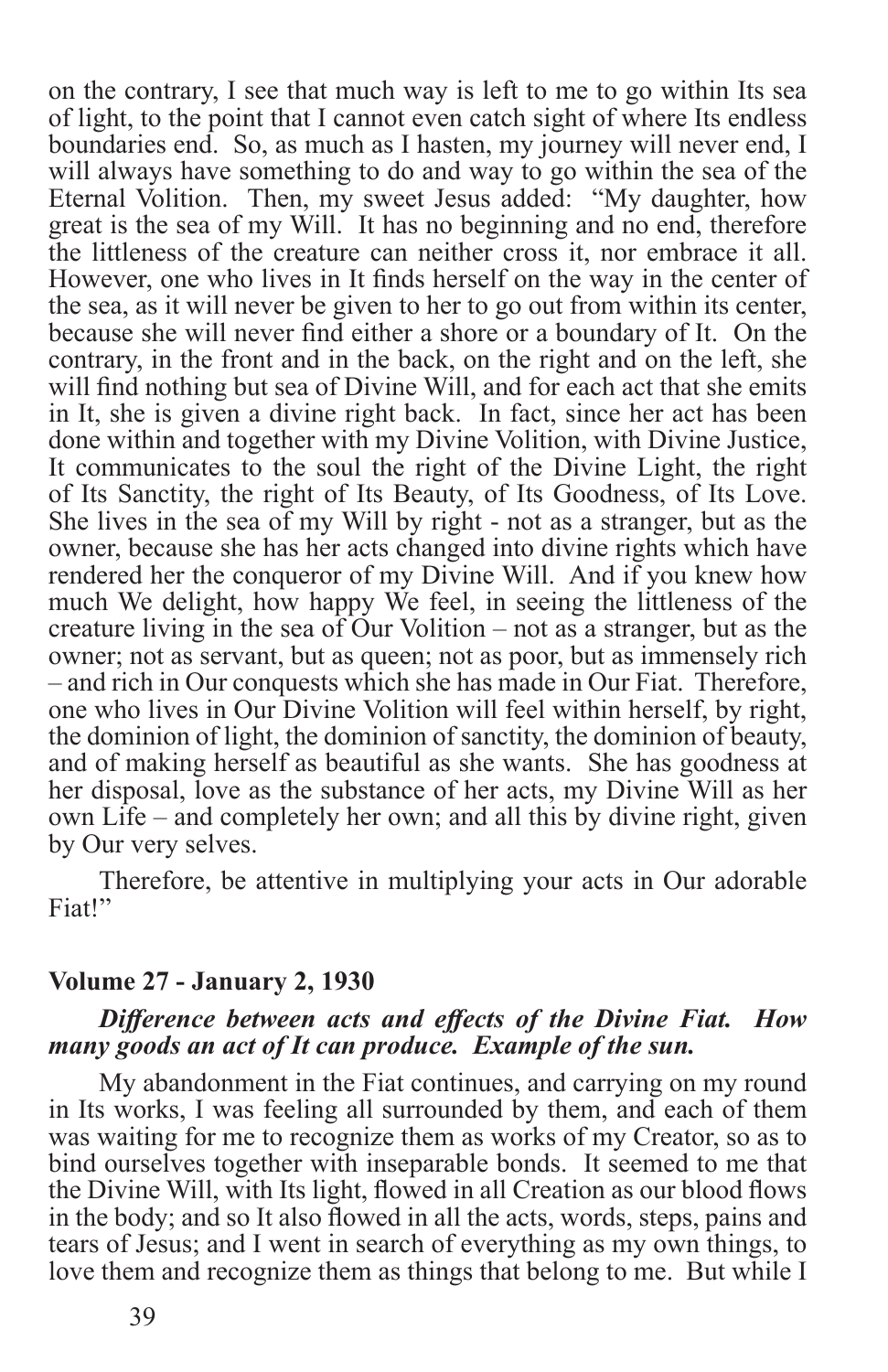on the contrary, I see that much way is left to me to go within Its sea of light, to the point that I cannot even catch sight of where Its endless boundaries end. So, as much as I hasten, my journey will never end, I will always have something to do and way to go within the sea of the Eternal Volition. Then, my sweet Jesus added: "My daughter, how great is the sea of my Will. It has no beginning and no end, therefore the littleness of the creature can neither cross it, nor embrace it all. However, one who lives in It finds herself on the way in the center of the sea, as it will never be given to her to go out from within its center, because she will never find either a shore or a boundary of It. On the contrary, in the front and in the back, on the right and on the left, she will find nothing but sea of Divine Will, and for each act that she emits in It, she is given a divine right back. In fact, since her act has been done within and together with my Divine Volition, with Divine Justice, It communicates to the soul the right of the Divine Light, the right of Its Sanctity, the right of Its Beauty, of Its Goodness, of Its Love. She lives in the sea of my Will by right - not as a stranger, but as the owner, because she has her acts changed into divine rights which have rendered her the conqueror of my Divine Will. And if you knew how much We delight, how happy We feel, in seeing the littleness of the creature living in the sea of Our Volition – not as a stranger, but as the owner; not as servant, but as queen; not as poor, but as immensely rich – and rich in Our conquests which she has made in Our Fiat. Therefore, one who lives in Our Divine Volition will feel within herself, by right, the dominion of light, the dominion of sanctity, the dominion of beauty, and of making herself as beautiful as she wants. She has goodness at her disposal, love as the substance of her acts, my Divine Will as her own Life – and completely her own; and all this by divine right, given by Our very selves.

Therefore, be attentive in multiplying your acts in Our adorable Fiat!"

## Volume 27 - January 2, 1930

***Difference between acts and effects of the Divine Fiat. How many goods an act of It can produce. Example of the sun.***

My abandonment in the Fiat continues, and carrying on my round in Its works, I was feeling all surrounded by them, and each of them was waiting for me to recognize them as works of my Creator, so as to bind ourselves together with inseparable bonds. It seemed to me that the Divine Will, with Its light, flowed in all Creation as our blood flows in the body; and so It also flowed in all the acts, words, steps, pains and tears of Jesus; and I went in search of everything as my own things, to love them and recognize them as things that belong to me. But while I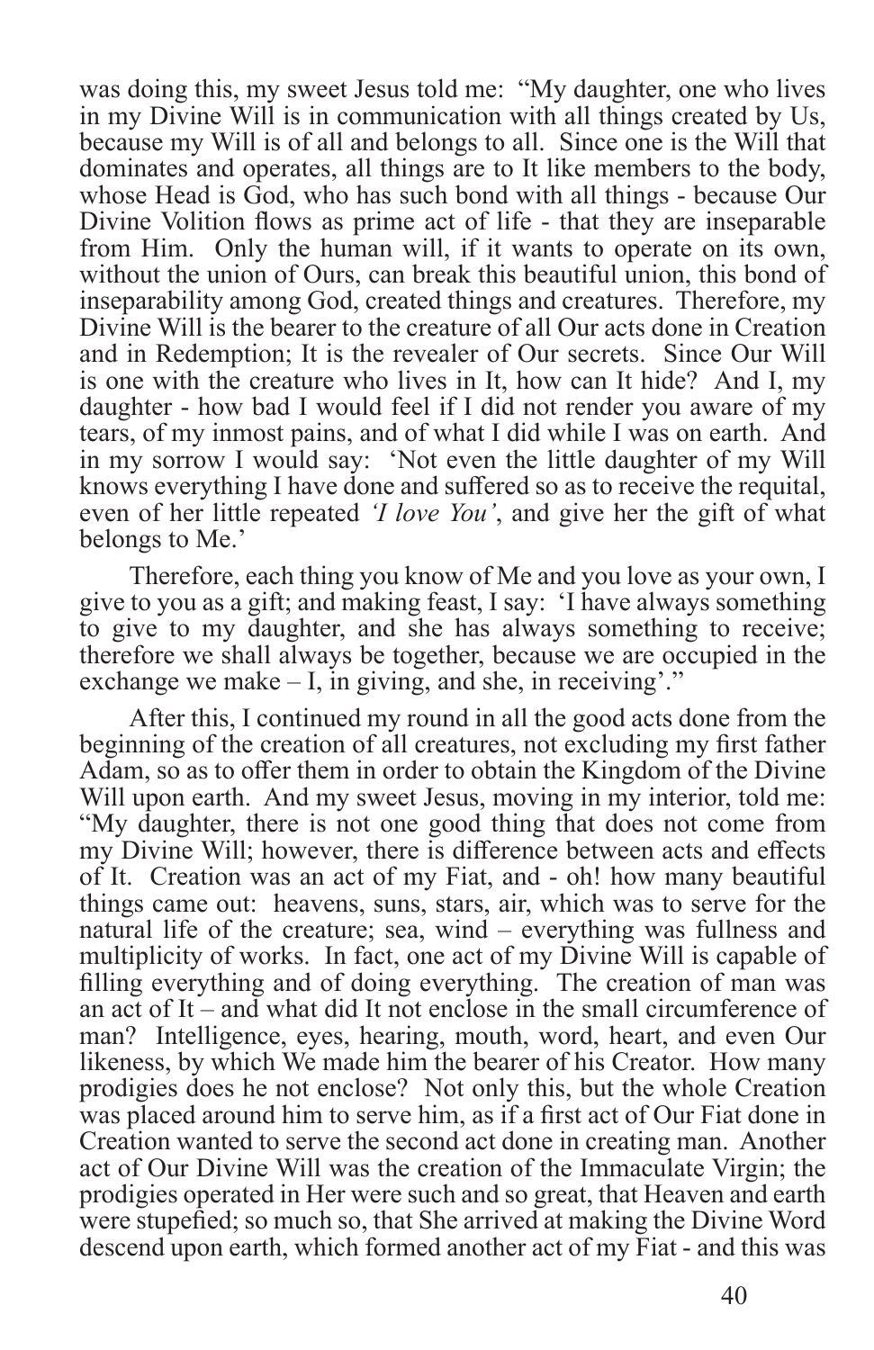was doing this, my sweet Jesus told me: "My daughter, one who lives in my Divine Will is in communication with all things created by Us, because my Will is of all and belongs to all. Since one is the Will that dominates and operates, all things are to It like members to the body, whose Head is God, who has such bond with all things - because Our Divine Volition flows as prime act of life - that they are inseparable from Him. Only the human will, if it wants to operate on its own, without the union of Ours, can break this beautiful union, this bond of inseparability among God, created things and creatures. Therefore, my Divine Will is the bearer to the creature of all Our acts done in Creation and in Redemption; It is the revealer of Our secrets. Since Our Will is one with the creature who lives in It, how can It hide? And I, my daughter - how bad I would feel if I did not render you aware of my tears, of my inmost pains, and of what I did while I was on earth. And in my sorrow I would say: 'Not even the little daughter of my Will knows everything I have done and suffered so as to receive the requital, even of her little repeated *'I love You'*, and give her the gift of what belongs to Me.'

Therefore, each thing you know of Me and you love as your own, I give to you as a gift; and making feast, I say: 'I have always something to give to my daughter, and she has always something to receive; therefore we shall always be together, because we are occupied in the exchange we make – I, in giving, and she, in receiving'."

After this, I continued my round in all the good acts done from the beginning of the creation of all creatures, not excluding my first father Adam, so as to offer them in order to obtain the Kingdom of the Divine Will upon earth. And my sweet Jesus, moving in my interior, told me: "My daughter, there is not one good thing that does not come from my Divine Will; however, there is difference between acts and effects of It. Creation was an act of my Fiat, and - oh! how many beautiful things came out: heavens, suns, stars, air, which was to serve for the natural life of the creature; sea, wind – everything was fullness and multiplicity of works. In fact, one act of my Divine Will is capable of filling everything and of doing everything. The creation of man was an act of It – and what did It not enclose in the small circumference of man? Intelligence, eyes, hearing, mouth, word, heart, and even Our likeness, by which We made him the bearer of his Creator. How many prodigies does he not enclose? Not only this, but the whole Creation was placed around him to serve him, as if a first act of Our Fiat done in Creation wanted to serve the second act done in creating man. Another act of Our Divine Will was the creation of the Immaculate Virgin; the prodigies operated in Her were such and so great, that Heaven and earth were stupefied; so much so, that She arrived at making the Divine Word descend upon earth, which formed another act of my Fiat - and this was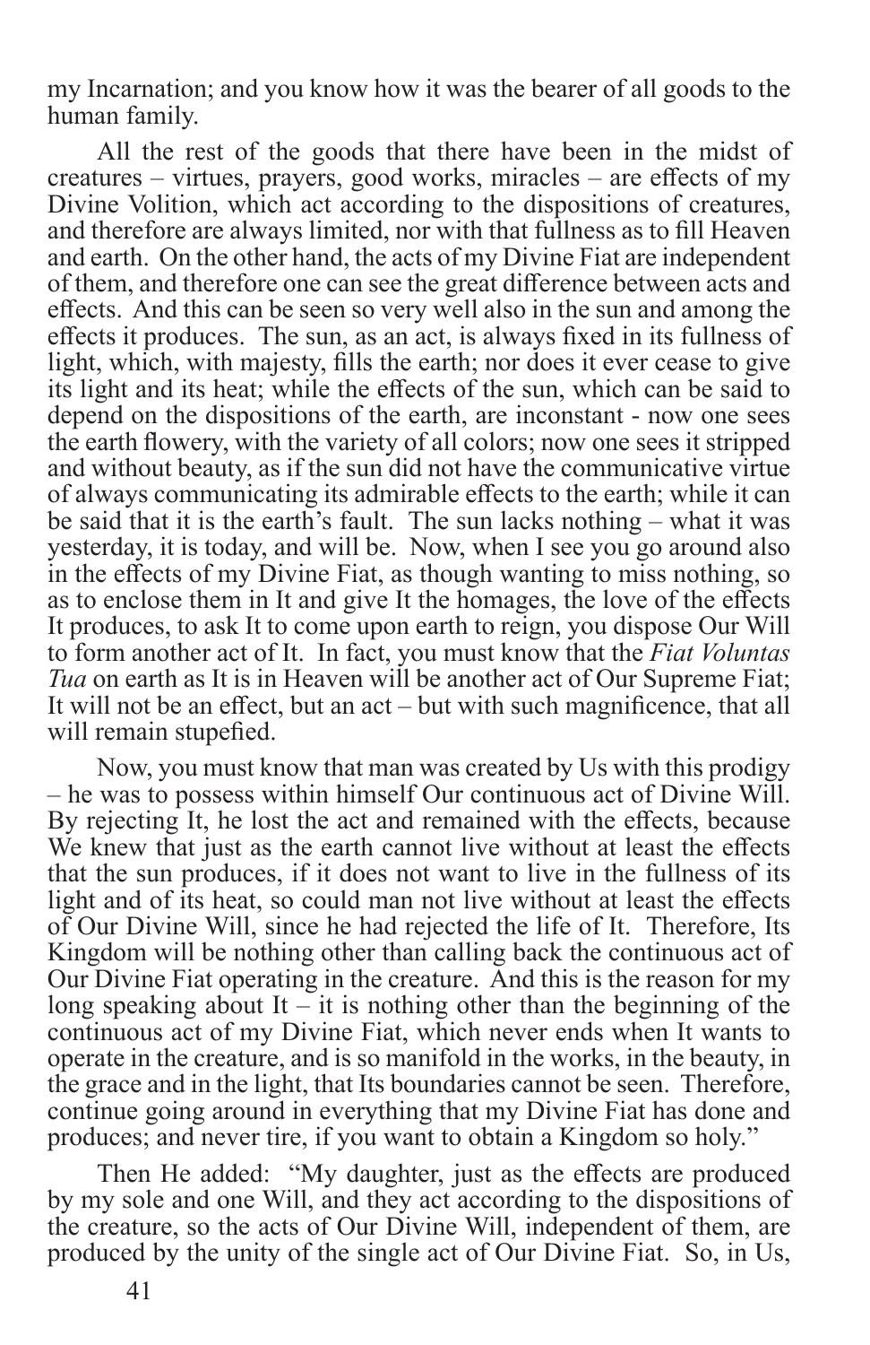my Incarnation; and you know how it was the bearer of all goods to the human family.

All the rest of the goods that there have been in the midst of creatures – virtues, prayers, good works, miracles – are effects of my Divine Volition, which act according to the dispositions of creatures, and therefore are always limited, nor with that fullness as to fill Heaven and earth. On the other hand, the acts of my Divine Fiat are independent of them, and therefore one can see the great difference between acts and effects. And this can be seen so very well also in the sun and among the effects it produces. The sun, as an act, is always fixed in its fullness of light, which, with majesty, fills the earth; nor does it ever cease to give its light and its heat; while the effects of the sun, which can be said to depend on the dispositions of the earth, are inconstant - now one sees the earth flowery, with the variety of all colors; now one sees it stripped and without beauty, as if the sun did not have the communicative virtue of always communicating its admirable effects to the earth; while it can be said that it is the earth's fault. The sun lacks nothing – what it was yesterday, it is today, and will be. Now, when I see you go around also in the effects of my Divine Fiat, as though wanting to miss nothing, so as to enclose them in It and give It the homages, the love of the effects It produces, to ask It to come upon earth to reign, you dispose Our Will to form another act of It. In fact, you must know that the *Fiat Voluntas Tua* on earth as It is in Heaven will be another act of Our Supreme Fiat; It will not be an effect, but an act – but with such magnificence, that all will remain stupefied.

Now, you must know that man was created by Us with this prodigy – he was to possess within himself Our continuous act of Divine Will. By rejecting It, he lost the act and remained with the effects, because We knew that just as the earth cannot live without at least the effects that the sun produces, if it does not want to live in the fullness of its light and of its heat, so could man not live without at least the effects of Our Divine Will, since he had rejected the life of It. Therefore, Its Kingdom will be nothing other than calling back the continuous act of Our Divine Fiat operating in the creature. And this is the reason for my long speaking about It – it is nothing other than the beginning of the continuous act of my Divine Fiat, which never ends when It wants to operate in the creature, and is so manifold in the works, in the beauty, in the grace and in the light, that Its boundaries cannot be seen. Therefore, continue going around in everything that my Divine Fiat has done and produces; and never tire, if you want to obtain a Kingdom so holy."

Then He added: "My daughter, just as the effects are produced by my sole and one Will, and they act according to the dispositions of the creature, so the acts of Our Divine Will, independent of them, are produced by the unity of the single act of Our Divine Fiat. So, in Us,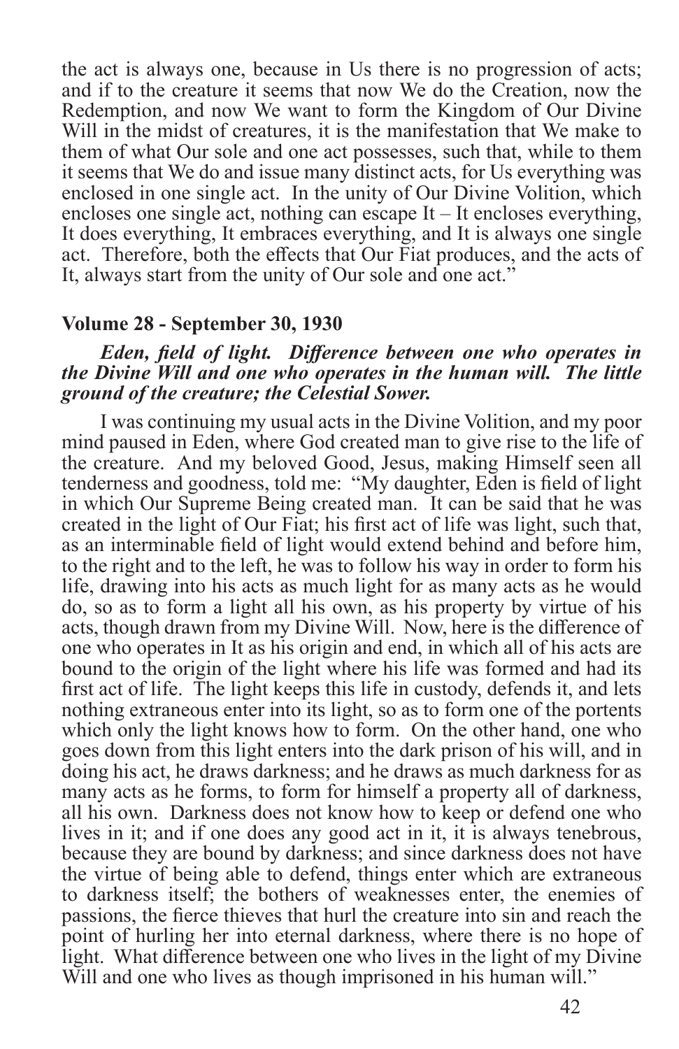the act is always one, because in Us there is no progression of acts; and if to the creature it seems that now We do the Creation, now the Redemption, and now We want to form the Kingdom of Our Divine Will in the midst of creatures, it is the manifestation that We make to them of what Our sole and one act possesses, such that, while to them it seems that We do and issue many distinct acts, for Us everything was enclosed in one single act. In the unity of Our Divine Volition, which encloses one single act, nothing can escape It – It encloses everything, It does everything, It embraces everything, and It is always one single act. Therefore, both the effects that Our Fiat produces, and the acts of It, always start from the unity of Our sole and one act."

### Volume 28 - September 30, 1930

***Eden, field of light. Difference between one who operates in the Divine Will and one who operates in the human will. The little ground of the creature; the Celestial Sower.***

I was continuing my usual acts in the Divine Volition, and my poor mind paused in Eden, where God created man to give rise to the life of the creature. And my beloved Good, Jesus, making Himself seen all tenderness and goodness, told me: "My daughter, Eden is field of light in which Our Supreme Being created man. It can be said that he was created in the light of Our Fiat; his first act of life was light, such that, as an interminable field of light would extend behind and before him, to the right and to the left, he was to follow his way in order to form his life, drawing into his acts as much light for as many acts as he would do, so as to form a light all his own, as his property by virtue of his acts, though drawn from my Divine Will. Now, here is the difference of one who operates in It as his origin and end, in which all of his acts are bound to the origin of the light where his life was formed and had its first act of life. The light keeps this life in custody, defends it, and lets nothing extraneous enter into its light, so as to form one of the portents which only the light knows how to form. On the other hand, one who goes down from this light enters into the dark prison of his will, and in doing his act, he draws darkness; and he draws as much darkness for as many acts as he forms, to form for himself a property all of darkness, all his own. Darkness does not know how to keep or defend one who lives in it; and if one does any good act in it, it is always tenebrous, because they are bound by darkness; and since darkness does not have the virtue of being able to defend, things enter which are extraneous to darkness itself; the bothers of weaknesses enter, the enemies of passions, the fierce thieves that hurl the creature into sin and reach the point of hurling her into eternal darkness, where there is no hope of light. What difference between one who lives in the light of my Divine Will and one who lives as though imprisoned in his human will."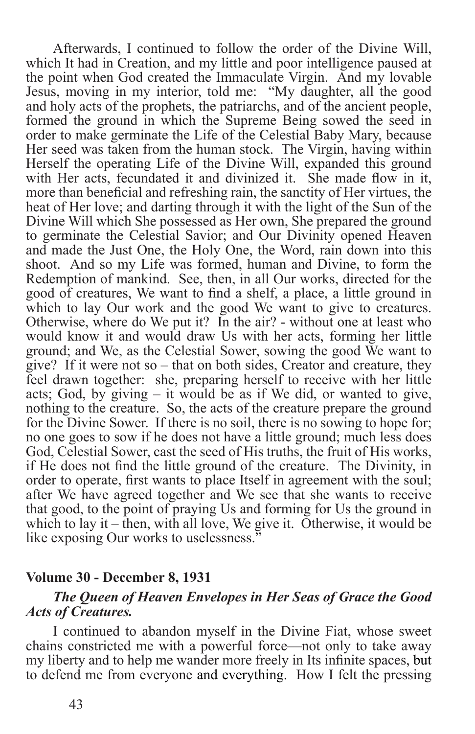Afterwards, I continued to follow the order of the Divine Will, which It had in Creation, and my little and poor intelligence paused at the point when God created the Immaculate Virgin. And my lovable Jesus, moving in my interior, told me: "My daughter, all the good and holy acts of the prophets, the patriarchs, and of the ancient people, formed the ground in which the Supreme Being sowed the seed in order to make germinate the Life of the Celestial Baby Mary, because Her seed was taken from the human stock. The Virgin, having within Herself the operating Life of the Divine Will, expanded this ground with Her acts, fecundated it and divinized it. She made flow in it, more than beneficial and refreshing rain, the sanctity of Her virtues, the heat of Her love; and darting through it with the light of the Sun of the Divine Will which She possessed as Her own, She prepared the ground to germinate the Celestial Savior; and Our Divinity opened Heaven and made the Just One, the Holy One, the Word, rain down into this shoot. And so my Life was formed, human and Divine, to form the Redemption of mankind. See, then, in all Our works, directed for the good of creatures, We want to find a shelf, a place, a little ground in which to lay Our work and the good We want to give to creatures. Otherwise, where do We put it? In the air? - without one at least who would know it and would draw Us with her acts, forming her little ground; and We, as the Celestial Sower, sowing the good We want to give? If it were not so – that on both sides, Creator and creature, they feel drawn together: she, preparing herself to receive with her little acts; God, by giving – it would be as if We did, or wanted to give, nothing to the creature. So, the acts of the creature prepare the ground for the Divine Sower. If there is no soil, there is no sowing to hope for; no one goes to sow if he does not have a little ground; much less does God, Celestial Sower, cast the seed of His truths, the fruit of His works, if He does not find the little ground of the creature. The Divinity, in order to operate, first wants to place Itself in agreement with the soul; after We have agreed together and We see that she wants to receive that good, to the point of praying Us and forming for Us the ground in which to lay it – then, with all love, We give it. Otherwise, it would be like exposing Our works to uselessness."

### Volume 30 - December 8, 1931

***The Queen of Heaven Envelopes in Her Seas of Grace the Good Acts of Creatures.***

I continued to abandon myself in the Divine Fiat, whose sweet chains constricted me with a powerful force—not only to take away my liberty and to help me wander more freely in Its infinite spaces, but to defend me from everyone and everything. How I felt the pressing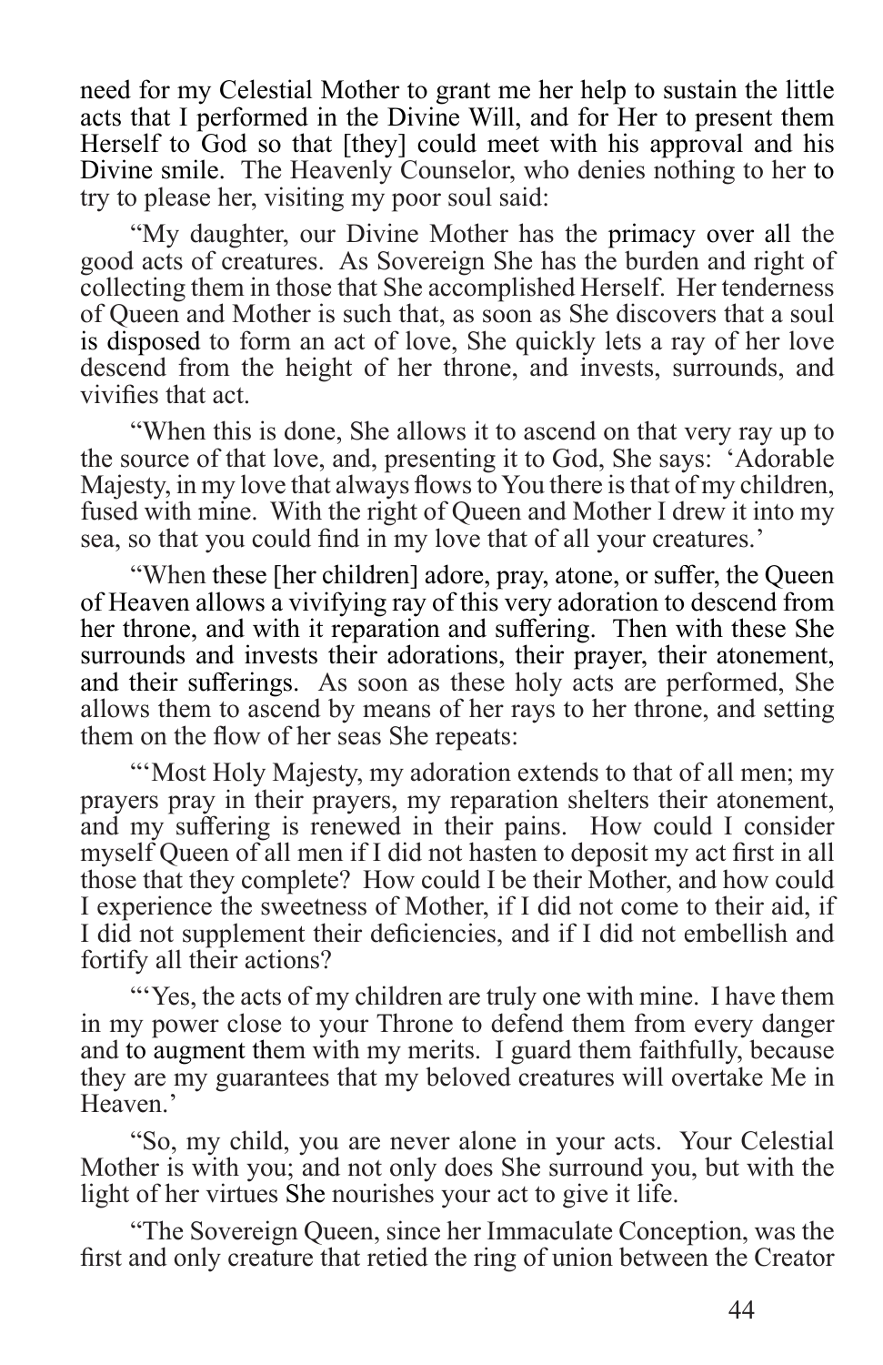need for my Celestial Mother to grant me her help to sustain the little acts that I performed in the Divine Will, and for Her to present them Herself to God so that [they] could meet with his approval and his Divine smile. The Heavenly Counselor, who denies nothing to her to try to please her, visiting my poor soul said:

"My daughter, our Divine Mother has the primacy over all the good acts of creatures. As Sovereign She has the burden and right of collecting them in those that She accomplished Herself. Her tenderness of Queen and Mother is such that, as soon as She discovers that a soul is disposed to form an act of love, She quickly lets a ray of her love descend from the height of her throne, and invests, surrounds, and vivifies that act.

"When this is done, She allows it to ascend on that very ray up to the source of that love, and, presenting it to God, She says: 'Adorable Majesty, in my love that always flows to You there is that of my children, fused with mine. With the right of Queen and Mother I drew it into my sea, so that you could find in my love that of all your creatures.'

"When these [her children] adore, pray, atone, or suffer, the Queen of Heaven allows a vivifying ray of this very adoration to descend from her throne, and with it reparation and suffering. Then with these She surrounds and invests their adorations, their prayer, their atonement, and their sufferings. As soon as these holy acts are performed, She allows them to ascend by means of her rays to her throne, and setting them on the flow of her seas She repeats:

"'Most Holy Majesty, my adoration extends to that of all men; my prayers pray in their prayers, my reparation shelters their atonement, and my suffering is renewed in their pains. How could I consider myself Queen of all men if I did not hasten to deposit my act first in all those that they complete? How could I be their Mother, and how could I experience the sweetness of Mother, if I did not come to their aid, if I did not supplement their deficiencies, and if I did not embellish and fortify all their actions?

"'Yes, the acts of my children are truly one with mine. I have them in my power close to your Throne to defend them from every danger and to augment them with my merits. I guard them faithfully, because they are my guarantees that my beloved creatures will overtake Me in Heaven.'

"So, my child, you are never alone in your acts. Your Celestial Mother is with you; and not only does She surround you, but with the light of her virtues She nourishes your act to give it life.

"The Sovereign Queen, since her Immaculate Conception, was the first and only creature that retied the ring of union between the Creator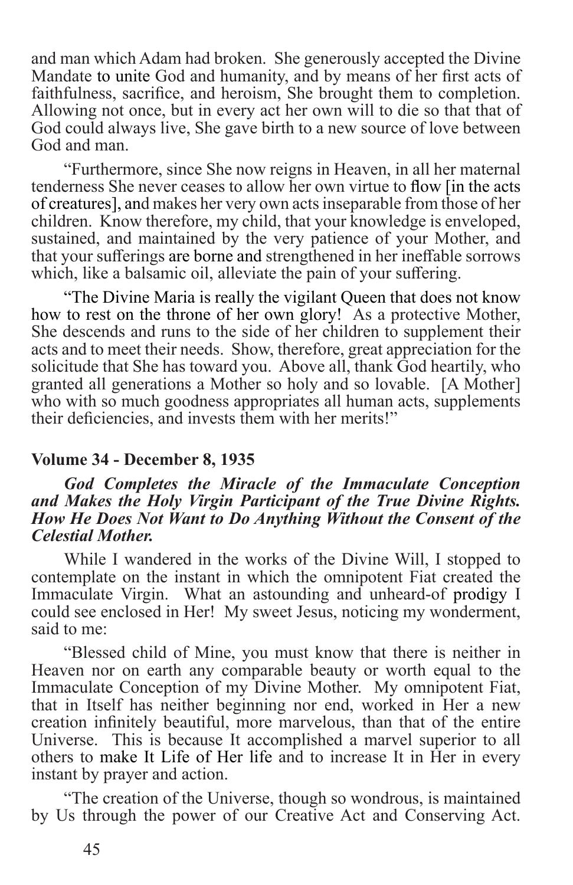and man which Adam had broken. She generously accepted the Divine Mandate to unite God and humanity, and by means of her first acts of faithfulness, sacrifice, and heroism, She brought them to completion. Allowing not once, but in every act her own will to die so that that of God could always live, She gave birth to a new source of love between God and man.

"Furthermore, since She now reigns in Heaven, in all her maternal tenderness She never ceases to allow her own virtue to flow [in the acts of creatures], and makes her very own acts inseparable from those of her children. Know therefore, my child, that your knowledge is enveloped, sustained, and maintained by the very patience of your Mother, and that your sufferings are borne and strengthened in her ineffable sorrows which, like a balsamic oil, alleviate the pain of your suffering.

"The Divine Maria is really the vigilant Queen that does not know how to rest on the throne of her own glory! As a protective Mother, She descends and runs to the side of her children to supplement their acts and to meet their needs. Show, therefore, great appreciation for the solicitude that She has toward you. Above all, thank God heartily, who granted all generations a Mother so holy and so lovable. [A Mother] who with so much goodness appropriates all human acts, supplements their deficiencies, and invests them with her merits!"

### Volume 34 - December 8, 1935

***God Completes the Miracle of the Immaculate Conception and Makes the Holy Virgin Participant of the True Divine Rights. How He Does Not Want to Do Anything Without the Consent of the Celestial Mother.***

While I wandered in the works of the Divine Will, I stopped to contemplate on the instant in which the omnipotent Fiat created the Immaculate Virgin. What an astounding and unheard-of prodigy I could see enclosed in Her! My sweet Jesus, noticing my wonderment, said to me:

"Blessed child of Mine, you must know that there is neither in Heaven nor on earth any comparable beauty or worth equal to the Immaculate Conception of my Divine Mother. My omnipotent Fiat, that in Itself has neither beginning nor end, worked in Her a new creation infinitely beautiful, more marvelous, than that of the entire Universe. This is because It accomplished a marvel superior to all others to make It Life of Her life and to increase It in Her in every instant by prayer and action.

"The creation of the Universe, though so wondrous, is maintained by Us through the power of our Creative Act and Conserving Act.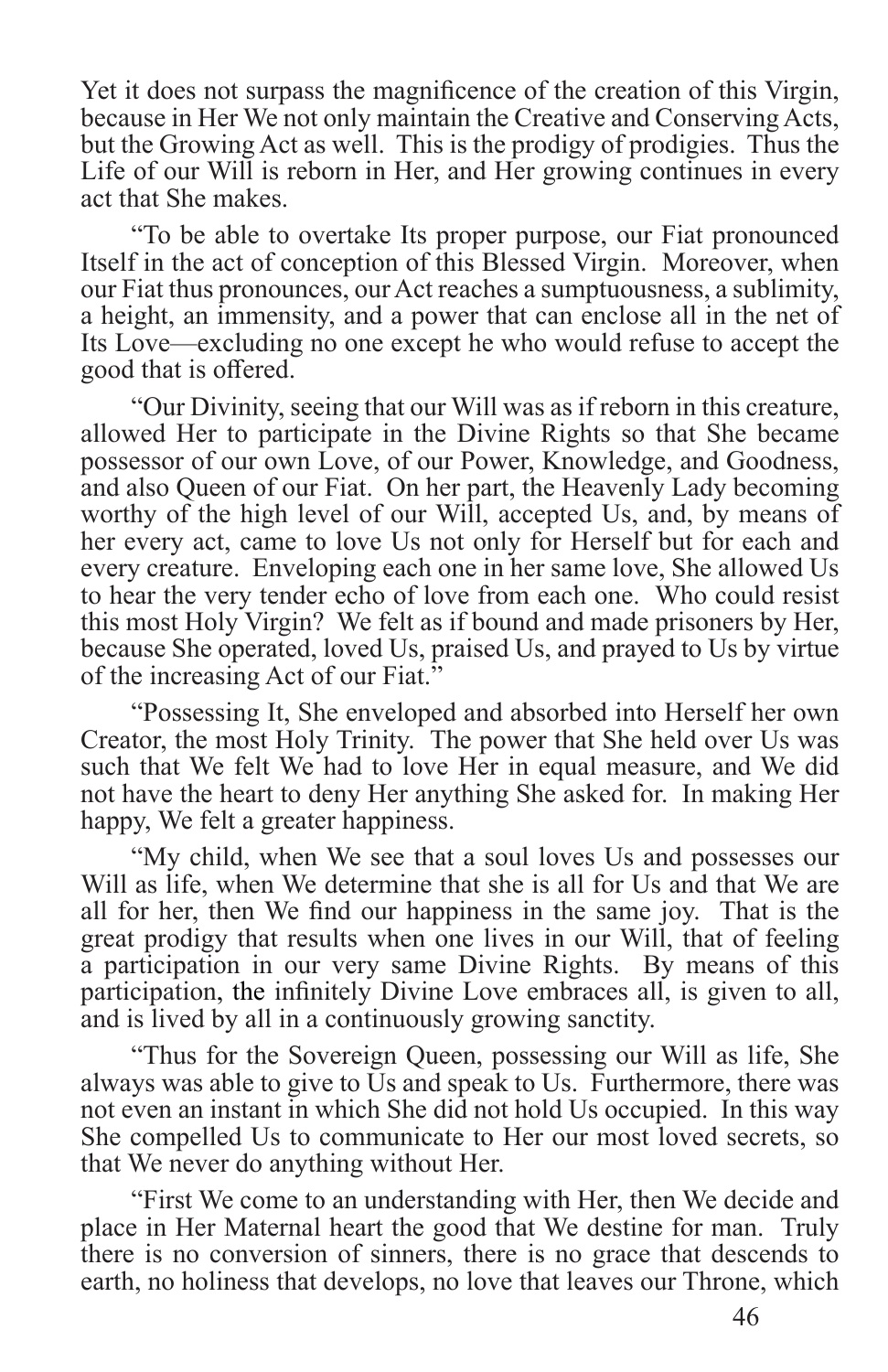Yet it does not surpass the magnificence of the creation of this Virgin, because in Her We not only maintain the Creative and Conserving Acts, but the Growing Act as well. This is the prodigy of prodigies. Thus the Life of our Will is reborn in Her, and Her growing continues in every act that She makes.

"To be able to overtake Its proper purpose, our Fiat pronounced Itself in the act of conception of this Blessed Virgin. Moreover, when our Fiat thus pronounces, our Act reaches a sumptuousness, a sublimity, a height, an immensity, and a power that can enclose all in the net of Its Love—excluding no one except he who would refuse to accept the good that is offered.

"Our Divinity, seeing that our Will was as if reborn in this creature, allowed Her to participate in the Divine Rights so that She became possessor of our own Love, of our Power, Knowledge, and Goodness, and also Queen of our Fiat. On her part, the Heavenly Lady becoming worthy of the high level of our Will, accepted Us, and, by means of her every act, came to love Us not only for Herself but for each and every creature. Enveloping each one in her same love, She allowed Us to hear the very tender echo of love from each one. Who could resist this most Holy Virgin? We felt as if bound and made prisoners by Her, because She operated, loved Us, praised Us, and prayed to Us by virtue of the increasing Act of our Fiat."

"Possessing It, She enveloped and absorbed into Herself her own Creator, the most Holy Trinity. The power that She held over Us was such that We felt We had to love Her in equal measure, and We did not have the heart to deny Her anything She asked for. In making Her happy, We felt a greater happiness.

"My child, when We see that a soul loves Us and possesses our Will as life, when We determine that she is all for Us and that We are all for her, then We find our happiness in the same joy. That is the great prodigy that results when one lives in our Will, that of feeling a participation in our very same Divine Rights. By means of this participation, the infinitely Divine Love embraces all, is given to all, and is lived by all in a continuously growing sanctity.

"Thus for the Sovereign Queen, possessing our Will as life, She always was able to give to Us and speak to Us. Furthermore, there was not even an instant in which She did not hold Us occupied. In this way She compelled Us to communicate to Her our most loved secrets, so that We never do anything without Her.

"First We come to an understanding with Her, then We decide and place in Her Maternal heart the good that We destine for man. Truly there is no conversion of sinners, there is no grace that descends to earth, no holiness that develops, no love that leaves our Throne, which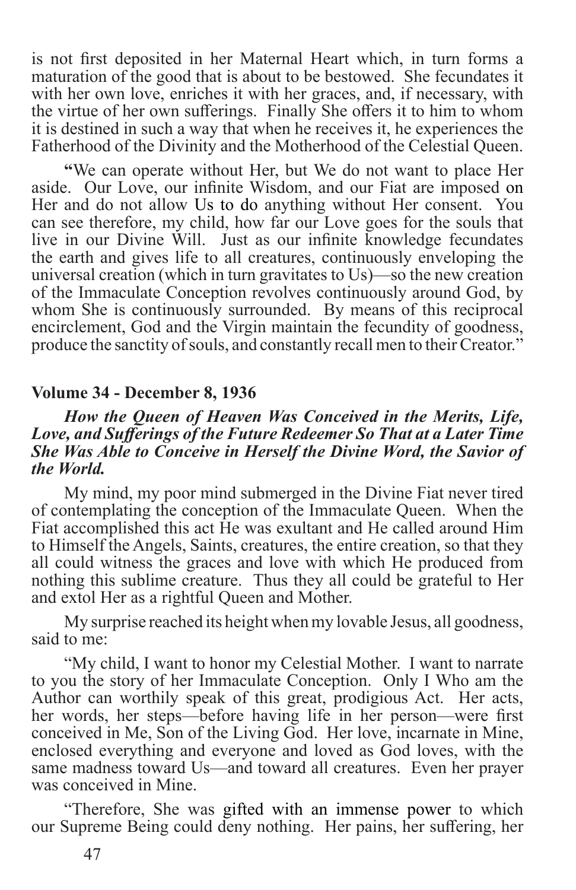is not first deposited in her Maternal Heart which, in turn forms a maturation of the good that is about to be bestowed. She fecundates it with her own love, enriches it with her graces, and, if necessary, with the virtue of her own sufferings. Finally She offers it to him to whom it is destined in such a way that when he receives it, he experiences the Fatherhood of the Divinity and the Motherhood of the Celestial Queen.

"We can operate without Her, but We do not want to place Her aside. Our Love, our infinite Wisdom, and our Fiat are imposed on Her and do not allow Us to do anything without Her consent. You can see therefore, my child, how far our Love goes for the souls that live in our Divine Will. Just as our infinite knowledge fecundates the earth and gives life to all creatures, continuously enveloping the universal creation (which in turn gravitates to Us)—so the new creation of the Immaculate Conception revolves continuously around God, by whom She is continuously surrounded. By means of this reciprocal encirclement, God and the Virgin maintain the fecundity of goodness, produce the sanctity of souls, and constantly recall men to their Creator."

**Volume 34 - December 8, 1936**

***How the Queen of Heaven Was Conceived in the Merits, Life, Love, and Sufferings of the Future Redeemer So That at a Later Time She Was Able to Conceive in Herself the Divine Word, the Savior of the World.***

My mind, my poor mind submerged in the Divine Fiat never tired of contemplating the conception of the Immaculate Queen. When the Fiat accomplished this act He was exultant and He called around Him to Himself the Angels, Saints, creatures, the entire creation, so that they all could witness the graces and love with which He produced from nothing this sublime creature. Thus they all could be grateful to Her and extol Her as a rightful Queen and Mother.

My surprise reached its height when my lovable Jesus, all goodness, said to me:

"My child, I want to honor my Celestial Mother. I want to narrate to you the story of her Immaculate Conception. Only I Who am the Author can worthily speak of this great, prodigious Act. Her acts, her words, her steps—before having life in her person—were first conceived in Me, Son of the Living God. Her love, incarnate in Mine, enclosed everything and everyone and loved as God loves, with the same madness toward Us—and toward all creatures. Even her prayer was conceived in Mine.

"Therefore, She was gifted with an immense power to which our Supreme Being could deny nothing. Her pains, her suffering, her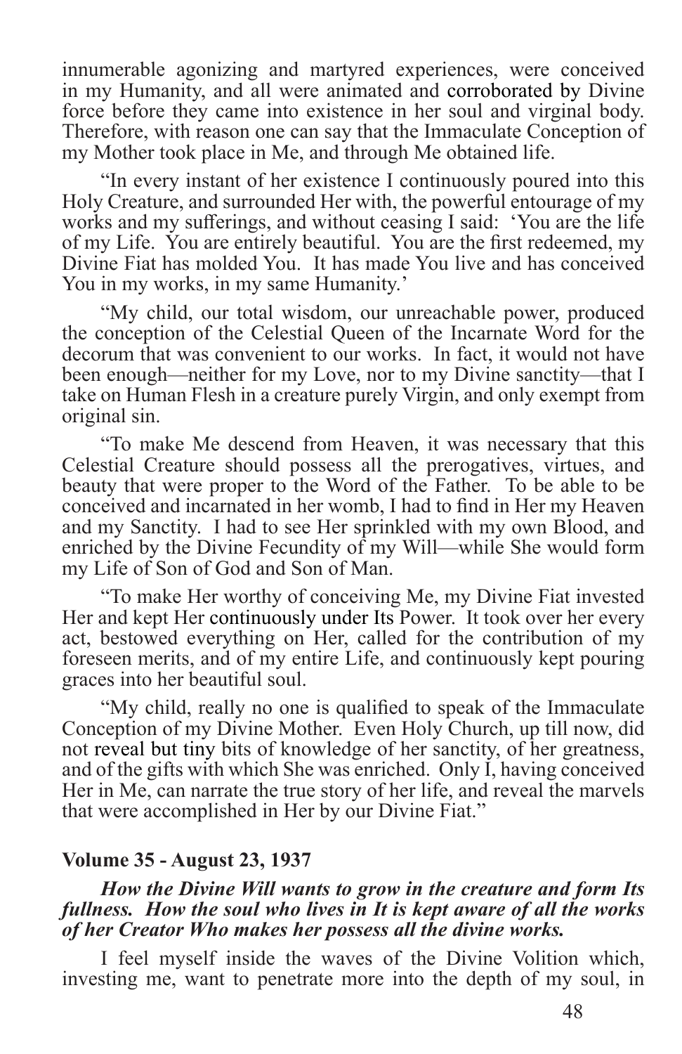innumerable agonizing and martyred experiences, were conceived in my Humanity, and all were animated and corroborated by Divine force before they came into existence in her soul and virginal body. Therefore, with reason one can say that the Immaculate Conception of my Mother took place in Me, and through Me obtained life.

"In every instant of her existence I continuously poured into this Holy Creature, and surrounded Her with, the powerful entourage of my works and my sufferings, and without ceasing I said: 'You are the life of my Life. You are entirely beautiful. You are the first redeemed, my Divine Fiat has molded You. It has made You live and has conceived You in my works, in my same Humanity.'

"My child, our total wisdom, our unreachable power, produced the conception of the Celestial Queen of the Incarnate Word for the decorum that was convenient to our works. In fact, it would not have been enough—neither for my Love, nor to my Divine sanctity—that I take on Human Flesh in a creature purely Virgin, and only exempt from original sin.

"To make Me descend from Heaven, it was necessary that this Celestial Creature should possess all the prerogatives, virtues, and beauty that were proper to the Word of the Father. To be able to be conceived and incarnated in her womb, I had to find in Her my Heaven and my Sanctity. I had to see Her sprinkled with my own Blood, and enriched by the Divine Fecundity of my Will—while She would form my Life of Son of God and Son of Man.

"To make Her worthy of conceiving Me, my Divine Fiat invested Her and kept Her continuously under Its Power. It took over her every act, bestowed everything on Her, called for the contribution of my foreseen merits, and of my entire Life, and continuously kept pouring graces into her beautiful soul.

"My child, really no one is qualified to speak of the Immaculate Conception of my Divine Mother. Even Holy Church, up till now, did not reveal but tiny bits of knowledge of her sanctity, of her greatness, and of the gifts with which She was enriched. Only I, having conceived Her in Me, can narrate the true story of her life, and reveal the marvels that were accomplished in Her by our Divine Fiat."

### Volume 35 - August 23, 1937

***How the Divine Will wants to grow in the creature and form Its fullness. How the soul who lives in It is kept aware of all the works of her Creator Who makes her possess all the divine works.***

I feel myself inside the waves of the Divine Volition which, investing me, want to penetrate more into the depth of my soul, in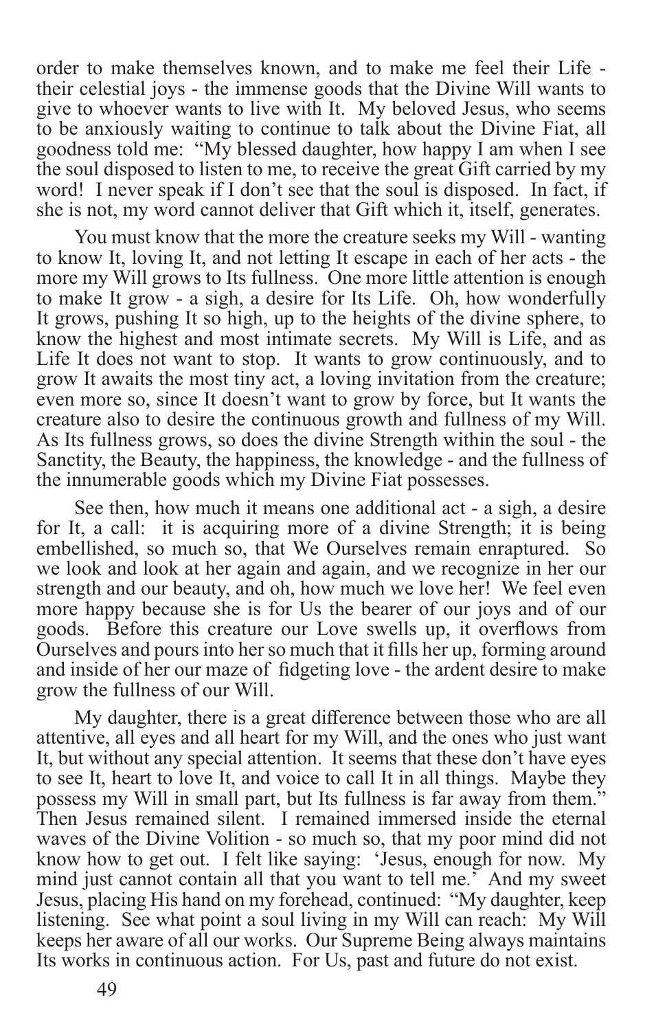order to make themselves known, and to make me feel their Life - their celestial joys - the immense goods that the Divine Will wants to give to whoever wants to live with It. My beloved Jesus, who seems to be anxiously waiting to continue to talk about the Divine Fiat, all goodness told me: "My blessed daughter, how happy I am when I see the soul disposed to listen to me, to receive the great Gift carried by my word! I never speak if I don't see that the soul is disposed. In fact, if she is not, my word cannot deliver that Gift which it, itself, generates.

You must know that the more the creature seeks my Will - wanting to know It, loving It, and not letting It escape in each of her acts - the more my Will grows to Its fullness. One more little attention is enough to make It grow - a sigh, a desire for Its Life. Oh, how wonderfully It grows, pushing It so high, up to the heights of the divine sphere, to know the highest and most intimate secrets. My Will is Life, and as Life It does not want to stop. It wants to grow continuously, and to grow It awaits the most tiny act, a loving invitation from the creature; even more so, since It doesn't want to grow by force, but It wants the creature also to desire the continuous growth and fullness of my Will. As Its fullness grows, so does the divine Strength within the soul - the Sanctity, the Beauty, the happiness, the knowledge - and the fullness of the innumerable goods which my Divine Fiat possesses.

See then, how much it means one additional act - a sigh, a desire for It, a call: it is acquiring more of a divine Strength; it is being embellished, so much so, that We Ourselves remain enraptured. So we look and look at her again and again, and we recognize in her our strength and our beauty, and oh, how much we love her! We feel even more happy because she is for Us the bearer of our joys and of our goods. Before this creature our Love swells up, it overflows from Ourselves and pours into her so much that it fills her up, forming around and inside of her our maze of fidgeting love - the ardent desire to make grow the fullness of our Will.

My daughter, there is a great difference between those who are all attentive, all eyes and all heart for my Will, and the ones who just want It, but without any special attention. It seems that these don't have eyes to see It, heart to love It, and voice to call It in all things. Maybe they possess my Will in small part, but Its fullness is far away from them." Then Jesus remained silent. I remained immersed inside the eternal waves of the Divine Volition - so much so, that my poor mind did not know how to get out. I felt like saying: 'Jesus, enough for now. My mind just cannot contain all that you want to tell me.' And my sweet Jesus, placing His hand on my forehead, continued: "My daughter, keep listening. See what point a soul living in my Will can reach: My Will keeps her aware of all our works. Our Supreme Being always maintains Its works in continuous action. For Us, past and future do not exist.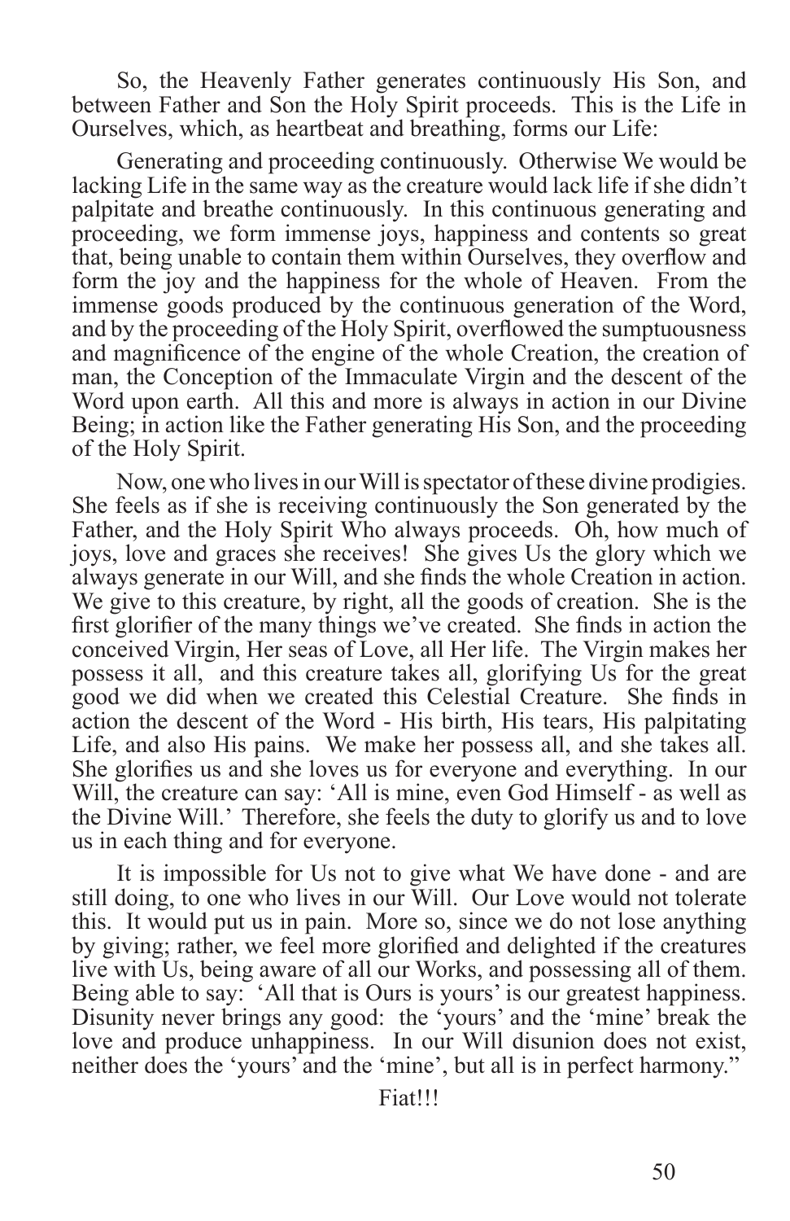So, the Heavenly Father generates continuously His Son, and between Father and Son the Holy Spirit proceeds. This is the Life in Ourselves, which, as heartbeat and breathing, forms our Life:

Generating and proceeding continuously. Otherwise We would be lacking Life in the same way as the creature would lack life if she didn't palpitate and breathe continuously. In this continuous generating and proceeding, we form immense joys, happiness and contents so great that, being unable to contain them within Ourselves, they overflow and form the joy and the happiness for the whole of Heaven. From the immense goods produced by the continuous generation of the Word, and by the proceeding of the Holy Spirit, overflowed the sumptuousness and magnificence of the engine of the whole Creation, the creation of man, the Conception of the Immaculate Virgin and the descent of the Word upon earth. All this and more is always in action in our Divine Being; in action like the Father generating His Son, and the proceeding of the Holy Spirit.

Now, one who lives in our Will is spectator of these divine prodigies. She feels as if she is receiving continuously the Son generated by the Father, and the Holy Spirit Who always proceeds. Oh, how much of joys, love and graces she receives! She gives Us the glory which we always generate in our Will, and she finds the whole Creation in action. We give to this creature, by right, all the goods of creation. She is the first glorifier of the many things we've created. She finds in action the conceived Virgin, Her seas of Love, all Her life. The Virgin makes her possess it all, and this creature takes all, glorifying Us for the great good we did when we created this Celestial Creature. She finds in action the descent of the Word - His birth, His tears, His palpitating Life, and also His pains. We make her possess all, and she takes all. She glorifies us and she loves us for everyone and everything. In our Will, the creature can say: 'All is mine, even God Himself - as well as the Divine Will.' Therefore, she feels the duty to glorify us and to love us in each thing and for everyone.

It is impossible for Us not to give what We have done - and are still doing, to one who lives in our Will. Our Love would not tolerate this. It would put us in pain. More so, since we do not lose anything by giving; rather, we feel more glorified and delighted if the creatures live with Us, being aware of all our Works, and possessing all of them. Being able to say: 'All that is Ours is yours' is our greatest happiness. Disunity never brings any good: the 'yours' and the 'mine' break the love and produce unhappiness. In our Will disunion does not exist, neither does the 'yours' and the 'mine', but all is in perfect harmony."

Fiat!!!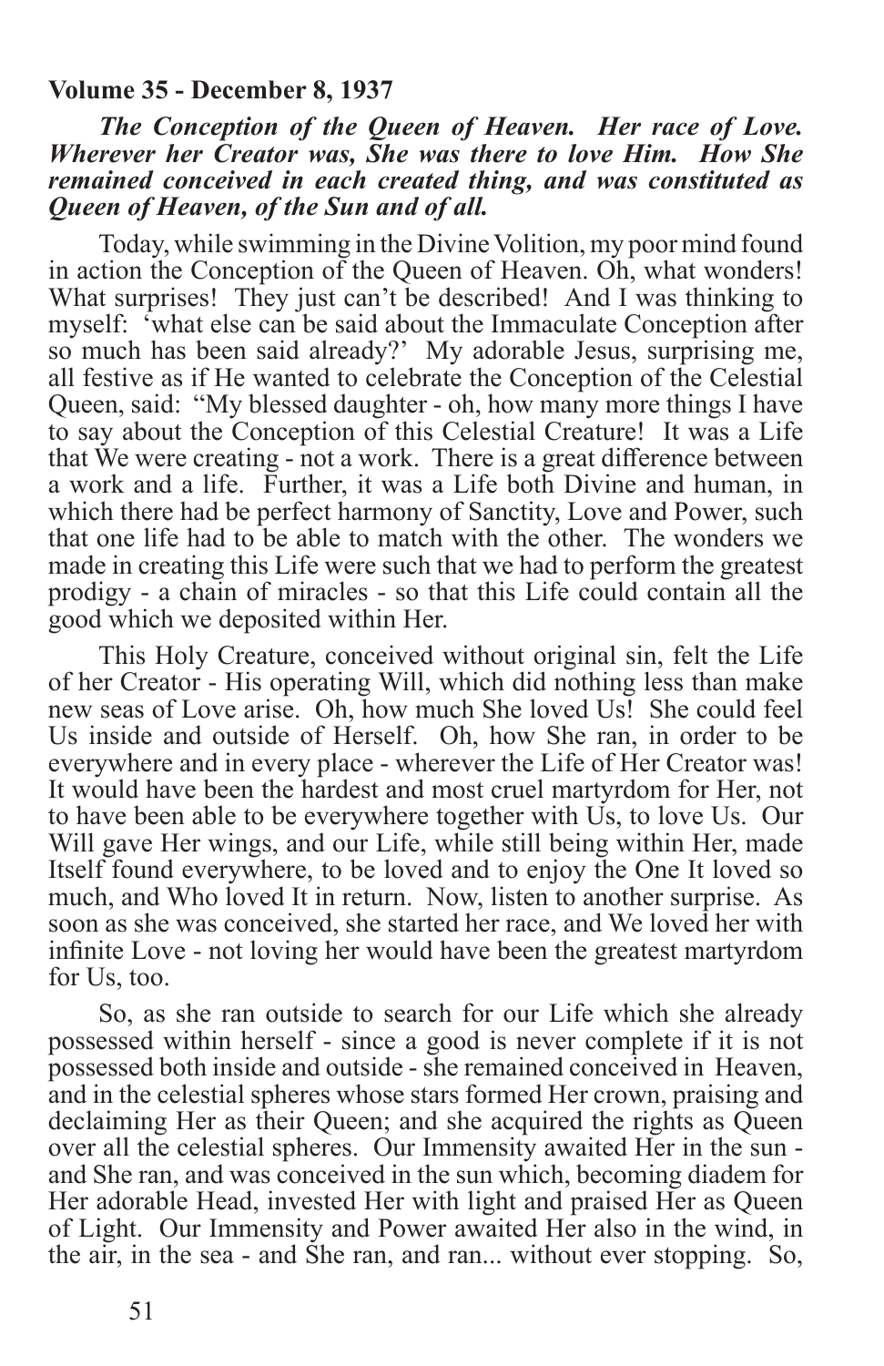**Volume 35 - December 8, 1937**

***The Conception of the Queen of Heaven. Her race of Love. Wherever her Creator was, She was there to love Him. How She remained conceived in each created thing, and was constituted as Queen of Heaven, of the Sun and of all.***

Today, while swimming in the Divine Volition, my poor mind found in action the Conception of the Queen of Heaven. Oh, what wonders! What surprises! They just can't be described! And I was thinking to myself: 'what else can be said about the Immaculate Conception after so much has been said already?' My adorable Jesus, surprising me, all festive as if He wanted to celebrate the Conception of the Celestial Queen, said: "My blessed daughter - oh, how many more things I have to say about the Conception of this Celestial Creature! It was a Life that We were creating - not a work. There is a great difference between a work and a life. Further, it was a Life both Divine and human, in which there had be perfect harmony of Sanctity, Love and Power, such that one life had to be able to match with the other. The wonders we made in creating this Life were such that we had to perform the greatest prodigy - a chain of miracles - so that this Life could contain all the good which we deposited within Her.

This Holy Creature, conceived without original sin, felt the Life of her Creator - His operating Will, which did nothing less than make new seas of Love arise. Oh, how much She loved Us! She could feel Us inside and outside of Herself. Oh, how She ran, in order to be everywhere and in every place - wherever the Life of Her Creator was! It would have been the hardest and most cruel martyrdom for Her, not to have been able to be everywhere together with Us, to love Us. Our Will gave Her wings, and our Life, while still being within Her, made Itself found everywhere, to be loved and to enjoy the One It loved so much, and Who loved It in return. Now, listen to another surprise. As soon as she was conceived, she started her race, and We loved her with infinite Love - not loving her would have been the greatest martyrdom for Us, too.

So, as she ran outside to search for our Life which she already possessed within herself - since a good is never complete if it is not possessed both inside and outside - she remained conceived in Heaven, and in the celestial spheres whose stars formed Her crown, praising and declaiming Her as their Queen; and she acquired the rights as Queen over all the celestial spheres. Our Immensity awaited Her in the sun - and She ran, and was conceived in the sun which, becoming diadem for Her adorable Head, invested Her with light and praised Her as Queen of Light. Our Immensity and Power awaited Her also in the wind, in the air, in the sea - and She ran, and ran... without ever stopping. So,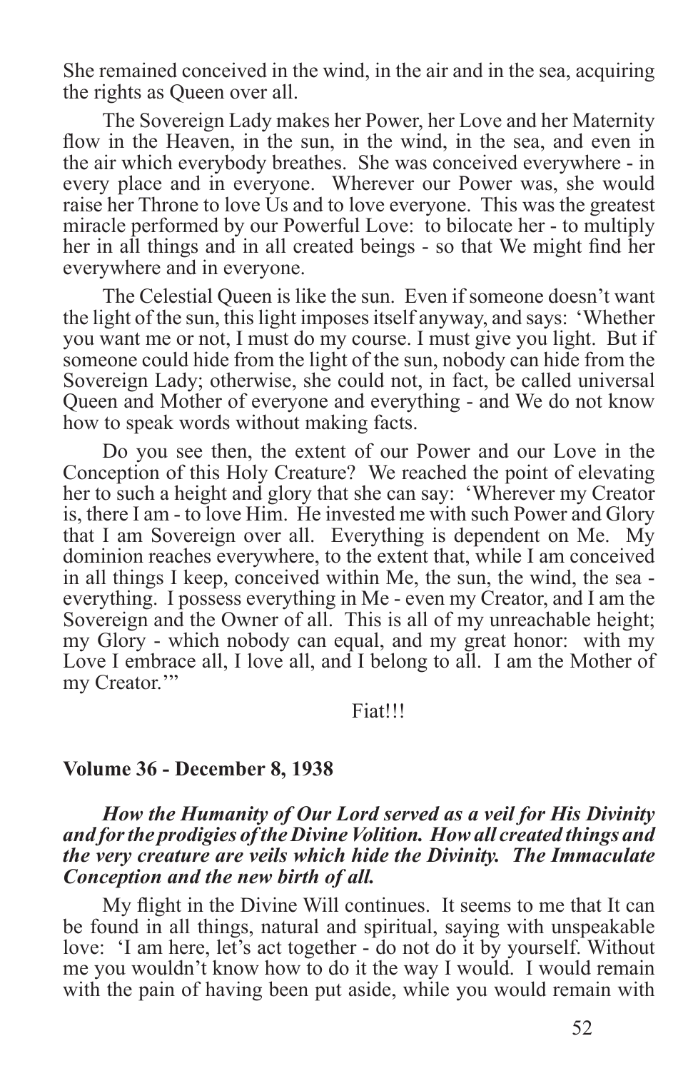She remained conceived in the wind, in the air and in the sea, acquiring the rights as Queen over all.

The Sovereign Lady makes her Power, her Love and her Maternity flow in the Heaven, in the sun, in the wind, in the sea, and even in the air which everybody breathes. She was conceived everywhere - in every place and in everyone. Wherever our Power was, she would raise her Throne to love Us and to love everyone. This was the greatest miracle performed by our Powerful Love: to bilocate her - to multiply her in all things and in all created beings - so that We might find her everywhere and in everyone.

The Celestial Queen is like the sun. Even if someone doesn't want the light of the sun, this light imposes itself anyway, and says: 'Whether you want me or not, I must do my course. I must give you light. But if someone could hide from the light of the sun, nobody can hide from the Sovereign Lady; otherwise, she could not, in fact, be called universal Queen and Mother of everyone and everything - and We do not know how to speak words without making facts.

Do you see then, the extent of our Power and our Love in the Conception of this Holy Creature? We reached the point of elevating her to such a height and glory that she can say: 'Wherever my Creator is, there I am - to love Him. He invested me with such Power and Glory that I am Sovereign over all. Everything is dependent on Me. My dominion reaches everywhere, to the extent that, while I am conceived in all things I keep, conceived within Me, the sun, the wind, the sea - everything. I possess everything in Me - even my Creator, and I am the Sovereign and the Owner of all. This is all of my unreachable height; my Glory - which nobody can equal, and my great honor: with my Love I embrace all, I love all, and I belong to all. I am the Mother of my Creator.'"

Fiat!!!

**Volume 36 - December 8, 1938**

***How the Humanity of Our Lord served as a veil for His Divinity and for the prodigies of the Divine Volition. How all created things and the very creature are veils which hide the Divinity. The Immaculate Conception and the new birth of all.***

My flight in the Divine Will continues. It seems to me that It can be found in all things, natural and spiritual, saying with unspeakable love: 'I am here, let's act together - do not do it by yourself. Without me you wouldn't know how to do it the way I would. I would remain with the pain of having been put aside, while you would remain with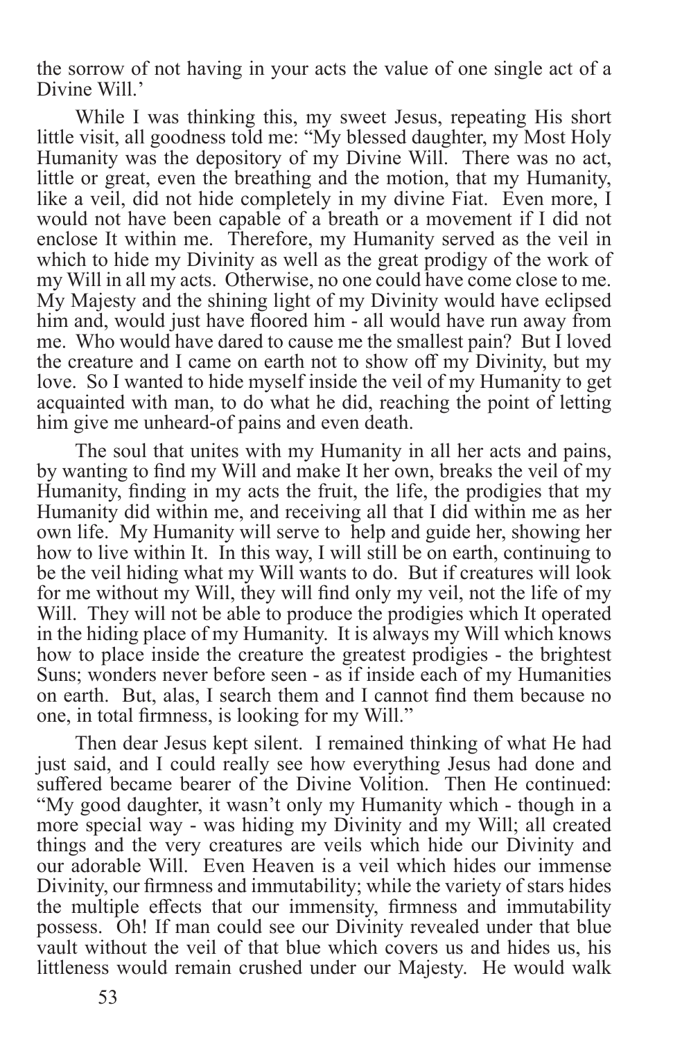the sorrow of not having in your acts the value of one single act of a Divine Will.'

While I was thinking this, my sweet Jesus, repeating His short little visit, all goodness told me: "My blessed daughter, my Most Holy Humanity was the depository of my Divine Will. There was no act, little or great, even the breathing and the motion, that my Humanity, like a veil, did not hide completely in my divine Fiat. Even more, I would not have been capable of a breath or a movement if I did not enclose It within me. Therefore, my Humanity served as the veil in which to hide my Divinity as well as the great prodigy of the work of my Will in all my acts. Otherwise, no one could have come close to me. My Majesty and the shining light of my Divinity would have eclipsed him and, would just have floored him - all would have run away from me. Who would have dared to cause me the smallest pain? But I loved the creature and I came on earth not to show off my Divinity, but my love. So I wanted to hide myself inside the veil of my Humanity to get acquainted with man, to do what he did, reaching the point of letting him give me unheard-of pains and even death.

The soul that unites with my Humanity in all her acts and pains, by wanting to find my Will and make It her own, breaks the veil of my Humanity, finding in my acts the fruit, the life, the prodigies that my Humanity did within me, and receiving all that I did within me as her own life. My Humanity will serve to help and guide her, showing her how to live within It. In this way, I will still be on earth, continuing to be the veil hiding what my Will wants to do. But if creatures will look for me without my Will, they will find only my veil, not the life of my Will. They will not be able to produce the prodigies which It operated in the hiding place of my Humanity. It is always my Will which knows how to place inside the creature the greatest prodigies - the brightest Suns; wonders never before seen - as if inside each of my Humanities on earth. But, alas, I search them and I cannot find them because no one, in total firmness, is looking for my Will."

Then dear Jesus kept silent. I remained thinking of what He had just said, and I could really see how everything Jesus had done and suffered became bearer of the Divine Volition. Then He continued: "My good daughter, it wasn't only my Humanity which - though in a more special way - was hiding my Divinity and my Will; all created things and the very creatures are veils which hide our Divinity and our adorable Will. Even Heaven is a veil which hides our immense Divinity, our firmness and immutability; while the variety of stars hides the multiple effects that our immensity, firmness and immutability possess. Oh! If man could see our Divinity revealed under that blue vault without the veil of that blue which covers us and hides us, his littleness would remain crushed under our Majesty. He would walk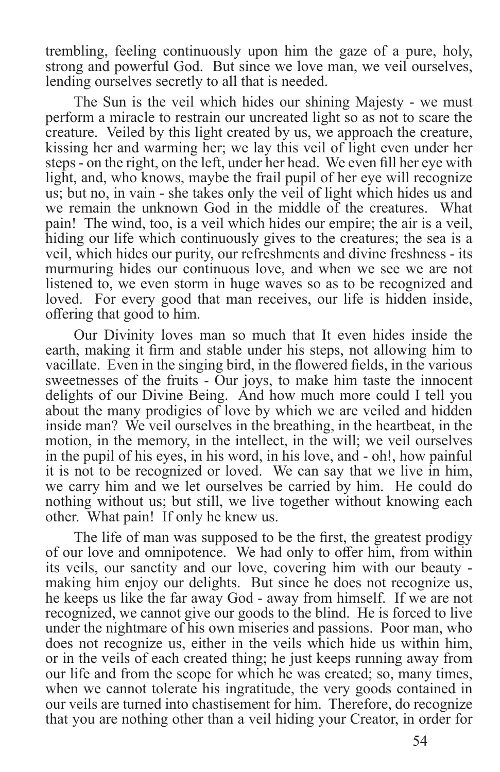trembling, feeling continuously upon him the gaze of a pure, holy, strong and powerful God. But since we love man, we veil ourselves, lending ourselves secretly to all that is needed.

The Sun is the veil which hides our shining Majesty - we must perform a miracle to restrain our uncreated light so as not to scare the creature. Veiled by this light created by us, we approach the creature, kissing her and warming her; we lay this veil of light even under her steps - on the right, on the left, under her head. We even fill her eye with light, and, who knows, maybe the frail pupil of her eye will recognize us; but no, in vain - she takes only the veil of light which hides us and we remain the unknown God in the middle of the creatures. What pain! The wind, too, is a veil which hides our empire; the air is a veil, hiding our life which continuously gives to the creatures; the sea is a veil, which hides our purity, our refreshments and divine freshness - its murmuring hides our continuous love, and when we see we are not listened to, we even storm in huge waves so as to be recognized and loved. For every good that man receives, our life is hidden inside, offering that good to him.

Our Divinity loves man so much that It even hides inside the earth, making it firm and stable under his steps, not allowing him to vacillate. Even in the singing bird, in the flowered fields, in the various sweetnesses of the fruits - Our joys, to make him taste the innocent delights of our Divine Being. And how much more could I tell you about the many prodigies of love by which we are veiled and hidden inside man? We veil ourselves in the breathing, in the heartbeat, in the motion, in the memory, in the intellect, in the will; we veil ourselves in the pupil of his eyes, in his word, in his love, and - oh!, how painful it is not to be recognized or loved. We can say that we live in him, we carry him and we let ourselves be carried by him. He could do nothing without us; but still, we live together without knowing each other. What pain! If only he knew us.

The life of man was supposed to be the first, the greatest prodigy of our love and omnipotence. We had only to offer him, from within its veils, our sanctity and our love, covering him with our beauty - making him enjoy our delights. But since he does not recognize us, he keeps us like the far away God - away from himself. If we are not recognized, we cannot give our goods to the blind. He is forced to live under the nightmare of his own miseries and passions. Poor man, who does not recognize us, either in the veils which hide us within him, or in the veils of each created thing; he just keeps running away from our life and from the scope for which he was created; so, many times, when we cannot tolerate his ingratitude, the very goods contained in our veils are turned into chastisement for him. Therefore, do recognize that you are nothing other than a veil hiding your Creator, in order for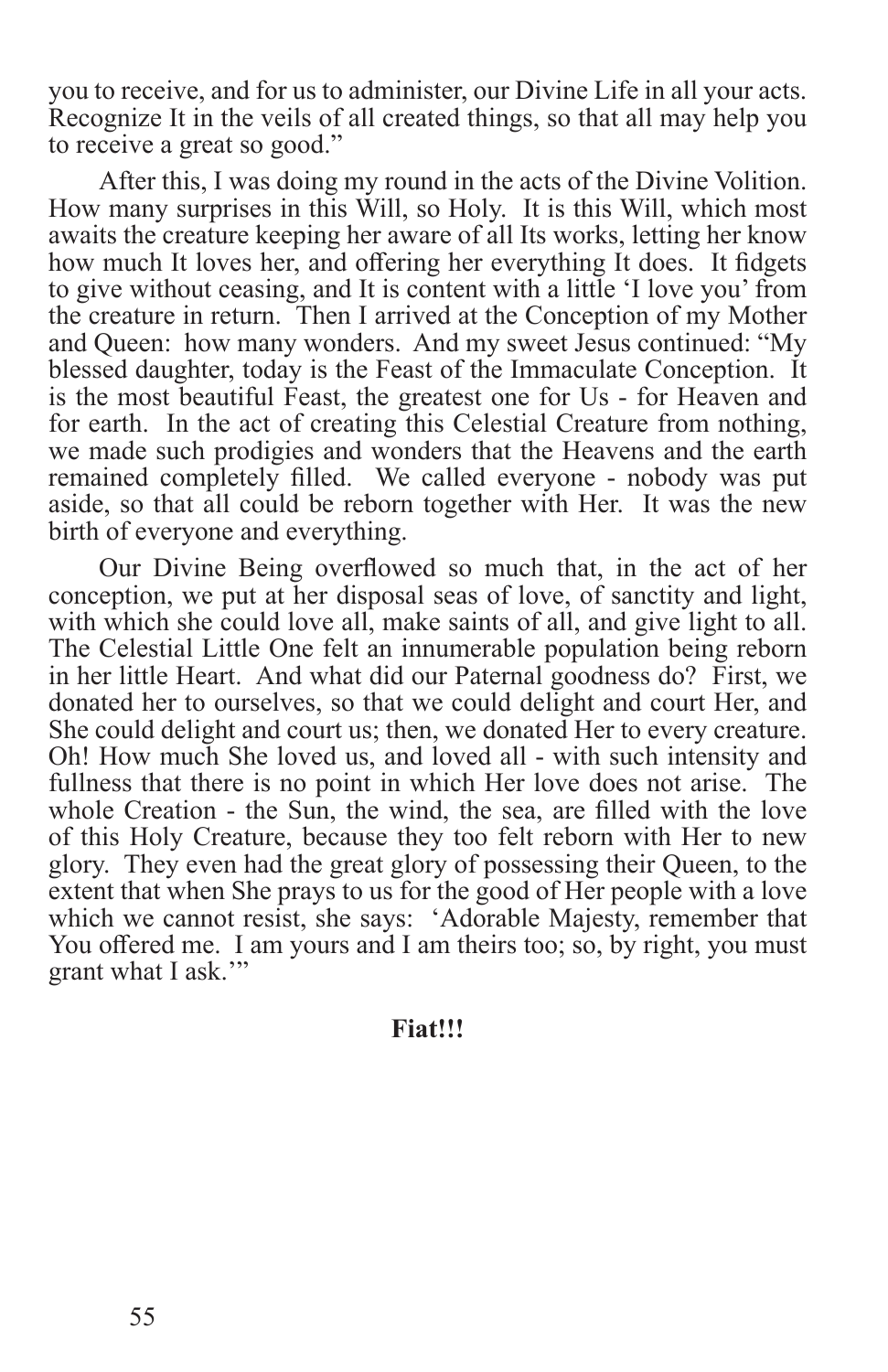you to receive, and for us to administer, our Divine Life in all your acts. Recognize It in the veils of all created things, so that all may help you to receive a great so good."

After this, I was doing my round in the acts of the Divine Volition. How many surprises in this Will, so Holy. It is this Will, which most awaits the creature keeping her aware of all Its works, letting her know how much It loves her, and offering her everything It does. It fidgets to give without ceasing, and It is content with a little 'I love you' from the creature in return. Then I arrived at the Conception of my Mother and Queen: how many wonders. And my sweet Jesus continued: "My blessed daughter, today is the Feast of the Immaculate Conception. It is the most beautiful Feast, the greatest one for Us - for Heaven and for earth. In the act of creating this Celestial Creature from nothing, we made such prodigies and wonders that the Heavens and the earth remained completely filled. We called everyone - nobody was put aside, so that all could be reborn together with Her. It was the new birth of everyone and everything.

Our Divine Being overflowed so much that, in the act of her conception, we put at her disposal seas of love, of sanctity and light, with which she could love all, make saints of all, and give light to all. The Celestial Little One felt an innumerable population being reborn in her little Heart. And what did our Paternal goodness do? First, we donated her to ourselves, so that we could delight and court Her, and She could delight and court us; then, we donated Her to every creature. Oh! How much She loved us, and loved all - with such intensity and fullness that there is no point in which Her love does not arise. The whole Creation - the Sun, the wind, the sea, are filled with the love of this Holy Creature, because they too felt reborn with Her to new glory. They even had the great glory of possessing their Queen, to the extent that when She prays to us for the good of Her people with a love which we cannot resist, she says: 'Adorable Majesty, remember that You offered me. I am yours and I am theirs too; so, by right, you must grant what I ask.'"

**Fiat!!!**